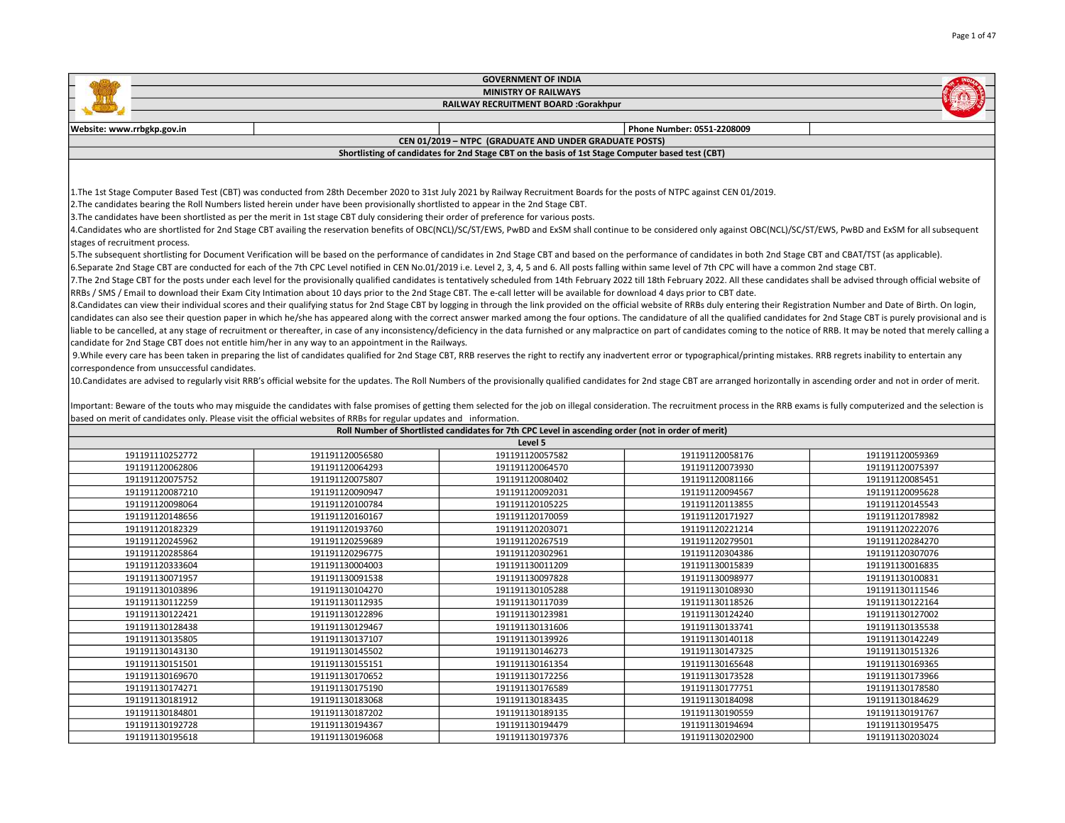# GOVERNMENT OF INDIA

## MINISTRY OF RAILWAYS

## RAILWAY RECRUITMENT BOARD :Gorakhpur

**Website: www.rrbgkp.gov.in** | **Phone Number: 0551-2208009**

### CEN 01/2019 – NTPC (GRADUATE AND UNDER GRADUATE POSTS)

### Shortlisting of candidates for 2nd Stage CBT on the basis of 1st Stage Computer based test (CBT)

1.The 1st Stage Computer Based Test (CBT) was conducted from 28th December 2020 to 31st July 2021 by Railway Recruitment Boards for the posts of NTPC against CEN 01/2019.

2.The candidates bearing the Roll Numbers listed herein under have been provisionally shortlisted to appear in the 2nd Stage CBT.

3.The candidates have been shortlisted as per the merit in 1st stage CBT duly considering their order of preference for various posts.

4.Candidates who are shortlisted for 2nd Stage CBT availing the reservation benefits of OBC(NCL)/SC/ST/EWS, PwBD and ExSM shall continue to be considered only against OBC(NCL)/SC/ST/EWS, PwBD and ExSM for all subsequent stages of recruitment process.

5.The subsequent shortlisting for Document Verification will be based on the performance of candidates in 2nd Stage CBT and based on the performance of candidates in both 2nd Stage CBT and CBAT/TST (as applicable).

6.Separate 2nd Stage CBT are conducted for each of the 7th CPC Level notified in CEN No.01/2019 i.e. Level 2, 3, 4, 5 and 6. All posts falling within same level of 7th CPC will have a common 2nd stage CBT.

7.The 2nd Stage CBT for the posts under each level for the provisionally qualified candidates is tentatively scheduled from 14th February 2022 till 18th February 2022. All these candidates shall be advised through official website of RRBs / SMS / Email to download their Exam City Intimation about 10 days prior to the 2nd Stage CBT. The e-call letter will be available for download 4 days prior to CBT date.

8.Candidates can view their individual scores and their qualifying status for 2nd Stage CBT by logging in through the link provided on the official website of RRBs duly entering their Registration Number and Date of Birth. On login, candidates can also see their question paper in which he/she has appeared along with the correct answer marked among the four options. The candidature of all the qualified candidates for 2nd Stage CBT is purely provisional and is liable to be cancelled, at any stage of recruitment or thereafter, in case of any inconsistency/deficiency in the data furnished or any malpractice on part of candidates coming to the notice of RRB. It may be noted that merely calling a candidate for 2nd Stage CBT does not entitle him/her in any way to an appointment in the Railways.

9.While every care has been taken in preparing the list of candidates qualified for 2nd Stage CBT, RRB reserves the right to rectify any inadvertent error or typographical/printing mistakes. RRB regrets inability to entertain any correspondence from unsuccessful candidates.

10.Candidates are advised to regularly visit RRB's official website for the updates. The Roll Numbers of the provisionally qualified candidates for 2nd stage CBT are arranged horizontally in ascending order and not in order of merit.

Important: Beware of the touts who may misguide the candidates with false promises of getting them selected for the job on illegal consideration. The recruitment process in the RRB exams is fully computerized and the selection is based on merit of candidates only. Please visit the official websites of RRBs for regular updates and information.

**Roll Number of Shortlisted candidates for 7th CPC Level in ascending order (not in order of merit)**

**Level 5**

| | | | | |
|---|---|---|---|---|
| 191191110252772 | 191191120056580 | 191191120057582 | 191191120058176 | 191191120059369 |
| 191191120062806 | 191191120064293 | 191191120064570 | 191191120073930 | 191191120075397 |
| 191191120075752 | 191191120075807 | 191191120080402 | 191191120081166 | 191191120085451 |
| 191191120087210 | 191191120090947 | 191191120092031 | 191191120094567 | 191191120095628 |
| 191191120098064 | 191191120100784 | 191191120105225 | 191191120113855 | 191191120145543 |
| 191191120148656 | 191191120160167 | 191191120170059 | 191191120171927 | 191191120178982 |
| 191191120182329 | 191191120193760 | 191191120203071 | 191191120221214 | 191191120222076 |
| 191191120245962 | 191191120259689 | 191191120267519 | 191191120279501 | 191191120284270 |
| 191191120285864 | 191191120296775 | 191191120302961 | 191191120304386 | 191191120307076 |
| 191191120333604 | 191191130004003 | 191191130011209 | 191191130015839 | 191191130016835 |
| 191191130071957 | 191191130091538 | 191191130097828 | 191191130098977 | 191191130100831 |
| 191191130103896 | 191191130104270 | 191191130105288 | 191191130108930 | 191191130111546 |
| 191191130112259 | 191191130112935 | 191191130117039 | 191191130118526 | 191191130122164 |
| 191191130122421 | 191191130122896 | 191191130123981 | 191191130124240 | 191191130127002 |
| 191191130128438 | 191191130129467 | 191191130131606 | 191191130133741 | 191191130135538 |
| 191191130135805 | 191191130137107 | 191191130139926 | 191191130140118 | 191191130142249 |
| 191191130143130 | 191191130145502 | 191191130146273 | 191191130147325 | 191191130151326 |
| 191191130151501 | 191191130155151 | 191191130161354 | 191191130165648 | 191191130169365 |
| 191191130169670 | 191191130170652 | 191191130172256 | 191191130173528 | 191191130173966 |
| 191191130174271 | 191191130175190 | 191191130176589 | 191191130177751 | 191191130178580 |
| 191191130181912 | 191191130183068 | 191191130183435 | 191191130184098 | 191191130184629 |
| 191191130184801 | 191191130187202 | 191191130189135 | 191191130190559 | 191191130191767 |
| 191191130192728 | 191191130194367 | 191191130194479 | 191191130194694 | 191191130195475 |
| 191191130195618 | 191191130196068 | 191191130197376 | 191191130202900 | 191191130203024 |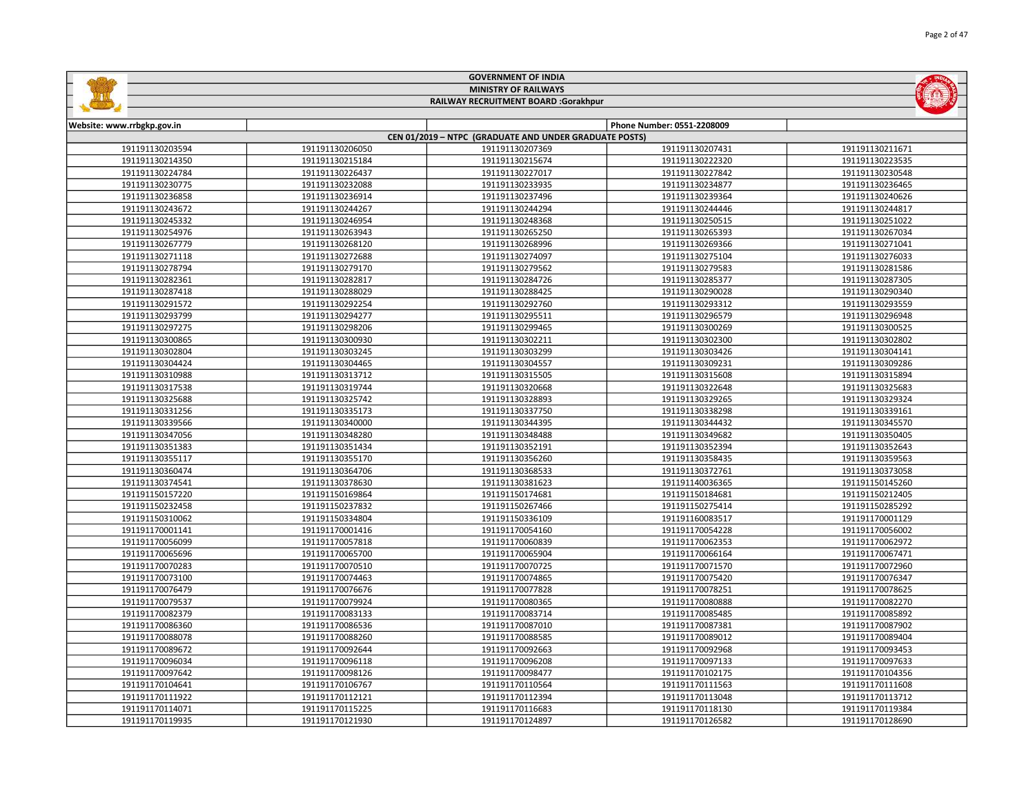# GOVERNMENT OF INDIA

## MINISTRY OF RAILWAYS

## RAILWAY RECRUITMENT BOARD :Gorakhpur

| Website: www.rrbgkp.gov.in | | | Phone Number: 0551-2208009 | |
|---|---|---|---|---|
| CEN 01/2019 – NTPC (GRADUATE AND UNDER GRADUATE POSTS) | | | | |
| 191191130203594 | 191191130206050 | 191191130207369 | 191191130207431 | 191191130211671 |
| 191191130214350 | 191191130215184 | 191191130215674 | 191191130222320 | 191191130223535 |
| 191191130224784 | 191191130226437 | 191191130227017 | 191191130227842 | 191191130230548 |
| 191191130230775 | 191191130232088 | 191191130233935 | 191191130234877 | 191191130236465 |
| 191191130236858 | 191191130236914 | 191191130237496 | 191191130239364 | 191191130240626 |
| 191191130243672 | 191191130244267 | 191191130244294 | 191191130244446 | 191191130244817 |
| 191191130245332 | 191191130246954 | 191191130248368 | 191191130250515 | 191191130251022 |
| 191191130254976 | 191191130263943 | 191191130265250 | 191191130265393 | 191191130267034 |
| 191191130267779 | 191191130268120 | 191191130268996 | 191191130269366 | 191191130271041 |
| 191191130271118 | 191191130272688 | 191191130274097 | 191191130275104 | 191191130276033 |
| 191191130278794 | 191191130279170 | 191191130279562 | 191191130279583 | 191191130281586 |
| 191191130282361 | 191191130282817 | 191191130284726 | 191191130285377 | 191191130287305 |
| 191191130287418 | 191191130288029 | 191191130288425 | 191191130290028 | 191191130290340 |
| 191191130291572 | 191191130292254 | 191191130292760 | 191191130293312 | 191191130293559 |
| 191191130293799 | 191191130294277 | 191191130295511 | 191191130296579 | 191191130296948 |
| 191191130297275 | 191191130298206 | 191191130299465 | 191191130300269 | 191191130300525 |
| 191191130300865 | 191191130300930 | 191191130302211 | 191191130302300 | 191191130302802 |
| 191191130302804 | 191191130303245 | 191191130303299 | 191191130303426 | 191191130304141 |
| 191191130304424 | 191191130304465 | 191191130304557 | 191191130309231 | 191191130309286 |
| 191191130310988 | 191191130313712 | 191191130315505 | 191191130315608 | 191191130315894 |
| 191191130317538 | 191191130319744 | 191191130320668 | 191191130322648 | 191191130325683 |
| 191191130325688 | 191191130325742 | 191191130328893 | 191191130329265 | 191191130329324 |
| 191191130331256 | 191191130335173 | 191191130337750 | 191191130338298 | 191191130339161 |
| 191191130339566 | 191191130340000 | 191191130344395 | 191191130344432 | 191191130345570 |
| 191191130347056 | 191191130348280 | 191191130348488 | 191191130349682 | 191191130350405 |
| 191191130351383 | 191191130351434 | 191191130352191 | 191191130352394 | 191191130352643 |
| 191191130355117 | 191191130355170 | 191191130356260 | 191191130358435 | 191191130359563 |
| 191191130360474 | 191191130364706 | 191191130368533 | 191191130372761 | 191191130373058 |
| 191191130374541 | 191191130378630 | 191191130381623 | 191191140036365 | 191191150145260 |
| 191191150157220 | 191191150169864 | 191191150174681 | 191191150184681 | 191191150212405 |
| 191191150232458 | 191191150237832 | 191191150267466 | 191191150275414 | 191191150285292 |
| 191191150310062 | 191191150334804 | 191191150336109 | 191191160083517 | 191191170001129 |
| 191191170001141 | 191191170001416 | 191191170054160 | 191191170054228 | 191191170056002 |
| 191191170056099 | 191191170057818 | 191191170060839 | 191191170062353 | 191191170062972 |
| 191191170065696 | 191191170065700 | 191191170065904 | 191191170066164 | 191191170067471 |
| 191191170070283 | 191191170070510 | 191191170070725 | 191191170071570 | 191191170072960 |
| 191191170073100 | 191191170074463 | 191191170074865 | 191191170075420 | 191191170076347 |
| 191191170076479 | 191191170076676 | 191191170077828 | 191191170078251 | 191191170078625 |
| 191191170079537 | 191191170079924 | 191191170080365 | 191191170080888 | 191191170082270 |
| 191191170082379 | 191191170083133 | 191191170083714 | 191191170085485 | 191191170085892 |
| 191191170086360 | 191191170086536 | 191191170087010 | 191191170087381 | 191191170087902 |
| 191191170088078 | 191191170088260 | 191191170088585 | 191191170089012 | 191191170089404 |
| 191191170089672 | 191191170092644 | 191191170092663 | 191191170092968 | 191191170093453 |
| 191191170096034 | 191191170096118 | 191191170096208 | 191191170097133 | 191191170097633 |
| 191191170097642 | 191191170098126 | 191191170098477 | 191191170102175 | 191191170104356 |
| 191191170104641 | 191191170106767 | 191191170110564 | 191191170111563 | 191191170111608 |
| 191191170111922 | 191191170112121 | 191191170112394 | 191191170113048 | 191191170113712 |
| 191191170114071 | 191191170115225 | 191191170116683 | 191191170118130 | 191191170119384 |
| 191191170119935 | 191191170121930 | 191191170124897 | 191191170126582 | 191191170128690 |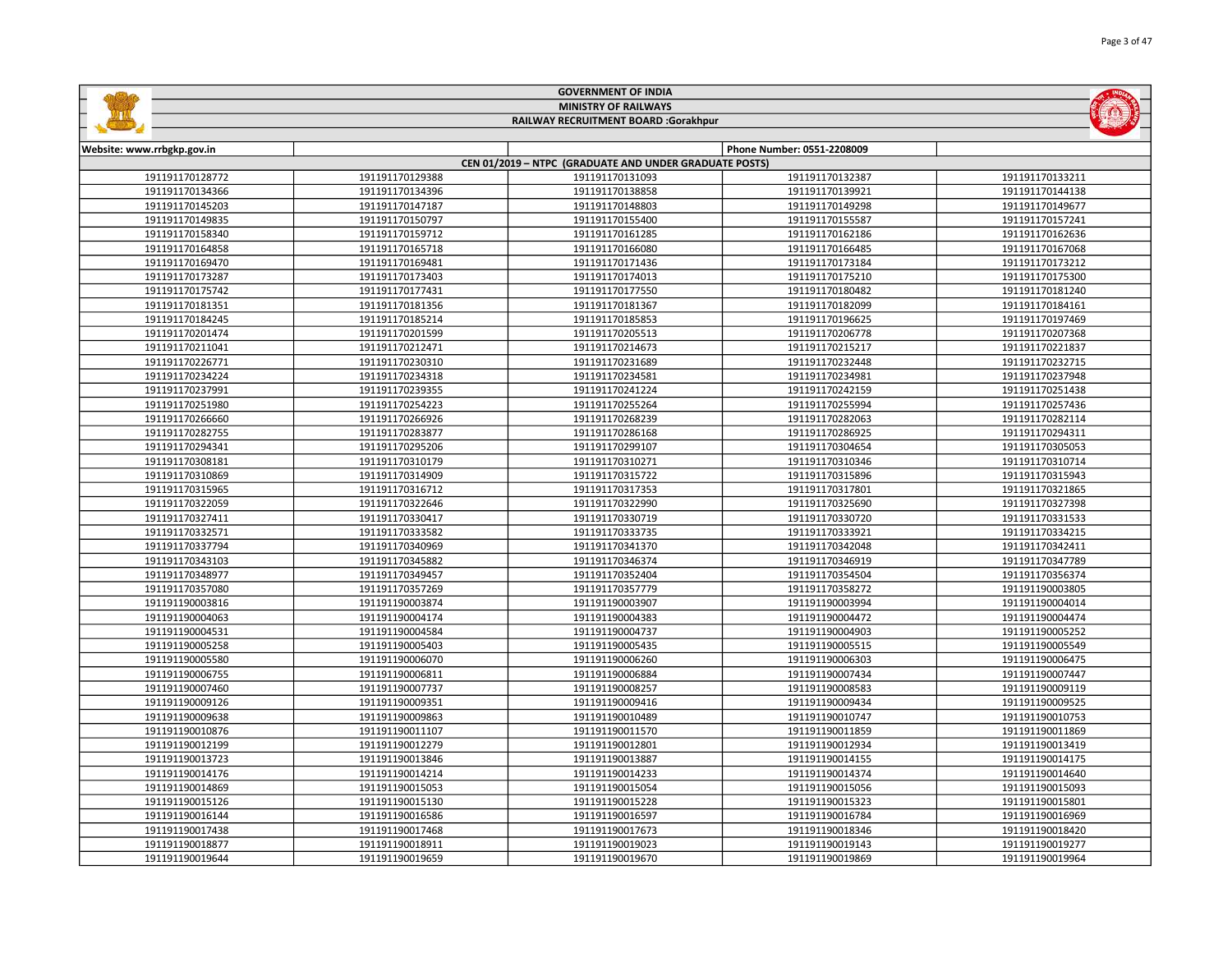GOVERNMENT OF INDIA

MINISTRY OF RAILWAYS

RAILWAY RECRUITMENT BOARD :Gorakhpur

| Website: www.rrbgkp.gov.in | | | Phone Number: 0551-2208009 | |
|---|---|---|---|---|
| CEN 01/2019 – NTPC (GRADUATE AND UNDER GRADUATE POSTS) | | | | |
| 191191170128772 | 191191170129388 | 191191170131093 | 191191170132387 | 191191170133211 |
| 191191170134366 | 191191170134396 | 191191170138858 | 191191170139921 | 191191170144138 |
| 191191170145203 | 191191170147187 | 191191170148803 | 191191170149298 | 191191170149677 |
| 191191170149835 | 191191170150797 | 191191170155400 | 191191170155587 | 191191170157241 |
| 191191170158340 | 191191170159712 | 191191170161285 | 191191170162186 | 191191170162636 |
| 191191170164858 | 191191170165718 | 191191170166080 | 191191170166485 | 191191170167068 |
| 191191170169470 | 191191170169481 | 191191170171436 | 191191170173184 | 191191170173212 |
| 191191170173287 | 191191170173403 | 191191170174013 | 191191170175210 | 191191170175300 |
| 191191170175742 | 191191170177431 | 191191170177550 | 191191170180482 | 191191170181240 |
| 191191170181351 | 191191170181356 | 191191170181367 | 191191170182099 | 191191170184161 |
| 191191170184245 | 191191170185214 | 191191170185853 | 191191170196625 | 191191170197469 |
| 191191170201474 | 191191170201599 | 191191170205513 | 191191170206778 | 191191170207368 |
| 191191170211041 | 191191170212471 | 191191170214673 | 191191170215217 | 191191170221837 |
| 191191170226771 | 191191170230310 | 191191170231689 | 191191170232448 | 191191170232715 |
| 191191170234224 | 191191170234318 | 191191170234581 | 191191170234981 | 191191170237948 |
| 191191170237991 | 191191170239355 | 191191170241224 | 191191170242159 | 191191170251438 |
| 191191170251980 | 191191170254223 | 191191170255264 | 191191170255994 | 191191170257436 |
| 191191170266660 | 191191170266926 | 191191170268239 | 191191170282063 | 191191170282114 |
| 191191170282755 | 191191170283877 | 191191170286168 | 191191170286925 | 191191170294311 |
| 191191170294341 | 191191170295206 | 191191170299107 | 191191170304654 | 191191170305053 |
| 191191170308181 | 191191170310179 | 191191170310271 | 191191170310346 | 191191170310714 |
| 191191170310869 | 191191170314909 | 191191170315722 | 191191170315896 | 191191170315943 |
| 191191170315965 | 191191170316712 | 191191170317353 | 191191170317801 | 191191170321865 |
| 191191170322059 | 191191170322646 | 191191170322990 | 191191170325690 | 191191170327398 |
| 191191170327411 | 191191170330417 | 191191170330719 | 191191170330720 | 191191170331533 |
| 191191170332571 | 191191170333582 | 191191170333735 | 191191170333921 | 191191170334215 |
| 191191170337794 | 191191170340969 | 191191170341370 | 191191170342048 | 191191170342411 |
| 191191170343103 | 191191170345882 | 191191170346374 | 191191170346919 | 191191170347789 |
| 191191170348977 | 191191170349457 | 191191170352404 | 191191170354504 | 191191170356374 |
| 191191170357080 | 191191170357269 | 191191170357779 | 191191170358272 | 191191190003805 |
| 191191190003816 | 191191190003874 | 191191190003907 | 191191190003994 | 191191190004014 |
| 191191190004063 | 191191190004174 | 191191190004383 | 191191190004472 | 191191190004474 |
| 191191190004531 | 191191190004584 | 191191190004737 | 191191190004903 | 191191190005252 |
| 191191190005258 | 191191190005403 | 191191190005435 | 191191190005515 | 191191190005549 |
| 191191190005580 | 191191190006070 | 191191190006260 | 191191190006303 | 191191190006475 |
| 191191190006755 | 191191190006811 | 191191190006884 | 191191190007434 | 191191190007447 |
| 191191190007460 | 191191190007737 | 191191190008257 | 191191190008583 | 191191190009119 |
| 191191190009126 | 191191190009351 | 191191190009416 | 191191190009434 | 191191190009525 |
| 191191190009638 | 191191190009863 | 191191190010489 | 191191190010747 | 191191190010753 |
| 191191190010876 | 191191190011107 | 191191190011570 | 191191190011859 | 191191190011869 |
| 191191190012199 | 191191190012279 | 191191190012801 | 191191190012934 | 191191190013419 |
| 191191190013723 | 191191190013846 | 191191190013887 | 191191190014155 | 191191190014175 |
| 191191190014176 | 191191190014214 | 191191190014233 | 191191190014374 | 191191190014640 |
| 191191190014869 | 191191190015053 | 191191190015054 | 191191190015056 | 191191190015093 |
| 191191190015126 | 191191190015130 | 191191190015228 | 191191190015323 | 191191190015801 |
| 191191190016144 | 191191190016586 | 191191190016597 | 191191190016784 | 191191190016969 |
| 191191190017438 | 191191190017468 | 191191190017673 | 191191190018346 | 191191190018420 |
| 191191190018877 | 191191190018911 | 191191190019023 | 191191190019143 | 191191190019277 |
| 191191190019644 | 191191190019659 | 191191190019670 | 191191190019869 | 191191190019964 |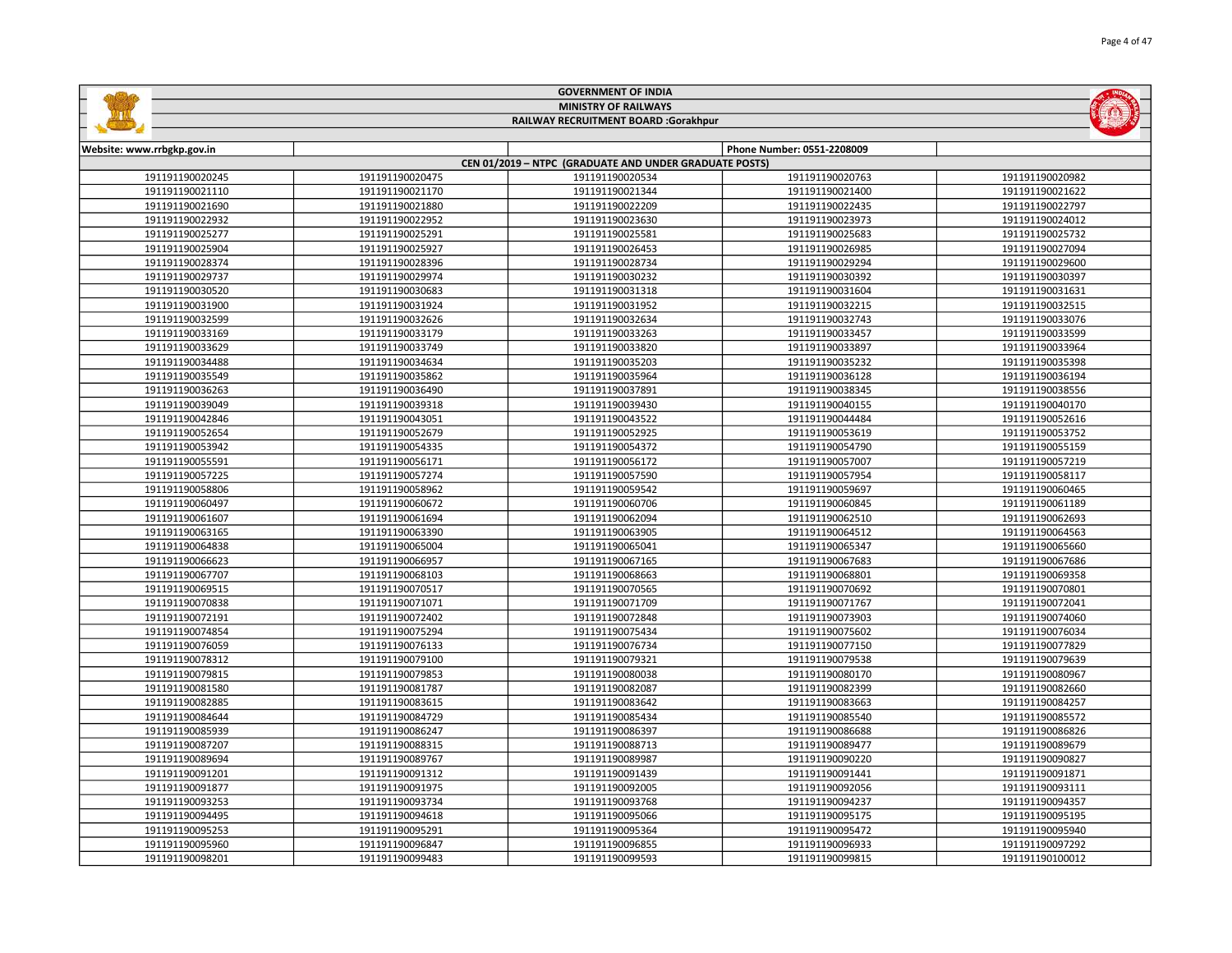# GOVERNMENT OF INDIA

## MINISTRY OF RAILWAYS

## RAILWAY RECRUITMENT BOARD :Gorakhpur

| Website: www.rrbgkp.gov.in | | | Phone Number: 0551-2208009 | |
|---|---|---|---|---|
| **CEN 01/2019 – NTPC (GRADUATE AND UNDER GRADUATE POSTS)** | | | | |
| 191191190020245 | 191191190020475 | 191191190020534 | 191191190020763 | 191191190020982 |
| 191191190021110 | 191191190021170 | 191191190021344 | 191191190021400 | 191191190021622 |
| 191191190021690 | 191191190021880 | 191191190022209 | 191191190022435 | 191191190022797 |
| 191191190022932 | 191191190022952 | 191191190023630 | 191191190023973 | 191191190024012 |
| 191191190025277 | 191191190025291 | 191191190025581 | 191191190025683 | 191191190025732 |
| 191191190025904 | 191191190025927 | 191191190026453 | 191191190026985 | 191191190027094 |
| 191191190028374 | 191191190028396 | 191191190028734 | 191191190029294 | 191191190029600 |
| 191191190029737 | 191191190029974 | 191191190030232 | 191191190030392 | 191191190030397 |
| 191191190030520 | 191191190030683 | 191191190031318 | 191191190031604 | 191191190031631 |
| 191191190031900 | 191191190031924 | 191191190031952 | 191191190032215 | 191191190032515 |
| 191191190032599 | 191191190032626 | 191191190032634 | 191191190032743 | 191191190033076 |
| 191191190033169 | 191191190033179 | 191191190033263 | 191191190033457 | 191191190033599 |
| 191191190033629 | 191191190033749 | 191191190033820 | 191191190033897 | 191191190033964 |
| 191191190034488 | 191191190034634 | 191191190035203 | 191191190035232 | 191191190035398 |
| 191191190035549 | 191191190035862 | 191191190035964 | 191191190036128 | 191191190036194 |
| 191191190036263 | 191191190036490 | 191191190037891 | 191191190038345 | 191191190038556 |
| 191191190039049 | 191191190039318 | 191191190039430 | 191191190040155 | 191191190040170 |
| 191191190042846 | 191191190043051 | 191191190043522 | 191191190044484 | 191191190052616 |
| 191191190052654 | 191191190052679 | 191191190052925 | 191191190053619 | 191191190053752 |
| 191191190053942 | 191191190054335 | 191191190054372 | 191191190054790 | 191191190055159 |
| 191191190055591 | 191191190056171 | 191191190056172 | 191191190057007 | 191191190057219 |
| 191191190057225 | 191191190057274 | 191191190057590 | 191191190057954 | 191191190058117 |
| 191191190058806 | 191191190058962 | 191191190059542 | 191191190059697 | 191191190060465 |
| 191191190060497 | 191191190060672 | 191191190060706 | 191191190060845 | 191191190061189 |
| 191191190061607 | 191191190061694 | 191191190062094 | 191191190062510 | 191191190062693 |
| 191191190063165 | 191191190063390 | 191191190063905 | 191191190064512 | 191191190064563 |
| 191191190064838 | 191191190065004 | 191191190065041 | 191191190065347 | 191191190065660 |
| 191191190066623 | 191191190066957 | 191191190067165 | 191191190067683 | 191191190067686 |
| 191191190067707 | 191191190068103 | 191191190068663 | 191191190068801 | 191191190069358 |
| 191191190069515 | 191191190070517 | 191191190070565 | 191191190070692 | 191191190070801 |
| 191191190070838 | 191191190071071 | 191191190071709 | 191191190071767 | 191191190072041 |
| 191191190072191 | 191191190072402 | 191191190072848 | 191191190073903 | 191191190074060 |
| 191191190074854 | 191191190075294 | 191191190075434 | 191191190075602 | 191191190076034 |
| 191191190076059 | 191191190076133 | 191191190076734 | 191191190077150 | 191191190077829 |
| 191191190078312 | 191191190079100 | 191191190079321 | 191191190079538 | 191191190079639 |
| 191191190079815 | 191191190079853 | 191191190080038 | 191191190080170 | 191191190080967 |
| 191191190081580 | 191191190081787 | 191191190082087 | 191191190082399 | 191191190082660 |
| 191191190082885 | 191191190083615 | 191191190083642 | 191191190083663 | 191191190084257 |
| 191191190084644 | 191191190084729 | 191191190085434 | 191191190085540 | 191191190085572 |
| 191191190085939 | 191191190086247 | 191191190086397 | 191191190086688 | 191191190086826 |
| 191191190087207 | 191191190088315 | 191191190088713 | 191191190089477 | 191191190089679 |
| 191191190089694 | 191191190089767 | 191191190089987 | 191191190090220 | 191191190090827 |
| 191191190091201 | 191191190091312 | 191191190091439 | 191191190091441 | 191191190091871 |
| 191191190091877 | 191191190091975 | 191191190092005 | 191191190092056 | 191191190093111 |
| 191191190093253 | 191191190093734 | 191191190093768 | 191191190094237 | 191191190094357 |
| 191191190094495 | 191191190094618 | 191191190095066 | 191191190095175 | 191191190095195 |
| 191191190095253 | 191191190095291 | 191191190095364 | 191191190095472 | 191191190095940 |
| 191191190095960 | 191191190096847 | 191191190096855 | 191191190096933 | 191191190097292 |
| 191191190098201 | 191191190099483 | 191191190099593 | 191191190099815 | 191191190100012 |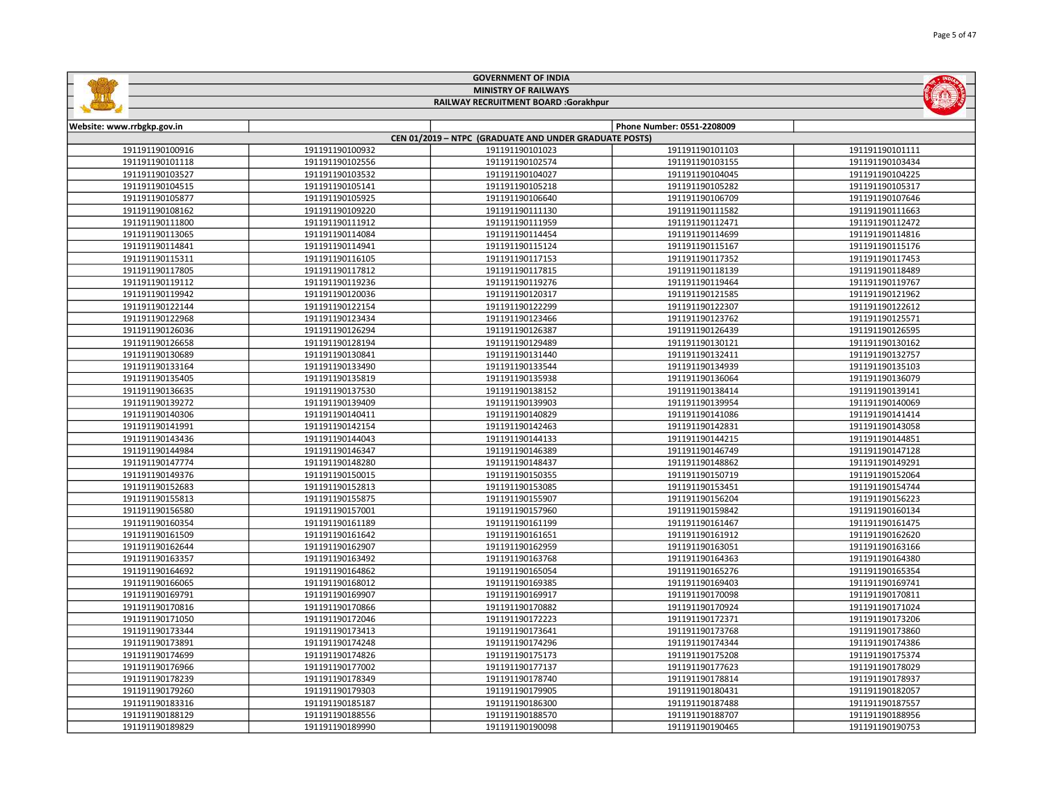# GOVERNMENT OF INDIA

## MINISTRY OF RAILWAYS

## RAILWAY RECRUITMENT BOARD :Gorakhpur

Website: www.rrbgkp.gov.in

Phone Number: 0551-2208009

### CEN 01/2019 – NTPC (GRADUATE AND UNDER GRADUATE POSTS)

| | | | | |
|---|---|---|---|---|
| 191191190100916 | 191191190100932 | 191191190101023 | 191191190101103 | 191191190101111 |
| 191191190101118 | 191191190102556 | 191191190102574 | 191191190103155 | 191191190103434 |
| 191191190103527 | 191191190103532 | 191191190104027 | 191191190104045 | 191191190104225 |
| 191191190104515 | 191191190105141 | 191191190105218 | 191191190105282 | 191191190105317 |
| 191191190105877 | 191191190105925 | 191191190106640 | 191191190106709 | 191191190107646 |
| 191191190108162 | 191191190109220 | 191191190111130 | 191191190111582 | 191191190111663 |
| 191191190111800 | 191191190111912 | 191191190111959 | 191191190112471 | 191191190112472 |
| 191191190113065 | 191191190114084 | 191191190114454 | 191191190114699 | 191191190114816 |
| 191191190114841 | 191191190114941 | 191191190115124 | 191191190115167 | 191191190115176 |
| 191191190115311 | 191191190116105 | 191191190117153 | 191191190117352 | 191191190117453 |
| 191191190117805 | 191191190117812 | 191191190117815 | 191191190118139 | 191191190118489 |
| 191191190119112 | 191191190119236 | 191191190119276 | 191191190119464 | 191191190119767 |
| 191191190119942 | 191191190120036 | 191191190120317 | 191191190121585 | 191191190121962 |
| 191191190122144 | 191191190122154 | 191191190122299 | 191191190122307 | 191191190122612 |
| 191191190122968 | 191191190123434 | 191191190123466 | 191191190123762 | 191191190125571 |
| 191191190126036 | 191191190126294 | 191191190126387 | 191191190126439 | 191191190126595 |
| 191191190126658 | 191191190128194 | 191191190129489 | 191191190130121 | 191191190130162 |
| 191191190130689 | 191191190130841 | 191191190131440 | 191191190132411 | 191191190132757 |
| 191191190133164 | 191191190133490 | 191191190133544 | 191191190134939 | 191191190135103 |
| 191191190135405 | 191191190135819 | 191191190135938 | 191191190136064 | 191191190136079 |
| 191191190136635 | 191191190137530 | 191191190138152 | 191191190138414 | 191191190139141 |
| 191191190139272 | 191191190139409 | 191191190139903 | 191191190139954 | 191191190140069 |
| 191191190140306 | 191191190140411 | 191191190140829 | 191191190141086 | 191191190141414 |
| 191191190141991 | 191191190142154 | 191191190142463 | 191191190142831 | 191191190143058 |
| 191191190143436 | 191191190144043 | 191191190144133 | 191191190144215 | 191191190144851 |
| 191191190144984 | 191191190146347 | 191191190146389 | 191191190146749 | 191191190147128 |
| 191191190147774 | 191191190148280 | 191191190148437 | 191191190148862 | 191191190149291 |
| 191191190149376 | 191191190150015 | 191191190150355 | 191191190150719 | 191191190152064 |
| 191191190152683 | 191191190152813 | 191191190153085 | 191191190153451 | 191191190154744 |
| 191191190155813 | 191191190155875 | 191191190155907 | 191191190156204 | 191191190156223 |
| 191191190156580 | 191191190157001 | 191191190157960 | 191191190159842 | 191191190160134 |
| 191191190160354 | 191191190161189 | 191191190161199 | 191191190161467 | 191191190161475 |
| 191191190161509 | 191191190161642 | 191191190161651 | 191191190161912 | 191191190162620 |
| 191191190162644 | 191191190162907 | 191191190162959 | 191191190163051 | 191191190163166 |
| 191191190163357 | 191191190163492 | 191191190163768 | 191191190164363 | 191191190164380 |
| 191191190164692 | 191191190164862 | 191191190165054 | 191191190165276 | 191191190165354 |
| 191191190166065 | 191191190168012 | 191191190169385 | 191191190169403 | 191191190169741 |
| 191191190169791 | 191191190169907 | 191191190169917 | 191191190170098 | 191191190170811 |
| 191191190170816 | 191191190170866 | 191191190170882 | 191191190170924 | 191191190171024 |
| 191191190171050 | 191191190172046 | 191191190172223 | 191191190172371 | 191191190173206 |
| 191191190173344 | 191191190173413 | 191191190173641 | 191191190173768 | 191191190173860 |
| 191191190173891 | 191191190174248 | 191191190174296 | 191191190174344 | 191191190174386 |
| 191191190174699 | 191191190174826 | 191191190175173 | 191191190175208 | 191191190175374 |
| 191191190176966 | 191191190177002 | 191191190177137 | 191191190177623 | 191191190178029 |
| 191191190178239 | 191191190178349 | 191191190178740 | 191191190178814 | 191191190178937 |
| 191191190179260 | 191191190179303 | 191191190179905 | 191191190180431 | 191191190182057 |
| 191191190183316 | 191191190185187 | 191191190186300 | 191191190187488 | 191191190187557 |
| 191191190188129 | 191191190188556 | 191191190188570 | 191191190188707 | 191191190188956 |
| 191191190189829 | 191191190189990 | 191191190190098 | 191191190190465 | 191191190190753 |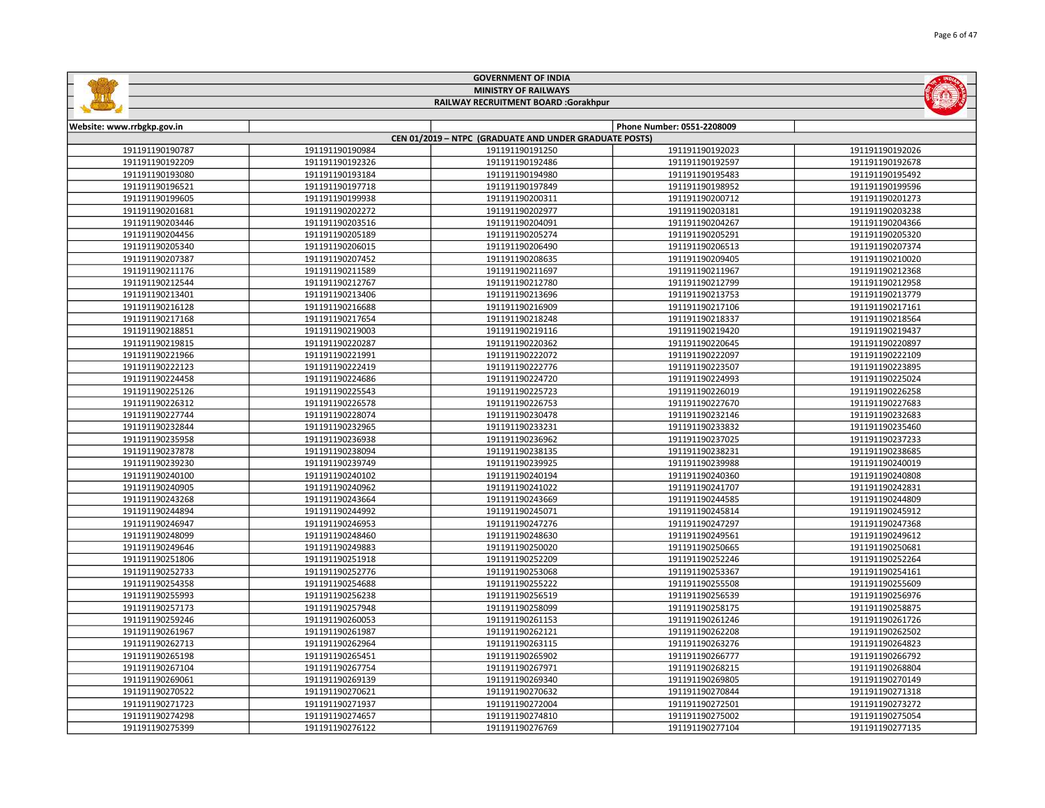# GOVERNMENT OF INDIA

## MINISTRY OF RAILWAYS

## RAILWAY RECRUITMENT BOARD :Gorakhpur

| Website: www.rrbgkp.gov.in | | | Phone Number: 0551-2208009 | |
|---|---|---|---|---|
| CEN 01/2019 – NTPC (GRADUATE AND UNDER GRADUATE POSTS) | | | | |
| 191191190190787 | 191191190190984 | 191191190191250 | 191191190192023 | 191191190192026 |
| 191191190192209 | 191191190192326 | 191191190192486 | 191191190192597 | 191191190192678 |
| 191191190193080 | 191191190193184 | 191191190194980 | 191191190195483 | 191191190195492 |
| 191191190196521 | 191191190197718 | 191191190197849 | 191191190198952 | 191191190199596 |
| 191191190199605 | 191191190199938 | 191191190200311 | 191191190200712 | 191191190201273 |
| 191191190201681 | 191191190202272 | 191191190202977 | 191191190203181 | 191191190203238 |
| 191191190203446 | 191191190203516 | 191191190204091 | 191191190204267 | 191191190204366 |
| 191191190204456 | 191191190205189 | 191191190205274 | 191191190205291 | 191191190205320 |
| 191191190205340 | 191191190206015 | 191191190206490 | 191191190206513 | 191191190207374 |
| 191191190207387 | 191191190207452 | 191191190208635 | 191191190209405 | 191191190210020 |
| 191191190211176 | 191191190211589 | 191191190211697 | 191191190211967 | 191191190212368 |
| 191191190212544 | 191191190212767 | 191191190212780 | 191191190212799 | 191191190212958 |
| 191191190213401 | 191191190213406 | 191191190213696 | 191191190213753 | 191191190213779 |
| 191191190216128 | 191191190216688 | 191191190216909 | 191191190217106 | 191191190217161 |
| 191191190217168 | 191191190217654 | 191191190218248 | 191191190218337 | 191191190218564 |
| 191191190218851 | 191191190219003 | 191191190219116 | 191191190219420 | 191191190219437 |
| 191191190219815 | 191191190220287 | 191191190220362 | 191191190220645 | 191191190220897 |
| 191191190221966 | 191191190221991 | 191191190222072 | 191191190222097 | 191191190222109 |
| 191191190222123 | 191191190222419 | 191191190222776 | 191191190223507 | 191191190223895 |
| 191191190224458 | 191191190224686 | 191191190224720 | 191191190224993 | 191191190225024 |
| 191191190225126 | 191191190225543 | 191191190225723 | 191191190226019 | 191191190226258 |
| 191191190226312 | 191191190226578 | 191191190226753 | 191191190227670 | 191191190227683 |
| 191191190227744 | 191191190228074 | 191191190230478 | 191191190232146 | 191191190232683 |
| 191191190232844 | 191191190232965 | 191191190233231 | 191191190233832 | 191191190235460 |
| 191191190235958 | 191191190236938 | 191191190236962 | 191191190237025 | 191191190237233 |
| 191191190237878 | 191191190238094 | 191191190238135 | 191191190238231 | 191191190238685 |
| 191191190239230 | 191191190239749 | 191191190239925 | 191191190239988 | 191191190240019 |
| 191191190240100 | 191191190240102 | 191191190240194 | 191191190240360 | 191191190240808 |
| 191191190240905 | 191191190240962 | 191191190241022 | 191191190241707 | 191191190242831 |
| 191191190243268 | 191191190243664 | 191191190243669 | 191191190244585 | 191191190244809 |
| 191191190244894 | 191191190244992 | 191191190245071 | 191191190245814 | 191191190245912 |
| 191191190246947 | 191191190246953 | 191191190247276 | 191191190247297 | 191191190247368 |
| 191191190248099 | 191191190248460 | 191191190248630 | 191191190249561 | 191191190249612 |
| 191191190249646 | 191191190249883 | 191191190250020 | 191191190250665 | 191191190250681 |
| 191191190251806 | 191191190251918 | 191191190252209 | 191191190252246 | 191191190252264 |
| 191191190252733 | 191191190252776 | 191191190253068 | 191191190253367 | 191191190254161 |
| 191191190254358 | 191191190254688 | 191191190255222 | 191191190255508 | 191191190255609 |
| 191191190255993 | 191191190256238 | 191191190256519 | 191191190256539 | 191191190256976 |
| 191191190257173 | 191191190257948 | 191191190258099 | 191191190258175 | 191191190258875 |
| 191191190259246 | 191191190260053 | 191191190261153 | 191191190261246 | 191191190261726 |
| 191191190261967 | 191191190261987 | 191191190262121 | 191191190262208 | 191191190262502 |
| 191191190262713 | 191191190262964 | 191191190263115 | 191191190263276 | 191191190264823 |
| 191191190265198 | 191191190265451 | 191191190265902 | 191191190266777 | 191191190266792 |
| 191191190267104 | 191191190267754 | 191191190267971 | 191191190268215 | 191191190268804 |
| 191191190269061 | 191191190269139 | 191191190269340 | 191191190269805 | 191191190270149 |
| 191191190270522 | 191191190270621 | 191191190270632 | 191191190270844 | 191191190271318 |
| 191191190271723 | 191191190271937 | 191191190272004 | 191191190272501 | 191191190273272 |
| 191191190274298 | 191191190274657 | 191191190274810 | 191191190275002 | 191191190275054 |
| 191191190275399 | 191191190276122 | 191191190276769 | 191191190277104 | 191191190277135 |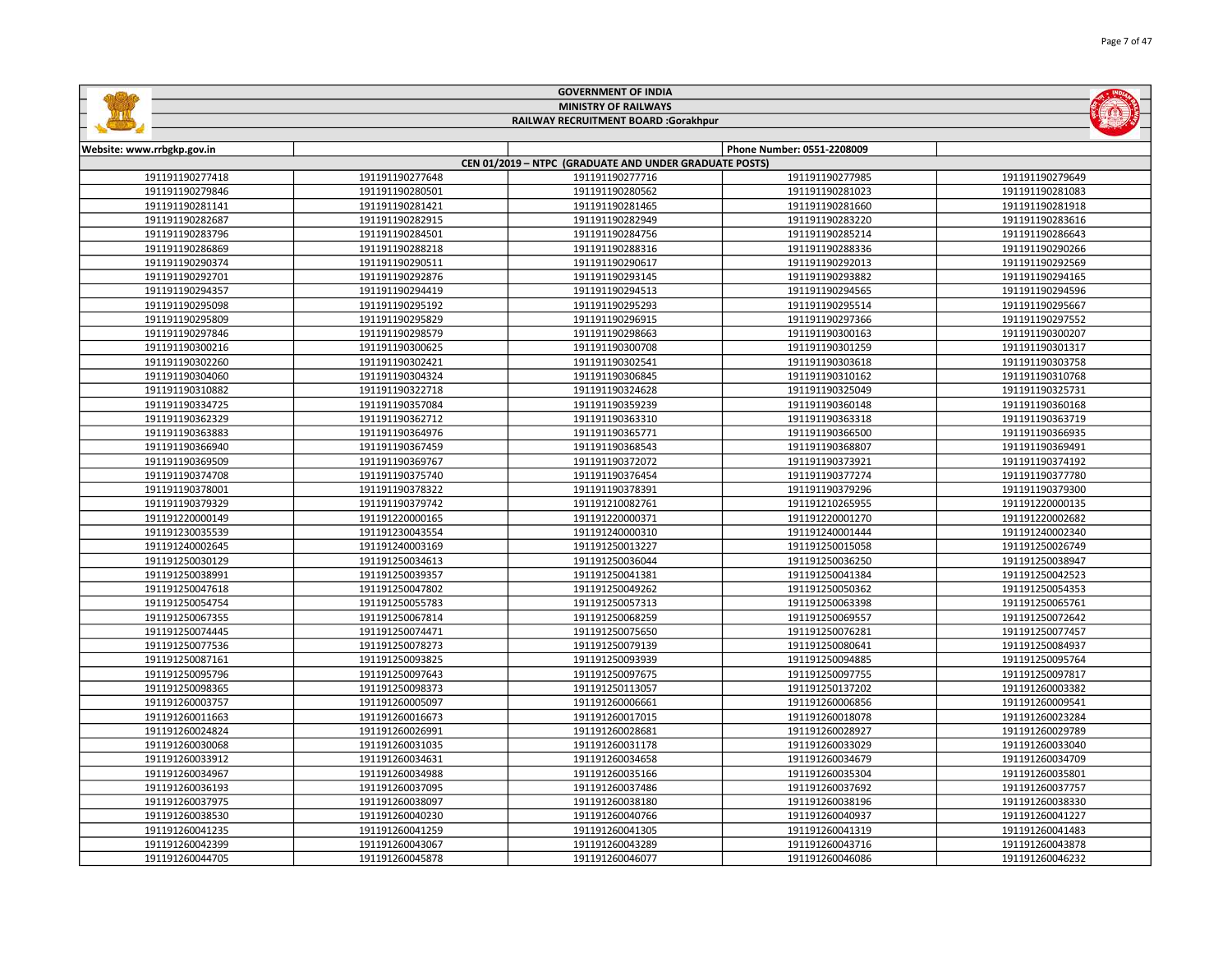# GOVERNMENT OF INDIA

## MINISTRY OF RAILWAYS

### RAILWAY RECRUITMENT BOARD :Gorakhpur

| Website: www.rrbgkp.gov.in | | | Phone Number: 0551-2208009 | |
|---|---|---|---|---|
| CEN 01/2019 – NTPC (GRADUATE AND UNDER GRADUATE POSTS) | | | | |
| 191191190277418 | 191191190277648 | 191191190277716 | 191191190277985 | 191191190279649 |
| 191191190279846 | 191191190280501 | 191191190280562 | 191191190281023 | 191191190281083 |
| 191191190281141 | 191191190281421 | 191191190281465 | 191191190281660 | 191191190281918 |
| 191191190282687 | 191191190282915 | 191191190282949 | 191191190283220 | 191191190283616 |
| 191191190283796 | 191191190284501 | 191191190284756 | 191191190285214 | 191191190286643 |
| 191191190286869 | 191191190288218 | 191191190288316 | 191191190288336 | 191191190290266 |
| 191191190290374 | 191191190290511 | 191191190290617 | 191191190292013 | 191191190292569 |
| 191191190292701 | 191191190292876 | 191191190293145 | 191191190293882 | 191191190294165 |
| 191191190294357 | 191191190294419 | 191191190294513 | 191191190294565 | 191191190294596 |
| 191191190295098 | 191191190295192 | 191191190295293 | 191191190295514 | 191191190295667 |
| 191191190295809 | 191191190295829 | 191191190296915 | 191191190297366 | 191191190297552 |
| 191191190297846 | 191191190298579 | 191191190298663 | 191191190300163 | 191191190300207 |
| 191191190300216 | 191191190300625 | 191191190300708 | 191191190301259 | 191191190301317 |
| 191191190302260 | 191191190302421 | 191191190302541 | 191191190303618 | 191191190303758 |
| 191191190304060 | 191191190304324 | 191191190306845 | 191191190310162 | 191191190310768 |
| 191191190310882 | 191191190322718 | 191191190324628 | 191191190325049 | 191191190325731 |
| 191191190334725 | 191191190357084 | 191191190359239 | 191191190360148 | 191191190360168 |
| 191191190362329 | 191191190362712 | 191191190363310 | 191191190363318 | 191191190363719 |
| 191191190363883 | 191191190364976 | 191191190365771 | 191191190366500 | 191191190366935 |
| 191191190366940 | 191191190367459 | 191191190368543 | 191191190368807 | 191191190369491 |
| 191191190369509 | 191191190369767 | 191191190372072 | 191191190373921 | 191191190374192 |
| 191191190374708 | 191191190375740 | 191191190376454 | 191191190377274 | 191191190377780 |
| 191191190378001 | 191191190378322 | 191191190378391 | 191191190379296 | 191191190379300 |
| 191191190379329 | 191191190379742 | 191191210082761 | 191191210265955 | 191191220000135 |
| 191191220000149 | 191191220000165 | 191191220000371 | 191191220001270 | 191191220002682 |
| 191191230035539 | 191191230043554 | 191191240000310 | 191191240001444 | 191191240002340 |
| 191191240002645 | 191191240003169 | 191191250013227 | 191191250015058 | 191191250026749 |
| 191191250030129 | 191191250034613 | 191191250036044 | 191191250036250 | 191191250038947 |
| 191191250038991 | 191191250039357 | 191191250041381 | 191191250041384 | 191191250042523 |
| 191191250047618 | 191191250047802 | 191191250049262 | 191191250050362 | 191191250054353 |
| 191191250054754 | 191191250055783 | 191191250057313 | 191191250063398 | 191191250065761 |
| 191191250067355 | 191191250067814 | 191191250068259 | 191191250069557 | 191191250072642 |
| 191191250074445 | 191191250074471 | 191191250075650 | 191191250076281 | 191191250077457 |
| 191191250077536 | 191191250078273 | 191191250079139 | 191191250080641 | 191191250084937 |
| 191191250087161 | 191191250093825 | 191191250093939 | 191191250094885 | 191191250095764 |
| 191191250095796 | 191191250097643 | 191191250097675 | 191191250097755 | 191191250097817 |
| 191191250098365 | 191191250098373 | 191191250113057 | 191191250137202 | 191191260003382 |
| 191191260003757 | 191191260005097 | 191191260006661 | 191191260006856 | 191191260009541 |
| 191191260011663 | 191191260016673 | 191191260017015 | 191191260018078 | 191191260023284 |
| 191191260024824 | 191191260026991 | 191191260028681 | 191191260028927 | 191191260029789 |
| 191191260030068 | 191191260031035 | 191191260031178 | 191191260033029 | 191191260033040 |
| 191191260033912 | 191191260034631 | 191191260034658 | 191191260034679 | 191191260034709 |
| 191191260034967 | 191191260034988 | 191191260035166 | 191191260035304 | 191191260035801 |
| 191191260036193 | 191191260037095 | 191191260037486 | 191191260037692 | 191191260037757 |
| 191191260037975 | 191191260038097 | 191191260038180 | 191191260038196 | 191191260038330 |
| 191191260038530 | 191191260040230 | 191191260040766 | 191191260040937 | 191191260041227 |
| 191191260041235 | 191191260041259 | 191191260041305 | 191191260041319 | 191191260041483 |
| 191191260042399 | 191191260043067 | 191191260043289 | 191191260043716 | 191191260043878 |
| 191191260044705 | 191191260045878 | 191191260046077 | 191191260046086 | 191191260046232 |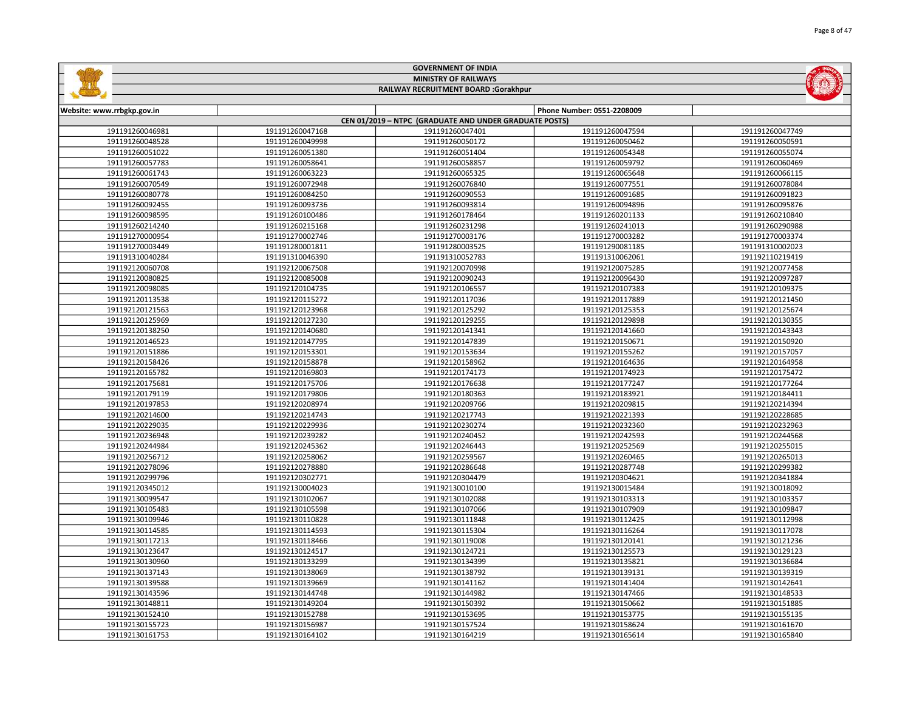# GOVERNMENT OF INDIA

## MINISTRY OF RAILWAYS

## RAILWAY RECRUITMENT BOARD :Gorakhpur

| Website: www.rrbgkp.gov.in | | | Phone Number: 0551-2208009 | |
|---|---|---|---|---|
| CEN 01/2019 – NTPC (GRADUATE AND UNDER GRADUATE POSTS) | | | | |
| 191191260046981 | 191191260047168 | 191191260047401 | 191191260047594 | 191191260047749 |
| 191191260048528 | 191191260049998 | 191191260050172 | 191191260050462 | 191191260050591 |
| 191191260051022 | 191191260051380 | 191191260051404 | 191191260054348 | 191191260055074 |
| 191191260057783 | 191191260058641 | 191191260058857 | 191191260059792 | 191191260060469 |
| 191191260061743 | 191191260063223 | 191191260065325 | 191191260065648 | 191191260066115 |
| 191191260070549 | 191191260072948 | 191191260076840 | 191191260077551 | 191191260078084 |
| 191191260080778 | 191191260084250 | 191191260090553 | 191191260091685 | 191191260091823 |
| 191191260092455 | 191191260093736 | 191191260093814 | 191191260094896 | 191191260095876 |
| 191191260098595 | 191191260100486 | 191191260178464 | 191191260201133 | 191191260210840 |
| 191191260214240 | 191191260215168 | 191191260231298 | 191191260241013 | 191191260290988 |
| 191191270000954 | 191191270002746 | 191191270003176 | 191191270003282 | 191191270003374 |
| 191191270003449 | 191191280001811 | 191191280003525 | 191191290081185 | 191191310002023 |
| 191191310040284 | 191191310046390 | 191191310052783 | 191191310062061 | 191192110219419 |
| 191192120060708 | 191192120067508 | 191192120070998 | 191192120075285 | 191192120077458 |
| 191192120080825 | 191192120085008 | 191192120090243 | 191192120096430 | 191192120097287 |
| 191192120098085 | 191192120104735 | 191192120106557 | 191192120107383 | 191192120109375 |
| 191192120113538 | 191192120115272 | 191192120117036 | 191192120117889 | 191192120121450 |
| 191192120121563 | 191192120123968 | 191192120125292 | 191192120125353 | 191192120125674 |
| 191192120125969 | 191192120127230 | 191192120129255 | 191192120129898 | 191192120130355 |
| 191192120138250 | 191192120140680 | 191192120141341 | 191192120141660 | 191192120143343 |
| 191192120146523 | 191192120147795 | 191192120147839 | 191192120150671 | 191192120150920 |
| 191192120151886 | 191192120153301 | 191192120153634 | 191192120155262 | 191192120157057 |
| 191192120158426 | 191192120158878 | 191192120158962 | 191192120164636 | 191192120164958 |
| 191192120165782 | 191192120169803 | 191192120174173 | 191192120174923 | 191192120175472 |
| 191192120175681 | 191192120175706 | 191192120176638 | 191192120177247 | 191192120177264 |
| 191192120179119 | 191192120179806 | 191192120180363 | 191192120183921 | 191192120184411 |
| 191192120197853 | 191192120208974 | 191192120209766 | 191192120209815 | 191192120214394 |
| 191192120214600 | 191192120214743 | 191192120217743 | 191192120221393 | 191192120228685 |
| 191192120229035 | 191192120229936 | 191192120230274 | 191192120232360 | 191192120232963 |
| 191192120236948 | 191192120239282 | 191192120240452 | 191192120242593 | 191192120244568 |
| 191192120244984 | 191192120245362 | 191192120246443 | 191192120252569 | 191192120255015 |
| 191192120256712 | 191192120258062 | 191192120259567 | 191192120260465 | 191192120265013 |
| 191192120278096 | 191192120278880 | 191192120286648 | 191192120287748 | 191192120299382 |
| 191192120299796 | 191192120302771 | 191192120304479 | 191192120304621 | 191192120341884 |
| 191192120345012 | 191192130004023 | 191192130010100 | 191192130015484 | 191192130018092 |
| 191192130099547 | 191192130102067 | 191192130102088 | 191192130103313 | 191192130103357 |
| 191192130105483 | 191192130105598 | 191192130107066 | 191192130107909 | 191192130109847 |
| 191192130109946 | 191192130110828 | 191192130111848 | 191192130112425 | 191192130112998 |
| 191192130114585 | 191192130114593 | 191192130115304 | 191192130116264 | 191192130117078 |
| 191192130117213 | 191192130118466 | 191192130119008 | 191192130120141 | 191192130121236 |
| 191192130123647 | 191192130124517 | 191192130124721 | 191192130125573 | 191192130129123 |
| 191192130130960 | 191192130133299 | 191192130134399 | 191192130135821 | 191192130136684 |
| 191192130137143 | 191192130138069 | 191192130138792 | 191192130139131 | 191192130139319 |
| 191192130139588 | 191192130139669 | 191192130141162 | 191192130141404 | 191192130142641 |
| 191192130143596 | 191192130144748 | 191192130144982 | 191192130147466 | 191192130148533 |
| 191192130148811 | 191192130149204 | 191192130150392 | 191192130150662 | 191192130151885 |
| 191192130152410 | 191192130152788 | 191192130153695 | 191192130153775 | 191192130155135 |
| 191192130155723 | 191192130156987 | 191192130157524 | 191192130158624 | 191192130161670 |
| 191192130161753 | 191192130164102 | 191192130164219 | 191192130165614 | 191192130165840 |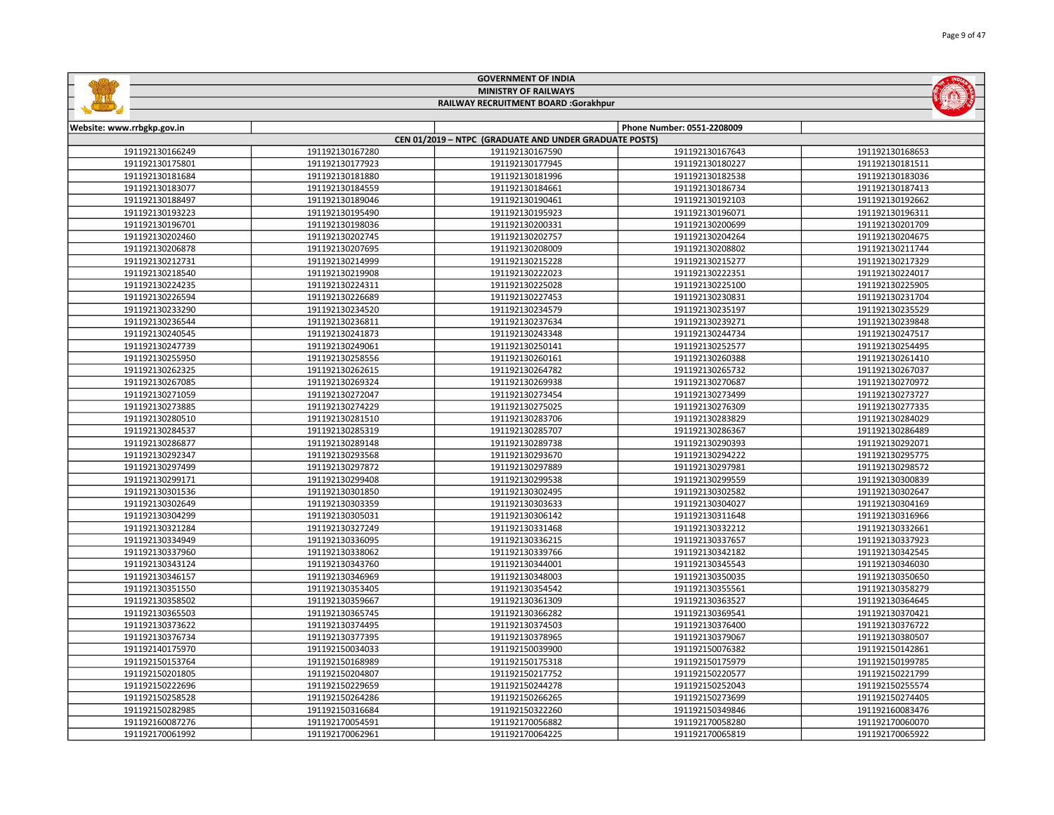**GOVERNMENT OF INDIA**

**MINISTRY OF RAILWAYS**

**RAILWAY RECRUITMENT BOARD :Gorakhpur**

| Website: www.rrbgkp.gov.in | | | Phone Number: 0551-2208009 | |
|---|---|---|---|---|
| CEN 01/2019 – NTPC (GRADUATE AND UNDER GRADUATE POSTS) | | | | |
| 191192130166249 | 191192130167280 | 191192130167590 | 191192130167643 | 191192130168653 |
| 191192130175801 | 191192130177923 | 191192130177945 | 191192130180227 | 191192130181511 |
| 191192130181684 | 191192130181880 | 191192130181996 | 191192130182538 | 191192130183036 |
| 191192130183077 | 191192130184559 | 191192130184661 | 191192130186734 | 191192130187413 |
| 191192130188497 | 191192130189046 | 191192130190461 | 191192130192103 | 191192130192662 |
| 191192130193223 | 191192130195490 | 191192130195923 | 191192130196071 | 191192130196311 |
| 191192130196701 | 191192130198036 | 191192130200331 | 191192130200699 | 191192130201709 |
| 191192130202460 | 191192130202745 | 191192130202757 | 191192130204264 | 191192130204675 |
| 191192130206878 | 191192130207695 | 191192130208009 | 191192130208802 | 191192130211744 |
| 191192130212731 | 191192130214999 | 191192130215228 | 191192130215277 | 191192130217329 |
| 191192130218540 | 191192130219908 | 191192130222023 | 191192130222351 | 191192130224017 |
| 191192130224235 | 191192130224311 | 191192130225028 | 191192130225100 | 191192130225905 |
| 191192130226594 | 191192130226689 | 191192130227453 | 191192130230831 | 191192130231704 |
| 191192130233290 | 191192130234520 | 191192130234579 | 191192130235197 | 191192130235529 |
| 191192130236544 | 191192130236811 | 191192130237634 | 191192130239271 | 191192130239848 |
| 191192130240545 | 191192130241873 | 191192130243348 | 191192130244734 | 191192130247517 |
| 191192130247739 | 191192130249061 | 191192130250141 | 191192130252577 | 191192130254495 |
| 191192130255950 | 191192130258556 | 191192130260161 | 191192130260388 | 191192130261410 |
| 191192130262325 | 191192130262615 | 191192130264782 | 191192130265732 | 191192130267037 |
| 191192130267085 | 191192130269324 | 191192130269938 | 191192130270687 | 191192130270972 |
| 191192130271059 | 191192130272047 | 191192130273454 | 191192130273499 | 191192130273727 |
| 191192130273885 | 191192130274229 | 191192130275025 | 191192130276309 | 191192130277335 |
| 191192130280510 | 191192130281510 | 191192130283706 | 191192130283829 | 191192130284029 |
| 191192130284537 | 191192130285319 | 191192130285707 | 191192130286367 | 191192130286489 |
| 191192130286877 | 191192130289148 | 191192130289738 | 191192130290393 | 191192130292071 |
| 191192130292347 | 191192130293568 | 191192130293670 | 191192130294222 | 191192130295775 |
| 191192130297499 | 191192130297872 | 191192130297889 | 191192130297981 | 191192130298572 |
| 191192130299171 | 191192130299408 | 191192130299538 | 191192130299559 | 191192130300839 |
| 191192130301536 | 191192130301850 | 191192130302495 | 191192130302582 | 191192130302647 |
| 191192130302649 | 191192130303359 | 191192130303633 | 191192130304027 | 191192130304169 |
| 191192130304299 | 191192130305031 | 191192130306142 | 191192130311648 | 191192130316966 |
| 191192130321284 | 191192130327249 | 191192130331468 | 191192130332212 | 191192130332661 |
| 191192130334949 | 191192130336095 | 191192130336215 | 191192130337657 | 191192130337923 |
| 191192130337960 | 191192130338062 | 191192130339766 | 191192130342182 | 191192130342545 |
| 191192130343124 | 191192130343760 | 191192130344001 | 191192130345543 | 191192130346030 |
| 191192130346157 | 191192130346969 | 191192130348003 | 191192130350035 | 191192130350650 |
| 191192130351550 | 191192130353405 | 191192130354542 | 191192130355561 | 191192130358279 |
| 191192130358502 | 191192130359667 | 191192130361309 | 191192130363527 | 191192130364645 |
| 191192130365503 | 191192130365745 | 191192130366282 | 191192130369541 | 191192130370421 |
| 191192130373622 | 191192130374495 | 191192130374503 | 191192130376400 | 191192130376722 |
| 191192130376734 | 191192130377395 | 191192130378965 | 191192130379067 | 191192130380507 |
| 191192140175970 | 191192150034033 | 191192150039900 | 191192150076382 | 191192150142861 |
| 191192150153764 | 191192150168989 | 191192150175318 | 191192150175979 | 191192150199785 |
| 191192150201805 | 191192150204807 | 191192150217752 | 191192150220577 | 191192150221799 |
| 191192150222696 | 191192150229659 | 191192150244278 | 191192150252043 | 191192150255574 |
| 191192150258528 | 191192150264286 | 191192150266265 | 191192150273699 | 191192150274405 |
| 191192150282985 | 191192150316684 | 191192150322260 | 191192150349846 | 191192160083476 |
| 191192160087276 | 191192170054591 | 191192170056882 | 191192170058280 | 191192170060070 |
| 191192170061992 | 191192170062961 | 191192170064225 | 191192170065819 | 191192170065922 |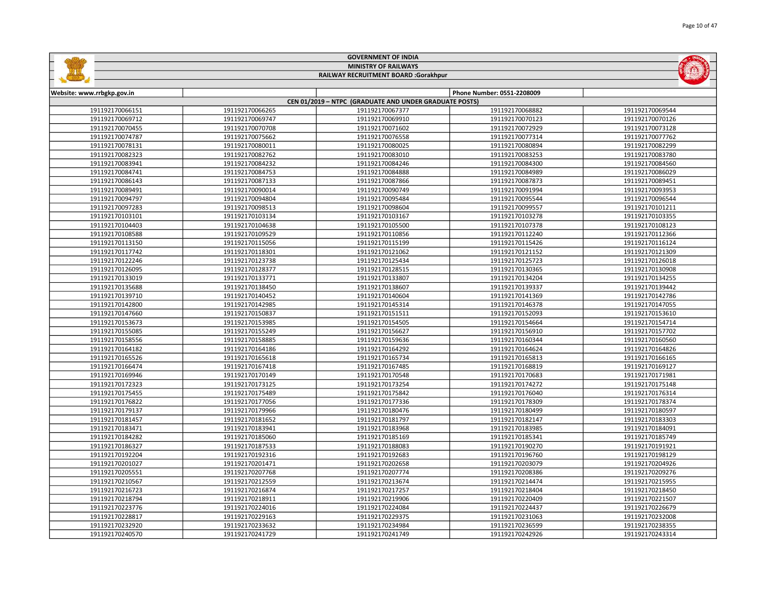# GOVERNMENT OF INDIA

## MINISTRY OF RAILWAYS

## RAILWAY RECRUITMENT BOARD :Gorakhpur

| Website: www.rrbgkp.gov.in | | | Phone Number: 0551-2208009 | |
|---|---|---|---|---|
| **CEN 01/2019 – NTPC (GRADUATE AND UNDER GRADUATE POSTS)** | | | | |
| 191192170066151 | 191192170066265 | 191192170067377 | 191192170068882 | 191192170069544 |
| 191192170069712 | 191192170069747 | 191192170069910 | 191192170070123 | 191192170070126 |
| 191192170070455 | 191192170070708 | 191192170071602 | 191192170072929 | 191192170073128 |
| 191192170074787 | 191192170075662 | 191192170076558 | 191192170077314 | 191192170077762 |
| 191192170078131 | 191192170080011 | 191192170080025 | 191192170080894 | 191192170082299 |
| 191192170082323 | 191192170082762 | 191192170083010 | 191192170083253 | 191192170083780 |
| 191192170083941 | 191192170084232 | 191192170084246 | 191192170084300 | 191192170084560 |
| 191192170084741 | 191192170084753 | 191192170084888 | 191192170084989 | 191192170086029 |
| 191192170086143 | 191192170087133 | 191192170087866 | 191192170087873 | 191192170089451 |
| 191192170089491 | 191192170090014 | 191192170090749 | 191192170091994 | 191192170093953 |
| 191192170094797 | 191192170094804 | 191192170095484 | 191192170095544 | 191192170096544 |
| 191192170097283 | 191192170098513 | 191192170098604 | 191192170099557 | 191192170101211 |
| 191192170103101 | 191192170103134 | 191192170103167 | 191192170103278 | 191192170103355 |
| 191192170104403 | 191192170104638 | 191192170105500 | 191192170107378 | 191192170108123 |
| 191192170108588 | 191192170109529 | 191192170110856 | 191192170112240 | 191192170112366 |
| 191192170113150 | 191192170115056 | 191192170115199 | 191192170115426 | 191192170116124 |
| 191192170117742 | 191192170118301 | 191192170121062 | 191192170121152 | 191192170121309 |
| 191192170122246 | 191192170123738 | 191192170125434 | 191192170125723 | 191192170126018 |
| 191192170126095 | 191192170128377 | 191192170128515 | 191192170130365 | 191192170130908 |
| 191192170133019 | 191192170133771 | 191192170133807 | 191192170134204 | 191192170134255 |
| 191192170135688 | 191192170138450 | 191192170138607 | 191192170139337 | 191192170139442 |
| 191192170139710 | 191192170140452 | 191192170140604 | 191192170141369 | 191192170142786 |
| 191192170142800 | 191192170142985 | 191192170145314 | 191192170146378 | 191192170147055 |
| 191192170147660 | 191192170150837 | 191192170151511 | 191192170152093 | 191192170153610 |
| 191192170153673 | 191192170153985 | 191192170154505 | 191192170154664 | 191192170154714 |
| 191192170155085 | 191192170155249 | 191192170156627 | 191192170156910 | 191192170157702 |
| 191192170158556 | 191192170158885 | 191192170159636 | 191192170160344 | 191192170160560 |
| 191192170164182 | 191192170164186 | 191192170164292 | 191192170164624 | 191192170164826 |
| 191192170165526 | 191192170165618 | 191192170165734 | 191192170165813 | 191192170166165 |
| 191192170166474 | 191192170167418 | 191192170167485 | 191192170168819 | 191192170169127 |
| 191192170169946 | 191192170170149 | 191192170170548 | 191192170170683 | 191192170171981 |
| 191192170172323 | 191192170173125 | 191192170173254 | 191192170174272 | 191192170175148 |
| 191192170175455 | 191192170175489 | 191192170175842 | 191192170176040 | 191192170176314 |
| 191192170176822 | 191192170177056 | 191192170177336 | 191192170178309 | 191192170178374 |
| 191192170179137 | 191192170179966 | 191192170180476 | 191192170180499 | 191192170180597 |
| 191192170181457 | 191192170181652 | 191192170181797 | 191192170182147 | 191192170183303 |
| 191192170183471 | 191192170183941 | 191192170183968 | 191192170183985 | 191192170184091 |
| 191192170184282 | 191192170185060 | 191192170185169 | 191192170185341 | 191192170185749 |
| 191192170186327 | 191192170187533 | 191192170188083 | 191192170190270 | 191192170191921 |
| 191192170192204 | 191192170192316 | 191192170192683 | 191192170196760 | 191192170198129 |
| 191192170201027 | 191192170201471 | 191192170202658 | 191192170203079 | 191192170204926 |
| 191192170205551 | 191192170207768 | 191192170207774 | 191192170208386 | 191192170209276 |
| 191192170210567 | 191192170212559 | 191192170213674 | 191192170214474 | 191192170215955 |
| 191192170216723 | 191192170216874 | 191192170217257 | 191192170218404 | 191192170218450 |
| 191192170218794 | 191192170218911 | 191192170219906 | 191192170220409 | 191192170221507 |
| 191192170223776 | 191192170224016 | 191192170224084 | 191192170224437 | 191192170226679 |
| 191192170228817 | 191192170229163 | 191192170229375 | 191192170231063 | 191192170232008 |
| 191192170232920 | 191192170233632 | 191192170234984 | 191192170236599 | 191192170238355 |
| 191192170240570 | 191192170241729 | 191192170241749 | 191192170242926 | 191192170243314 |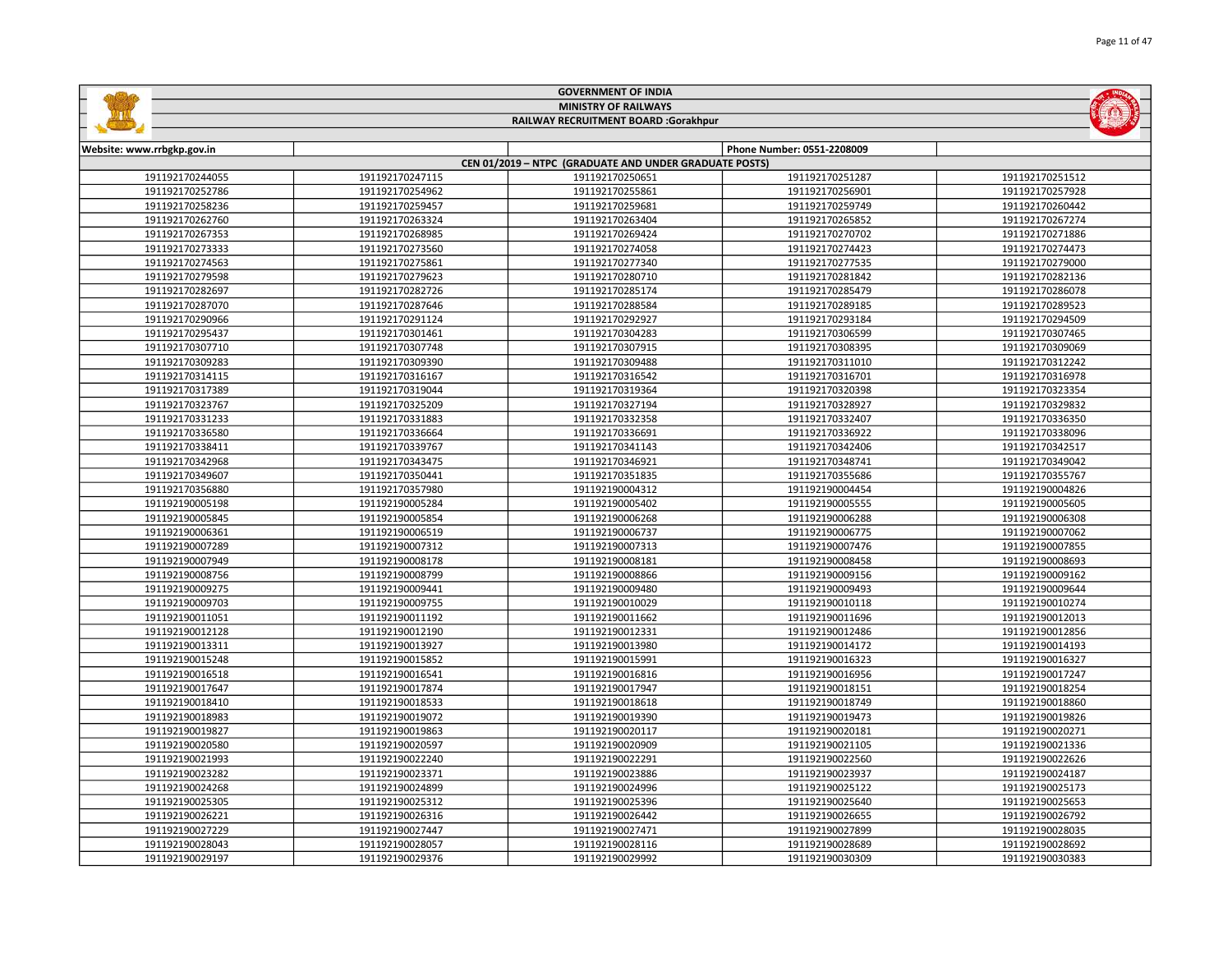# GOVERNMENT OF INDIA

## MINISTRY OF RAILWAYS

## RAILWAY RECRUITMENT BOARD :Gorakhpur

Website: www.rrbgkp.gov.in

Phone Number: 0551-2208009

### CEN 01/2019 – NTPC (GRADUATE AND UNDER GRADUATE POSTS)

| | | | | |
|---|---|---|---|---|
| 191192170244055 | 191192170247115 | 191192170250651 | 191192170251287 | 191192170251512 |
| 191192170252786 | 191192170254962 | 191192170255861 | 191192170256901 | 191192170257928 |
| 191192170258236 | 191192170259457 | 191192170259681 | 191192170259749 | 191192170260442 |
| 191192170262760 | 191192170263324 | 191192170263404 | 191192170265852 | 191192170267274 |
| 191192170267353 | 191192170268985 | 191192170269424 | 191192170270702 | 191192170271886 |
| 191192170273333 | 191192170273560 | 191192170274058 | 191192170274423 | 191192170274473 |
| 191192170274563 | 191192170275861 | 191192170277340 | 191192170277535 | 191192170279000 |
| 191192170279598 | 191192170279623 | 191192170280710 | 191192170281842 | 191192170282136 |
| 191192170282697 | 191192170282726 | 191192170285174 | 191192170285479 | 191192170286078 |
| 191192170287070 | 191192170287646 | 191192170288584 | 191192170289185 | 191192170289523 |
| 191192170290966 | 191192170291124 | 191192170292927 | 191192170293184 | 191192170294509 |
| 191192170295437 | 191192170301461 | 191192170304283 | 191192170306599 | 191192170307465 |
| 191192170307710 | 191192170307748 | 191192170307915 | 191192170308395 | 191192170309069 |
| 191192170309283 | 191192170309390 | 191192170309488 | 191192170311010 | 191192170312242 |
| 191192170314115 | 191192170316167 | 191192170316542 | 191192170316701 | 191192170316978 |
| 191192170317389 | 191192170319044 | 191192170319364 | 191192170320398 | 191192170323354 |
| 191192170323767 | 191192170325209 | 191192170327194 | 191192170328927 | 191192170329832 |
| 191192170331233 | 191192170331883 | 191192170332358 | 191192170332407 | 191192170336350 |
| 191192170336580 | 191192170336664 | 191192170336691 | 191192170336922 | 191192170338096 |
| 191192170338411 | 191192170339767 | 191192170341143 | 191192170342406 | 191192170342517 |
| 191192170342968 | 191192170343475 | 191192170346921 | 191192170348741 | 191192170349042 |
| 191192170349607 | 191192170350441 | 191192170351835 | 191192170355686 | 191192170355767 |
| 191192170356880 | 191192170357980 | 191192190004312 | 191192190004454 | 191192190004826 |
| 191192190005198 | 191192190005284 | 191192190005402 | 191192190005555 | 191192190005605 |
| 191192190005845 | 191192190005854 | 191192190006268 | 191192190006288 | 191192190006308 |
| 191192190006361 | 191192190006519 | 191192190006737 | 191192190006775 | 191192190007062 |
| 191192190007289 | 191192190007312 | 191192190007313 | 191192190007476 | 191192190007855 |
| 191192190007949 | 191192190008178 | 191192190008181 | 191192190008458 | 191192190008693 |
| 191192190008756 | 191192190008799 | 191192190008866 | 191192190009156 | 191192190009162 |
| 191192190009275 | 191192190009441 | 191192190009480 | 191192190009493 | 191192190009644 |
| 191192190009703 | 191192190009755 | 191192190010029 | 191192190010118 | 191192190010274 |
| 191192190011051 | 191192190011192 | 191192190011662 | 191192190011696 | 191192190012013 |
| 191192190012128 | 191192190012190 | 191192190012331 | 191192190012486 | 191192190012856 |
| 191192190013311 | 191192190013927 | 191192190013980 | 191192190014172 | 191192190014193 |
| 191192190015248 | 191192190015852 | 191192190015991 | 191192190016323 | 191192190016327 |
| 191192190016518 | 191192190016541 | 191192190016816 | 191192190016956 | 191192190017247 |
| 191192190017647 | 191192190017874 | 191192190017947 | 191192190018151 | 191192190018254 |
| 191192190018410 | 191192190018533 | 191192190018618 | 191192190018749 | 191192190018860 |
| 191192190018983 | 191192190019072 | 191192190019390 | 191192190019473 | 191192190019826 |
| 191192190019827 | 191192190019863 | 191192190020117 | 191192190020181 | 191192190020271 |
| 191192190020580 | 191192190020909 | 191192190021105 | 191192190021336 | 191192190021336 |
| 191192190021993 | 191192190022240 | 191192190022291 | 191192190022560 | 191192190022626 |
| 191192190023282 | 191192190023371 | 191192190023886 | 191192190023937 | 191192190024187 |
| 191192190024268 | 191192190024899 | 191192190024996 | 191192190025122 | 191192190025173 |
| 191192190025305 | 191192190025312 | 191192190025396 | 191192190025640 | 191192190025653 |
| 191192190026221 | 191192190026316 | 191192190026442 | 191192190026655 | 191192190026792 |
| 191192190027229 | 191192190027447 | 191192190027471 | 191192190027899 | 191192190028035 |
| 191192190028043 | 191192190028057 | 191192190028116 | 191192190028689 | 191192190028692 |
| 191192190029197 | 191192190029376 | 191192190029992 | 191192190030309 | 191192190030383 |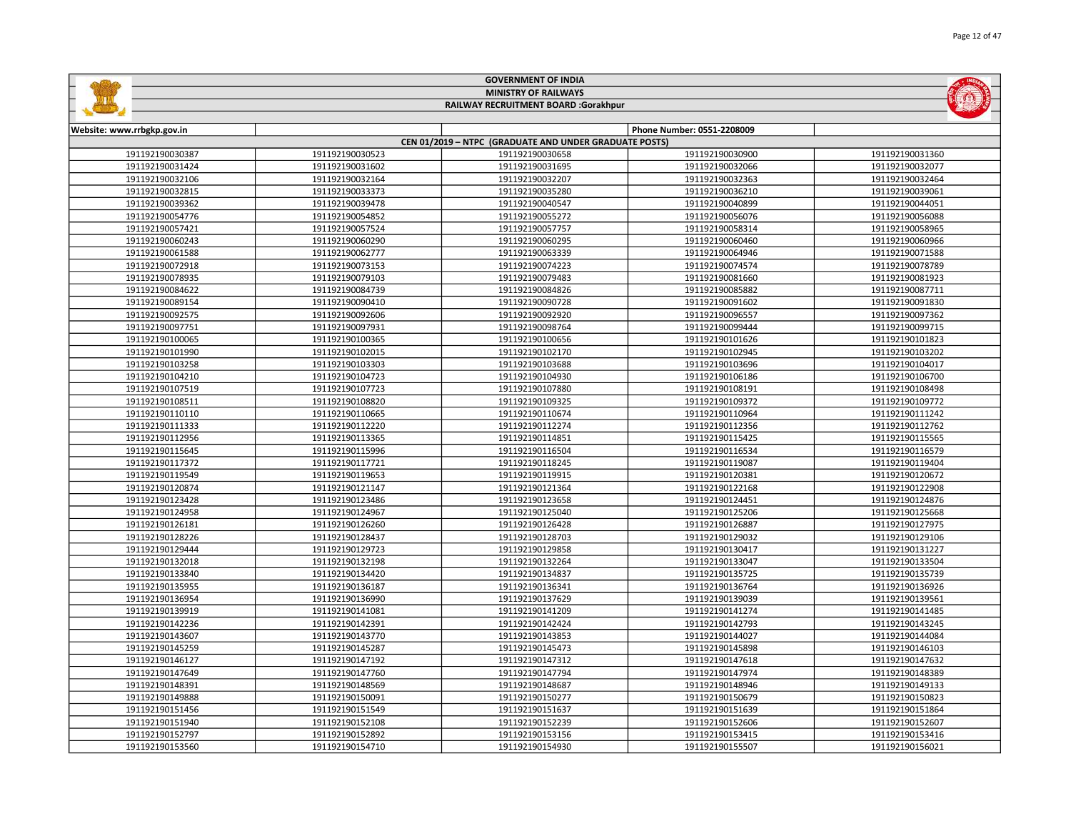# GOVERNMENT OF INDIA

## MINISTRY OF RAILWAYS

## RAILWAY RECRUITMENT BOARD :Gorakhpur

| Website: www.rrbgkp.gov.in | | | Phone Number: 0551-2208009 | |
|---|---|---|---|---|
| CEN 01/2019 – NTPC (GRADUATE AND UNDER GRADUATE POSTS) | | | | |
| 191192190030387 | 191192190030523 | 191192190030658 | 191192190030900 | 191192190031360 |
| 191192190031424 | 191192190031602 | 191192190031695 | 191192190032066 | 191192190032077 |
| 191192190032106 | 191192190032164 | 191192190032207 | 191192190032363 | 191192190032464 |
| 191192190032815 | 191192190033373 | 191192190035280 | 191192190036210 | 191192190039061 |
| 191192190039362 | 191192190039478 | 191192190040547 | 191192190040899 | 191192190044051 |
| 191192190054776 | 191192190054852 | 191192190055272 | 191192190056076 | 191192190056088 |
| 191192190057421 | 191192190057524 | 191192190057757 | 191192190058314 | 191192190058965 |
| 191192190060243 | 191192190060290 | 191192190060295 | 191192190060460 | 191192190060966 |
| 191192190061588 | 191192190062777 | 191192190063339 | 191192190064946 | 191192190071588 |
| 191192190072918 | 191192190073153 | 191192190074223 | 191192190074574 | 191192190078789 |
| 191192190078935 | 191192190079103 | 191192190079483 | 191192190081660 | 191192190081923 |
| 191192190084622 | 191192190084739 | 191192190084826 | 191192190085882 | 191192190087711 |
| 191192190089154 | 191192190090410 | 191192190090728 | 191192190091602 | 191192190091830 |
| 191192190092575 | 191192190092606 | 191192190092920 | 191192190096557 | 191192190097362 |
| 191192190097751 | 191192190097931 | 191192190098764 | 191192190099444 | 191192190099715 |
| 191192190100065 | 191192190100365 | 191192190100656 | 191192190101626 | 191192190101823 |
| 191192190101990 | 191192190102015 | 191192190102170 | 191192190102945 | 191192190103202 |
| 191192190103258 | 191192190103303 | 191192190103688 | 191192190103696 | 191192190104017 |
| 191192190104210 | 191192190104723 | 191192190104930 | 191192190106186 | 191192190106700 |
| 191192190107519 | 191192190107723 | 191192190107880 | 191192190108191 | 191192190108498 |
| 191192190108511 | 191192190108820 | 191192190109325 | 191192190109372 | 191192190109772 |
| 191192190110110 | 191192190110665 | 191192190110674 | 191192190110964 | 191192190111242 |
| 191192190111333 | 191192190112220 | 191192190112274 | 191192190112356 | 191192190112762 |
| 191192190112956 | 191192190113365 | 191192190114851 | 191192190115425 | 191192190115565 |
| 191192190115645 | 191192190115996 | 191192190116504 | 191192190116534 | 191192190116579 |
| 191192190117372 | 191192190117721 | 191192190118245 | 191192190119087 | 191192190119404 |
| 191192190119549 | 191192190119653 | 191192190119915 | 191192190120381 | 191192190120672 |
| 191192190120874 | 191192190121147 | 191192190121364 | 191192190122168 | 191192190122908 |
| 191192190123428 | 191192190123486 | 191192190123658 | 191192190124451 | 191192190124876 |
| 191192190124958 | 191192190124967 | 191192190125040 | 191192190125206 | 191192190125668 |
| 191192190126181 | 191192190126260 | 191192190126428 | 191192190126887 | 191192190127975 |
| 191192190128226 | 191192190128437 | 191192190128703 | 191192190129032 | 191192190129106 |
| 191192190129444 | 191192190129723 | 191192190129858 | 191192190130417 | 191192190131227 |
| 191192190132018 | 191192190132198 | 191192190132264 | 191192190133047 | 191192190133504 |
| 191192190133840 | 191192190134420 | 191192190134837 | 191192190135725 | 191192190135739 |
| 191192190135955 | 191192190136187 | 191192190136341 | 191192190136764 | 191192190136926 |
| 191192190136954 | 191192190136990 | 191192190137629 | 191192190139039 | 191192190139561 |
| 191192190139919 | 191192190141081 | 191192190141209 | 191192190141274 | 191192190141485 |
| 191192190142236 | 191192190142391 | 191192190142424 | 191192190142793 | 191192190143245 |
| 191192190143607 | 191192190143770 | 191192190143853 | 191192190144027 | 191192190144084 |
| 191192190145259 | 191192190145287 | 191192190145473 | 191192190145898 | 191192190146103 |
| 191192190146127 | 191192190147192 | 191192190147312 | 191192190147618 | 191192190147632 |
| 191192190147649 | 191192190147760 | 191192190147794 | 191192190147974 | 191192190148389 |
| 191192190148391 | 191192190148569 | 191192190148687 | 191192190148946 | 191192190149133 |
| 191192190149888 | 191192190150091 | 191192190150277 | 191192190150679 | 191192190150823 |
| 191192190151456 | 191192190151549 | 191192190151637 | 191192190151639 | 191192190151864 |
| 191192190151940 | 191192190152108 | 191192190152239 | 191192190152606 | 191192190152607 |
| 191192190152797 | 191192190152892 | 191192190153156 | 191192190153415 | 191192190153416 |
| 191192190153560 | 191192190154710 | 191192190154930 | 191192190155507 | 191192190156021 |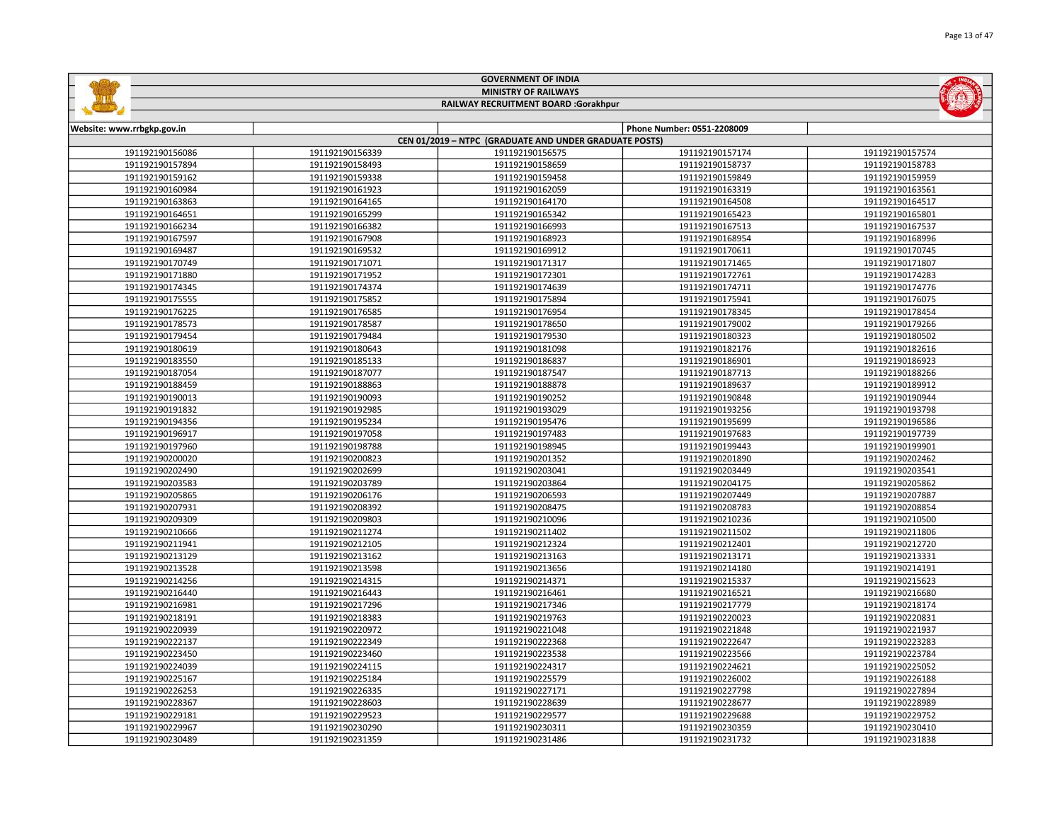# GOVERNMENT OF INDIA

## MINISTRY OF RAILWAYS

## RAILWAY RECRUITMENT BOARD :Gorakhpur

Website: www.rrbgkp.gov.in | Phone Number: 0551-2208009

### CEN 01/2019 – NTPC (GRADUATE AND UNDER GRADUATE POSTS)

| | | | | |
|---|---|---|---|---|
| 191192190156086 | 191192190156339 | 191192190156575 | 191192190157174 | 191192190157574 |
| 191192190157894 | 191192190158493 | 191192190158659 | 191192190158737 | 191192190158783 |
| 191192190159162 | 191192190159338 | 191192190159458 | 191192190159849 | 191192190159959 |
| 191192190160984 | 191192190161923 | 191192190162059 | 191192190163319 | 191192190163561 |
| 191192190163863 | 191192190164165 | 191192190164170 | 191192190164508 | 191192190164517 |
| 191192190164651 | 191192190165299 | 191192190165342 | 191192190165423 | 191192190165801 |
| 191192190166234 | 191192190166382 | 191192190166993 | 191192190167513 | 191192190167537 |
| 191192190167597 | 191192190167908 | 191192190168923 | 191192190168954 | 191192190168996 |
| 191192190169487 | 191192190169532 | 191192190169912 | 191192190170611 | 191192190170745 |
| 191192190170749 | 191192190171071 | 191192190171317 | 191192190171465 | 191192190171807 |
| 191192190171880 | 191192190171952 | 191192190172301 | 191192190172761 | 191192190174283 |
| 191192190174345 | 191192190174374 | 191192190174639 | 191192190174711 | 191192190174776 |
| 191192190175555 | 191192190175852 | 191192190175894 | 191192190175941 | 191192190176075 |
| 191192190176225 | 191192190176585 | 191192190176954 | 191192190178345 | 191192190178454 |
| 191192190178573 | 191192190178587 | 191192190178650 | 191192190179002 | 191192190179266 |
| 191192190179454 | 191192190179484 | 191192190179530 | 191192190180323 | 191192190180502 |
| 191192190180619 | 191192190180643 | 191192190181098 | 191192190182176 | 191192190182616 |
| 191192190183550 | 191192190185133 | 191192190186837 | 191192190186901 | 191192190186923 |
| 191192190187054 | 191192190187077 | 191192190187547 | 191192190187713 | 191192190188266 |
| 191192190188459 | 191192190188863 | 191192190188878 | 191192190189637 | 191192190189912 |
| 191192190190013 | 191192190190093 | 191192190190252 | 191192190190848 | 191192190190944 |
| 191192190191832 | 191192190192985 | 191192190193029 | 191192190193256 | 191192190193798 |
| 191192190194356 | 191192190195234 | 191192190195476 | 191192190195699 | 191192190196586 |
| 191192190196917 | 191192190197058 | 191192190197483 | 191192190197683 | 191192190197739 |
| 191192190197960 | 191192190198788 | 191192190198945 | 191192190199443 | 191192190199901 |
| 191192190200020 | 191192190200823 | 191192190201352 | 191192190201890 | 191192190202462 |
| 191192190202490 | 191192190202699 | 191192190203041 | 191192190203449 | 191192190203541 |
| 191192190203583 | 191192190203789 | 191192190203864 | 191192190204175 | 191192190205862 |
| 191192190205865 | 191192190206176 | 191192190206593 | 191192190207449 | 191192190207887 |
| 191192190207931 | 191192190208392 | 191192190208475 | 191192190208783 | 191192190208854 |
| 191192190209309 | 191192190209803 | 191192190210096 | 191192190210236 | 191192190210500 |
| 191192190210666 | 191192190211274 | 191192190211402 | 191192190211502 | 191192190211806 |
| 191192190211941 | 191192190212105 | 191192190212324 | 191192190212401 | 191192190212720 |
| 191192190213129 | 191192190213162 | 191192190213163 | 191192190213171 | 191192190213331 |
| 191192190213528 | 191192190213598 | 191192190213656 | 191192190214180 | 191192190214191 |
| 191192190214256 | 191192190214315 | 191192190214371 | 191192190215337 | 191192190215623 |
| 191192190216440 | 191192190216443 | 191192190216461 | 191192190216521 | 191192190216680 |
| 191192190216981 | 191192190217296 | 191192190217346 | 191192190217779 | 191192190218174 |
| 191192190218191 | 191192190218383 | 191192190219763 | 191192190220023 | 191192190220831 |
| 191192190220939 | 191192190220972 | 191192190221048 | 191192190221848 | 191192190221937 |
| 191192190222137 | 191192190222349 | 191192190222368 | 191192190222647 | 191192190223283 |
| 191192190223450 | 191192190223460 | 191192190223538 | 191192190223566 | 191192190223784 |
| 191192190224039 | 191192190224115 | 191192190224317 | 191192190224621 | 191192190225052 |
| 191192190225167 | 191192190225184 | 191192190225579 | 191192190226002 | 191192190226188 |
| 191192190226253 | 191192190226335 | 191192190227171 | 191192190227798 | 191192190227894 |
| 191192190228367 | 191192190228603 | 191192190228639 | 191192190228677 | 191192190228989 |
| 191192190229181 | 191192190229523 | 191192190229577 | 191192190229688 | 191192190229752 |
| 191192190229967 | 191192190230290 | 191192190230311 | 191192190230359 | 191192190230410 |
| 191192190230489 | 191192190231359 | 191192190231486 | 191192190231732 | 191192190231838 |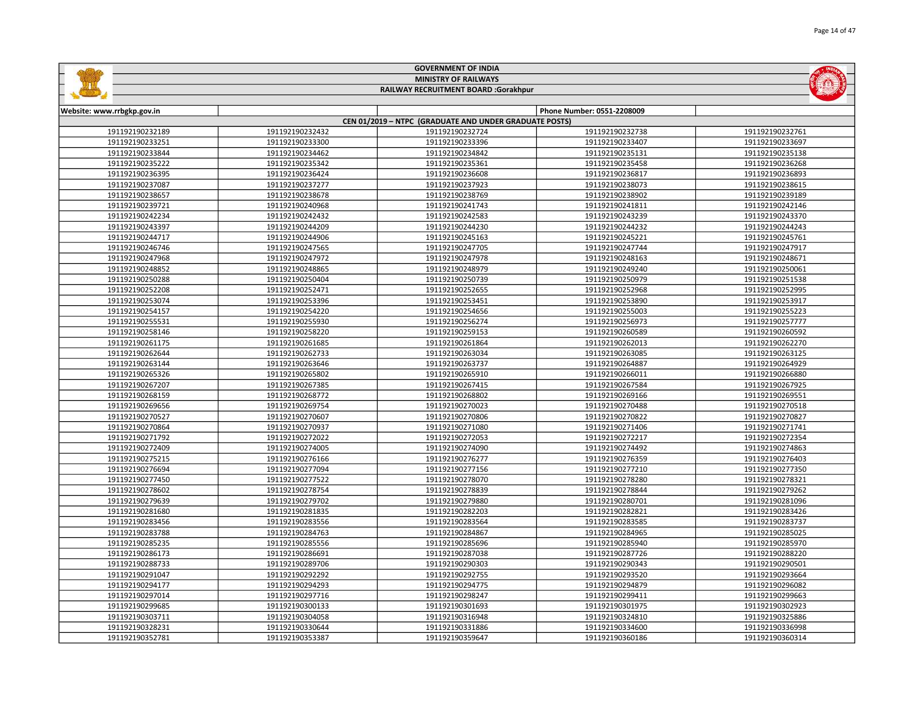# GOVERNMENT OF INDIA

## MINISTRY OF RAILWAYS

## RAILWAY RECRUITMENT BOARD :Gorakhpur

Website: www.rrbgkp.gov.in | Phone Number: 0551-2208009

### CEN 01/2019 – NTPC (GRADUATE AND UNDER GRADUATE POSTS)

| | | | | |
|---|---|---|---|---|
| 191192190232189 | 191192190232432 | 191192190232724 | 191192190232738 | 191192190232761 |
| 191192190233251 | 191192190233300 | 191192190233396 | 191192190233407 | 191192190233697 |
| 191192190233844 | 191192190234462 | 191192190234842 | 191192190235131 | 191192190235138 |
| 191192190235222 | 191192190235342 | 191192190235361 | 191192190235458 | 191192190236268 |
| 191192190236395 | 191192190236424 | 191192190236608 | 191192190236817 | 191192190236893 |
| 191192190237087 | 191192190237277 | 191192190237923 | 191192190238073 | 191192190238615 |
| 191192190238657 | 191192190238678 | 191192190238769 | 191192190238902 | 191192190239189 |
| 191192190239721 | 191192190240968 | 191192190241743 | 191192190241811 | 191192190242146 |
| 191192190242234 | 191192190242432 | 191192190242583 | 191192190243239 | 191192190243370 |
| 191192190243397 | 191192190244209 | 191192190244230 | 191192190244232 | 191192190244243 |
| 191192190244717 | 191192190244906 | 191192190245163 | 191192190245221 | 191192190245761 |
| 191192190246746 | 191192190247565 | 191192190247705 | 191192190247744 | 191192190247917 |
| 191192190247968 | 191192190247972 | 191192190247978 | 191192190248163 | 191192190248671 |
| 191192190248852 | 191192190248865 | 191192190248979 | 191192190249240 | 191192190250061 |
| 191192190250288 | 191192190250404 | 191192190250739 | 191192190250979 | 191192190251538 |
| 191192190252208 | 191192190252471 | 191192190252655 | 191192190252968 | 191192190252995 |
| 191192190253074 | 191192190253396 | 191192190253451 | 191192190253890 | 191192190253917 |
| 191192190254157 | 191192190254220 | 191192190254656 | 191192190255003 | 191192190255223 |
| 191192190255531 | 191192190255930 | 191192190256274 | 191192190256973 | 191192190257777 |
| 191192190258146 | 191192190258220 | 191192190259153 | 191192190260589 | 191192190260592 |
| 191192190261175 | 191192190261685 | 191192190261864 | 191192190262013 | 191192190262270 |
| 191192190262644 | 191192190262733 | 191192190263034 | 191192190263085 | 191192190263125 |
| 191192190263144 | 191192190263646 | 191192190263737 | 191192190264887 | 191192190264929 |
| 191192190265326 | 191192190265802 | 191192190265910 | 191192190266011 | 191192190266880 |
| 191192190267207 | 191192190267385 | 191192190267415 | 191192190267584 | 191192190267925 |
| 191192190268159 | 191192190268772 | 191192190268802 | 191192190269166 | 191192190269551 |
| 191192190269656 | 191192190269754 | 191192190270023 | 191192190270488 | 191192190270518 |
| 191192190270527 | 191192190270607 | 191192190270806 | 191192190270822 | 191192190270827 |
| 191192190270864 | 191192190270937 | 191192190271080 | 191192190271406 | 191192190271741 |
| 191192190271792 | 191192190272022 | 191192190272053 | 191192190272217 | 191192190272354 |
| 191192190272409 | 191192190274005 | 191192190274090 | 191192190274492 | 191192190274863 |
| 191192190275215 | 191192190276166 | 191192190276277 | 191192190276359 | 191192190276403 |
| 191192190276694 | 191192190277094 | 191192190277156 | 191192190277210 | 191192190277350 |
| 191192190277450 | 191192190277522 | 191192190278070 | 191192190278280 | 191192190278321 |
| 191192190278602 | 191192190278754 | 191192190278839 | 191192190278844 | 191192190279262 |
| 191192190279639 | 191192190279702 | 191192190279880 | 191192190280701 | 191192190281096 |
| 191192190281680 | 191192190281835 | 191192190282203 | 191192190282821 | 191192190283426 |
| 191192190283456 | 191192190283556 | 191192190283564 | 191192190283585 | 191192190283737 |
| 191192190283788 | 191192190284763 | 191192190284867 | 191192190284965 | 191192190285025 |
| 191192190285235 | 191192190285556 | 191192190285696 | 191192190285940 | 191192190285970 |
| 191192190286173 | 191192190286691 | 191192190287038 | 191192190287726 | 191192190288220 |
| 191192190288733 | 191192190289706 | 191192190290303 | 191192190290343 | 191192190290501 |
| 191192190291047 | 191192190292292 | 191192190292755 | 191192190293520 | 191192190293664 |
| 191192190294177 | 191192190294293 | 191192190294775 | 191192190294879 | 191192190296082 |
| 191192190297014 | 191192190297716 | 191192190298247 | 191192190299411 | 191192190299663 |
| 191192190299685 | 191192190300133 | 191192190301693 | 191192190301975 | 191192190302923 |
| 191192190303711 | 191192190304058 | 191192190316948 | 191192190324810 | 191192190325886 |
| 191192190328231 | 191192190330644 | 191192190331886 | 191192190334600 | 191192190336998 |
| 191192190352781 | 191192190353387 | 191192190359647 | 191192190360186 | 191192190360314 |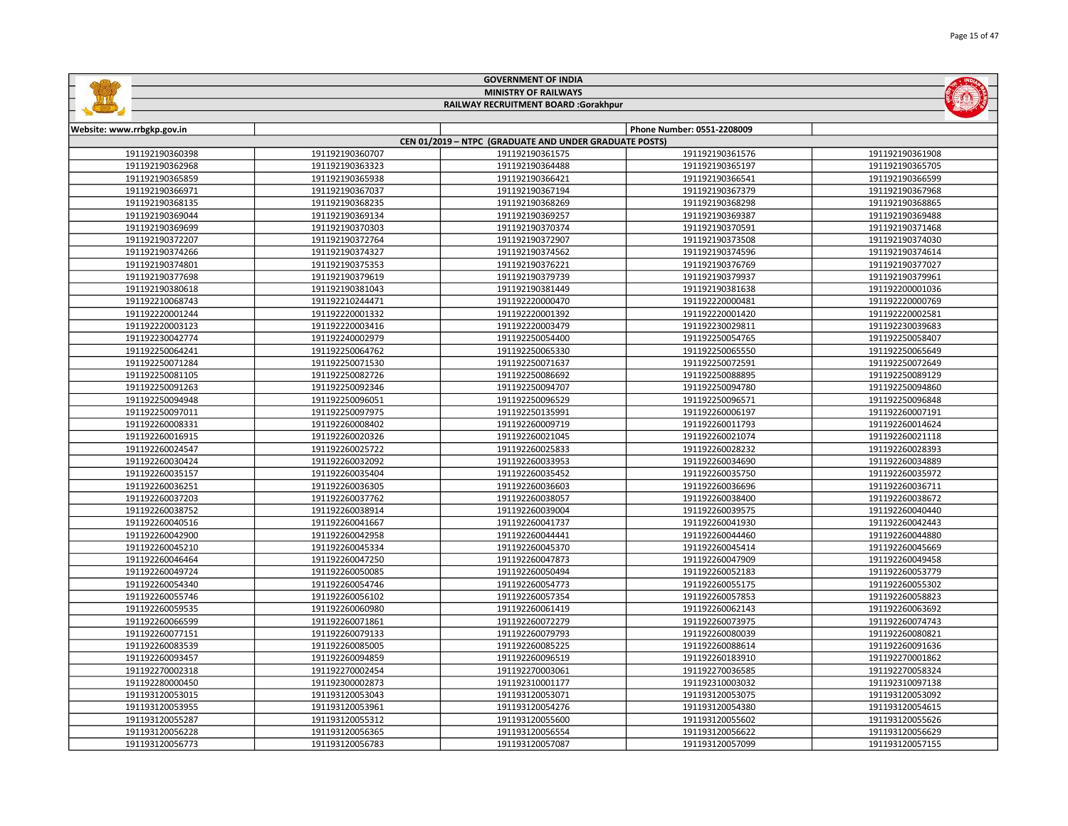# GOVERNMENT OF INDIA

## MINISTRY OF RAILWAYS

### RAILWAY RECRUITMENT BOARD :Gorakhpur

| Website: www.rrbgkp.gov.in | | | Phone Number: 0551-2208009 | |
|---|---|---|---|---|
| CEN 01/2019 – NTPC (GRADUATE AND UNDER GRADUATE POSTS) | | | | |
| 191192190360398 | 191192190360707 | 191192190361575 | 191192190361576 | 191192190361908 |
| 191192190362968 | 191192190363323 | 191192190364488 | 191192190365197 | 191192190365705 |
| 191192190365859 | 191192190365938 | 191192190366421 | 191192190366541 | 191192190366599 |
| 191192190366971 | 191192190367037 | 191192190367194 | 191192190367379 | 191192190367968 |
| 191192190368135 | 191192190368235 | 191192190368269 | 191192190368298 | 191192190368865 |
| 191192190369044 | 191192190369134 | 191192190369257 | 191192190369387 | 191192190369488 |
| 191192190369699 | 191192190370303 | 191192190370374 | 191192190370591 | 191192190371468 |
| 191192190372207 | 191192190372764 | 191192190372907 | 191192190373508 | 191192190374030 |
| 191192190374266 | 191192190374327 | 191192190374562 | 191192190374596 | 191192190374614 |
| 191192190374801 | 191192190375353 | 191192190376221 | 191192190376769 | 191192190377027 |
| 191192190377698 | 191192190379619 | 191192190379739 | 191192190379937 | 191192190379961 |
| 191192190380618 | 191192190381043 | 191192190381449 | 191192190381638 | 191192200001036 |
| 191192210068743 | 191192210244471 | 191192220000470 | 191192220000481 | 191192220000769 |
| 191192220001244 | 191192220001332 | 191192220001392 | 191192220001420 | 191192220002581 |
| 191192220003123 | 191192220003416 | 191192220003479 | 191192230029811 | 191192230039683 |
| 191192230042774 | 191192240002979 | 191192250054400 | 191192250054765 | 191192250058407 |
| 191192250064241 | 191192250064762 | 191192250065330 | 191192250065550 | 191192250065649 |
| 191192250071284 | 191192250071530 | 191192250071637 | 191192250072591 | 191192250072649 |
| 191192250081105 | 191192250082726 | 191192250086692 | 191192250088895 | 191192250089129 |
| 191192250091263 | 191192250092346 | 191192250094707 | 191192250094780 | 191192250094860 |
| 191192250094948 | 191192250096051 | 191192250096529 | 191192250096571 | 191192250096848 |
| 191192250097011 | 191192250097975 | 191192250135991 | 191192260006197 | 191192260007191 |
| 191192260008331 | 191192260008402 | 191192260009719 | 191192260011793 | 191192260014624 |
| 191192260016915 | 191192260020326 | 191192260021045 | 191192260021074 | 191192260021118 |
| 191192260024547 | 191192260025722 | 191192260025833 | 191192260028232 | 191192260028393 |
| 191192260030424 | 191192260032092 | 191192260033953 | 191192260034690 | 191192260034889 |
| 191192260035157 | 191192260035404 | 191192260035452 | 191192260035750 | 191192260035972 |
| 191192260036251 | 191192260036305 | 191192260036603 | 191192260036696 | 191192260036711 |
| 191192260037203 | 191192260037762 | 191192260038057 | 191192260038400 | 191192260038672 |
| 191192260038752 | 191192260038914 | 191192260039004 | 191192260039575 | 191192260040440 |
| 191192260040516 | 191192260041667 | 191192260041737 | 191192260041930 | 191192260042443 |
| 191192260042900 | 191192260042958 | 191192260044441 | 191192260044460 | 191192260044880 |
| 191192260045210 | 191192260045334 | 191192260045370 | 191192260045414 | 191192260045669 |
| 191192260046464 | 191192260047250 | 191192260047873 | 191192260047909 | 191192260049458 |
| 191192260049724 | 191192260050085 | 191192260050494 | 191192260052183 | 191192260053779 |
| 191192260054340 | 191192260054746 | 191192260054773 | 191192260055175 | 191192260055302 |
| 191192260055746 | 191192260056102 | 191192260057354 | 191192260057853 | 191192260058823 |
| 191192260059535 | 191192260060980 | 191192260061419 | 191192260062143 | 191192260063692 |
| 191192260066599 | 191192260071861 | 191192260072279 | 191192260073975 | 191192260074743 |
| 191192260077151 | 191192260079133 | 191192260079793 | 191192260080039 | 191192260080821 |
| 191192260083539 | 191192260085005 | 191192260085225 | 191192260088614 | 191192260091636 |
| 191192260093457 | 191192260094859 | 191192260096519 | 191192260183910 | 191192270001862 |
| 191192270002318 | 191192270002454 | 191192270003061 | 191192270036585 | 191192270058324 |
| 191192280000450 | 191192300002873 | 191192310001177 | 191192310003032 | 191192310097138 |
| 191193120053015 | 191193120053043 | 191193120053071 | 191193120053075 | 191193120053092 |
| 191193120053955 | 191193120053961 | 191193120054276 | 191193120054380 | 191193120054615 |
| 191193120055287 | 191193120055312 | 191193120055600 | 191193120055602 | 191193120055626 |
| 191193120056228 | 191193120056365 | 191193120056554 | 191193120056622 | 191193120056629 |
| 191193120056773 | 191193120056783 | 191193120057087 | 191193120057099 | 191193120057155 |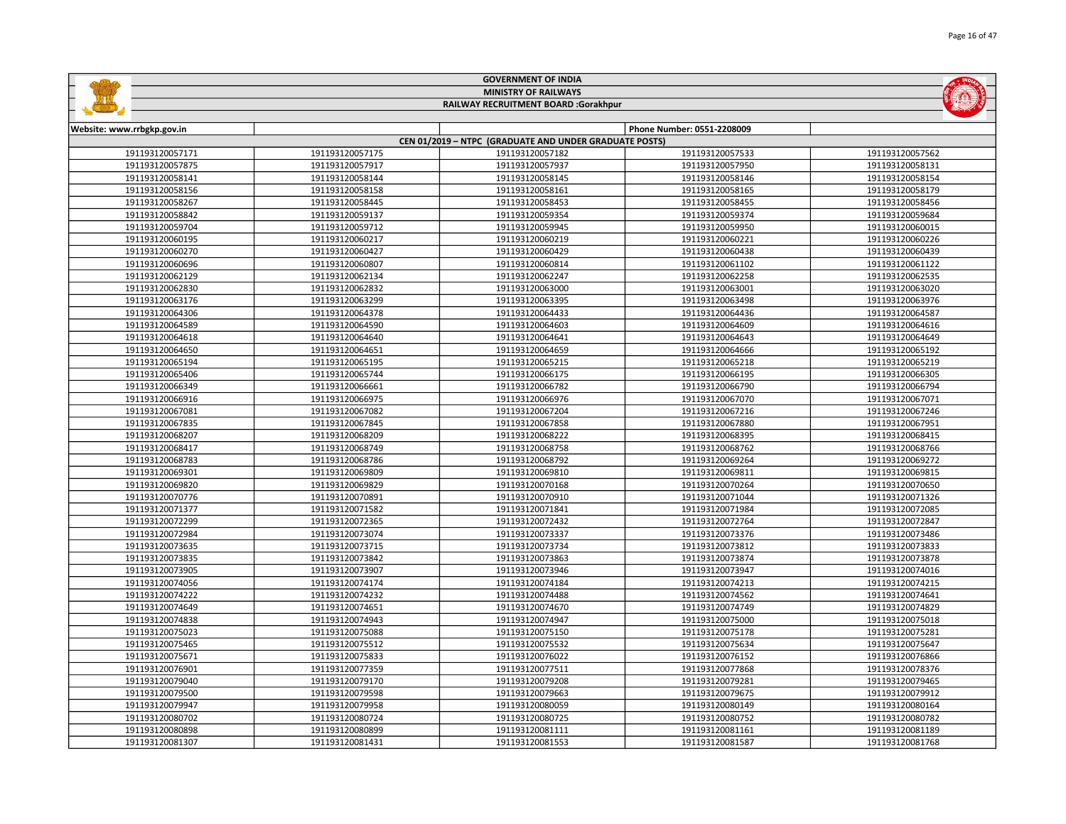# GOVERNMENT OF INDIA

## MINISTRY OF RAILWAYS

## RAILWAY RECRUITMENT BOARD :Gorakhpur

| Website: www.rrbgkp.gov.in | | | Phone Number: 0551-2208009 | |
|---|---|---|---|---|
| CEN 01/2019 – NTPC (GRADUATE AND UNDER GRADUATE POSTS) | | | | |
| 191193120057171 | 191193120057175 | 191193120057182 | 191193120057533 | 191193120057562 |
| 191193120057875 | 191193120057917 | 191193120057937 | 191193120057950 | 191193120058131 |
| 191193120058141 | 191193120058144 | 191193120058145 | 191193120058146 | 191193120058154 |
| 191193120058156 | 191193120058158 | 191193120058161 | 191193120058165 | 191193120058179 |
| 191193120058267 | 191193120058445 | 191193120058453 | 191193120058455 | 191193120058456 |
| 191193120058842 | 191193120059137 | 191193120059354 | 191193120059374 | 191193120059684 |
| 191193120059704 | 191193120059712 | 191193120059945 | 191193120059950 | 191193120060015 |
| 191193120060195 | 191193120060217 | 191193120060219 | 191193120060221 | 191193120060226 |
| 191193120060270 | 191193120060427 | 191193120060429 | 191193120060438 | 191193120060439 |
| 191193120060696 | 191193120060807 | 191193120060814 | 191193120061102 | 191193120061122 |
| 191193120062129 | 191193120062134 | 191193120062247 | 191193120062258 | 191193120062535 |
| 191193120062830 | 191193120062832 | 191193120063000 | 191193120063001 | 191193120063020 |
| 191193120063176 | 191193120063299 | 191193120063395 | 191193120063498 | 191193120063976 |
| 191193120064306 | 191193120064378 | 191193120064433 | 191193120064436 | 191193120064587 |
| 191193120064589 | 191193120064590 | 191193120064603 | 191193120064609 | 191193120064616 |
| 191193120064618 | 191193120064640 | 191193120064641 | 191193120064643 | 191193120064649 |
| 191193120064650 | 191193120064651 | 191193120064659 | 191193120064666 | 191193120065192 |
| 191193120065194 | 191193120065195 | 191193120065215 | 191193120065218 | 191193120065219 |
| 191193120065406 | 191193120065744 | 191193120066175 | 191193120066195 | 191193120066305 |
| 191193120066349 | 191193120066661 | 191193120066782 | 191193120066790 | 191193120066794 |
| 191193120066916 | 191193120066975 | 191193120066976 | 191193120067070 | 191193120067071 |
| 191193120067081 | 191193120067082 | 191193120067204 | 191193120067216 | 191193120067246 |
| 191193120067835 | 191193120067845 | 191193120067858 | 191193120067880 | 191193120067951 |
| 191193120068207 | 191193120068209 | 191193120068222 | 191193120068395 | 191193120068415 |
| 191193120068417 | 191193120068749 | 191193120068758 | 191193120068762 | 191193120068766 |
| 191193120068783 | 191193120068786 | 191193120068792 | 191193120069264 | 191193120069272 |
| 191193120069301 | 191193120069809 | 191193120069810 | 191193120069811 | 191193120069815 |
| 191193120069820 | 191193120069829 | 191193120070168 | 191193120070264 | 191193120070650 |
| 191193120070776 | 191193120070891 | 191193120070910 | 191193120071044 | 191193120071326 |
| 191193120071377 | 191193120071582 | 191193120071841 | 191193120071984 | 191193120072085 |
| 191193120072299 | 191193120072365 | 191193120072432 | 191193120072764 | 191193120072847 |
| 191193120072984 | 191193120073074 | 191193120073337 | 191193120073376 | 191193120073486 |
| 191193120073635 | 191193120073715 | 191193120073734 | 191193120073812 | 191193120073833 |
| 191193120073835 | 191193120073842 | 191193120073863 | 191193120073874 | 191193120073878 |
| 191193120073905 | 191193120073907 | 191193120073946 | 191193120073947 | 191193120074016 |
| 191193120074056 | 191193120074174 | 191193120074184 | 191193120074213 | 191193120074215 |
| 191193120074222 | 191193120074232 | 191193120074488 | 191193120074562 | 191193120074641 |
| 191193120074649 | 191193120074651 | 191193120074670 | 191193120074749 | 191193120074829 |
| 191193120074838 | 191193120074943 | 191193120074947 | 191193120075000 | 191193120075018 |
| 191193120075023 | 191193120075088 | 191193120075150 | 191193120075178 | 191193120075281 |
| 191193120075465 | 191193120075512 | 191193120075532 | 191193120075634 | 191193120075647 |
| 191193120075671 | 191193120075833 | 191193120076022 | 191193120076152 | 191193120076866 |
| 191193120076901 | 191193120077359 | 191193120077511 | 191193120077868 | 191193120078376 |
| 191193120079040 | 191193120079170 | 191193120079208 | 191193120079281 | 191193120079465 |
| 191193120079500 | 191193120079598 | 191193120079663 | 191193120079675 | 191193120079912 |
| 191193120079947 | 191193120079958 | 191193120080059 | 191193120080149 | 191193120080164 |
| 191193120080702 | 191193120080724 | 191193120080725 | 191193120080752 | 191193120080782 |
| 191193120080898 | 191193120080899 | 191193120081111 | 191193120081161 | 191193120081189 |
| 191193120081307 | 191193120081431 | 191193120081553 | 191193120081587 | 191193120081768 |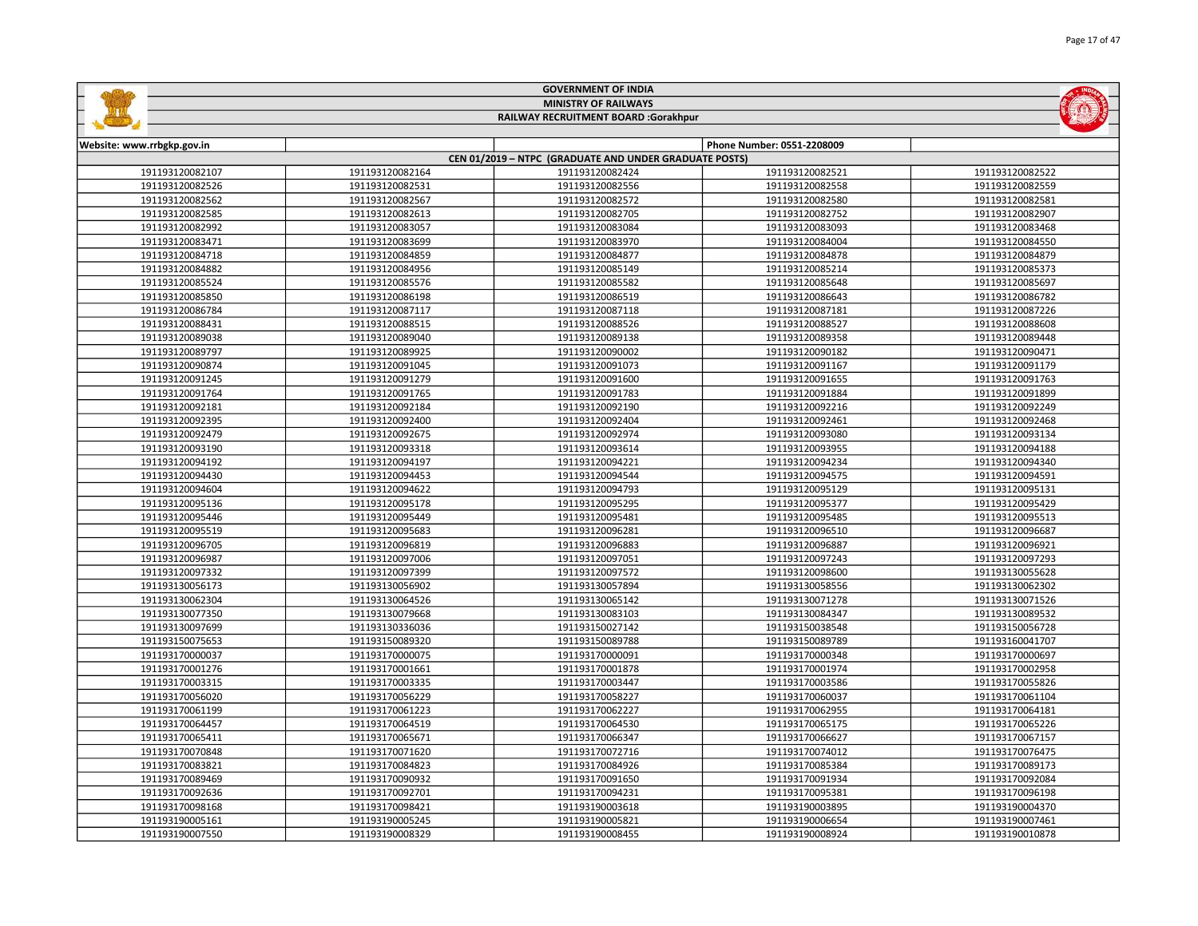# GOVERNMENT OF INDIA

## MINISTRY OF RAILWAYS

### RAILWAY RECRUITMENT BOARD :Gorakhpur

Website: www.rrbgkp.gov.in | Phone Number: 0551-2208009

**CEN 01/2019 – NTPC (GRADUATE AND UNDER GRADUATE POSTS)**

| | | | | |
|---|---|---|---|---|
| 191193120082107 | 191193120082164 | 191193120082424 | 191193120082521 | 191193120082522 |
| 191193120082526 | 191193120082531 | 191193120082556 | 191193120082558 | 191193120082559 |
| 191193120082562 | 191193120082567 | 191193120082572 | 191193120082580 | 191193120082581 |
| 191193120082585 | 191193120082613 | 191193120082705 | 191193120082752 | 191193120082907 |
| 191193120082992 | 191193120083057 | 191193120083084 | 191193120083093 | 191193120083468 |
| 191193120083471 | 191193120083699 | 191193120083970 | 191193120084004 | 191193120084550 |
| 191193120084718 | 191193120084859 | 191193120084877 | 191193120084878 | 191193120084879 |
| 191193120084882 | 191193120084956 | 191193120085149 | 191193120085214 | 191193120085373 |
| 191193120085524 | 191193120085576 | 191193120085582 | 191193120085648 | 191193120085697 |
| 191193120085850 | 191193120086198 | 191193120086519 | 191193120086643 | 191193120086782 |
| 191193120086784 | 191193120087117 | 191193120087118 | 191193120087181 | 191193120087226 |
| 191193120088431 | 191193120088515 | 191193120088526 | 191193120088527 | 191193120088608 |
| 191193120089038 | 191193120089040 | 191193120089138 | 191193120089358 | 191193120089448 |
| 191193120089797 | 191193120089925 | 191193120090002 | 191193120090182 | 191193120090471 |
| 191193120090874 | 191193120091045 | 191193120091073 | 191193120091167 | 191193120091179 |
| 191193120091245 | 191193120091279 | 191193120091600 | 191193120091655 | 191193120091763 |
| 191193120091764 | 191193120091765 | 191193120091783 | 191193120091884 | 191193120091899 |
| 191193120092181 | 191193120092184 | 191193120092190 | 191193120092216 | 191193120092249 |
| 191193120092395 | 191193120092400 | 191193120092404 | 191193120092461 | 191193120092468 |
| 191193120092479 | 191193120092675 | 191193120092974 | 191193120093080 | 191193120093134 |
| 191193120093190 | 191193120093318 | 191193120093614 | 191193120093955 | 191193120094188 |
| 191193120094192 | 191193120094197 | 191193120094221 | 191193120094234 | 191193120094340 |
| 191193120094430 | 191193120094453 | 191193120094544 | 191193120094575 | 191193120094591 |
| 191193120094604 | 191193120094622 | 191193120094793 | 191193120095129 | 191193120095131 |
| 191193120095136 | 191193120095178 | 191193120095295 | 191193120095377 | 191193120095429 |
| 191193120095446 | 191193120095449 | 191193120095481 | 191193120095485 | 191193120095513 |
| 191193120095519 | 191193120095683 | 191193120096281 | 191193120096510 | 191193120096687 |
| 191193120096705 | 191193120096819 | 191193120096883 | 191193120096887 | 191193120096921 |
| 191193120096987 | 191193120097006 | 191193120097051 | 191193120097243 | 191193120097293 |
| 191193120097332 | 191193120097399 | 191193120097572 | 191193120098600 | 191193130055628 |
| 191193130056173 | 191193130056902 | 191193130057894 | 191193130058556 | 191193130062302 |
| 191193130062304 | 191193130064526 | 191193130065142 | 191193130071278 | 191193130071526 |
| 191193130077350 | 191193130079668 | 191193130083103 | 191193130084347 | 191193130089532 |
| 191193130097699 | 191193130336036 | 191193150027142 | 191193150038548 | 191193150056728 |
| 191193150075653 | 191193150089320 | 191193150089788 | 191193150089789 | 191193160041707 |
| 191193170000037 | 191193170000075 | 191193170000091 | 191193170000348 | 191193170000697 |
| 191193170001276 | 191193170001661 | 191193170001878 | 191193170001974 | 191193170002958 |
| 191193170003315 | 191193170003335 | 191193170003447 | 191193170003586 | 191193170055826 |
| 191193170056020 | 191193170056229 | 191193170058227 | 191193170060037 | 191193170061104 |
| 191193170061199 | 191193170061223 | 191193170062227 | 191193170062955 | 191193170064181 |
| 191193170064457 | 191193170064519 | 191193170064530 | 191193170065175 | 191193170065226 |
| 191193170065411 | 191193170065671 | 191193170066347 | 191193170066627 | 191193170067157 |
| 191193170070848 | 191193170071620 | 191193170072716 | 191193170074012 | 191193170076475 |
| 191193170083821 | 191193170084823 | 191193170084926 | 191193170085384 | 191193170089173 |
| 191193170089469 | 191193170090932 | 191193170091650 | 191193170091934 | 191193170092084 |
| 191193170092636 | 191193170092701 | 191193170094231 | 191193170095381 | 191193170096198 |
| 191193170098168 | 191193170098421 | 191193190003618 | 191193190003895 | 191193190004370 |
| 191193190005161 | 191193190005245 | 191193190005821 | 191193190006654 | 191193190007461 |
| 191193190007550 | 191193190008329 | 191193190008455 | 191193190008924 | 191193190010878 |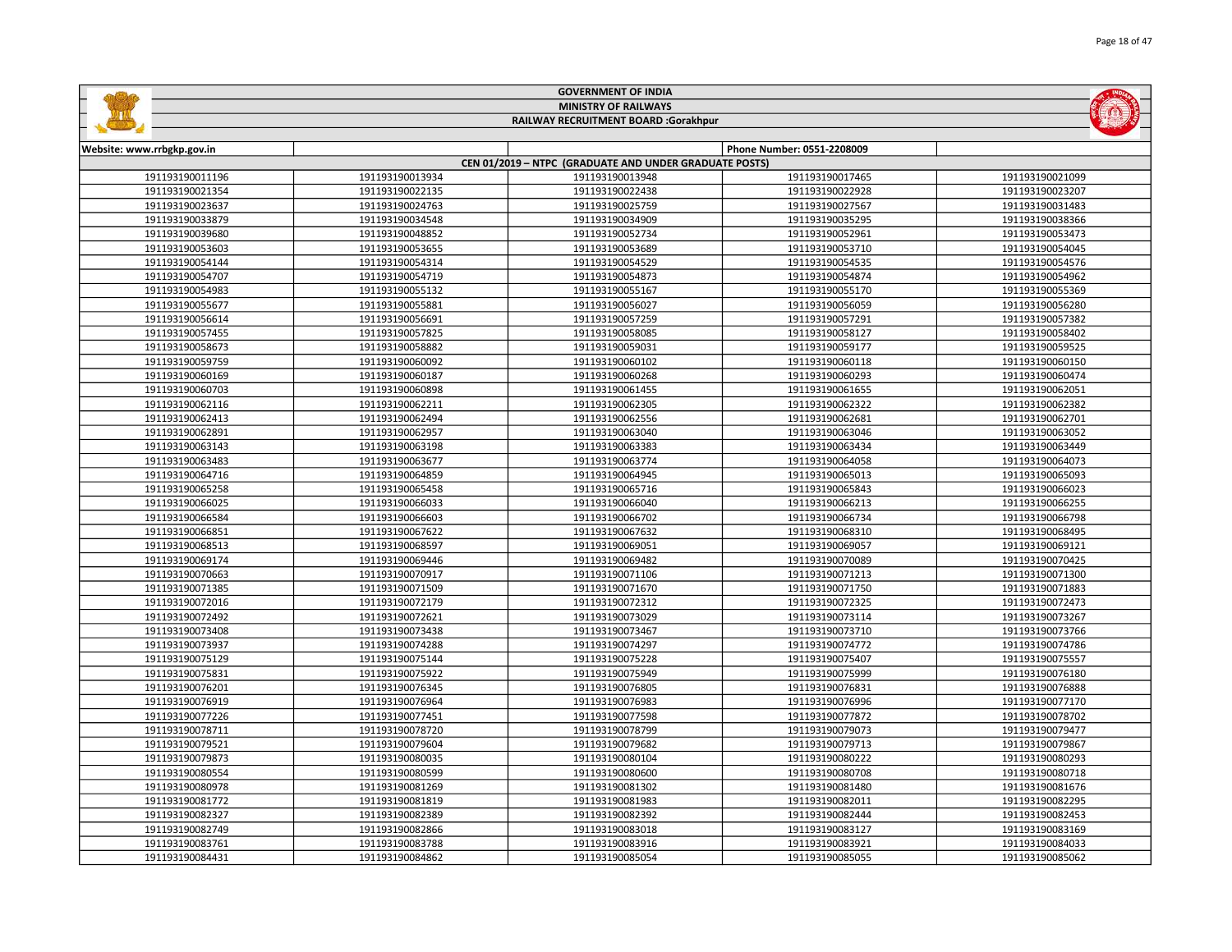# GOVERNMENT OF INDIA
## MINISTRY OF RAILWAYS
### RAILWAY RECRUITMENT BOARD :Gorakhpur

| Website: www.rrbgkp.gov.in | | | Phone Number: 0551-2208009 | |
|---|---|---|---|---|
| **CEN 01/2019 – NTPC (GRADUATE AND UNDER GRADUATE POSTS)** | | | | |
| 191193190011196 | 191193190013934 | 191193190013948 | 191193190017465 | 191193190021099 |
| 191193190021354 | 191193190022135 | 191193190022438 | 191193190022928 | 191193190023207 |
| 191193190023637 | 191193190024763 | 191193190025759 | 191193190027567 | 191193190031483 |
| 191193190033879 | 191193190034548 | 191193190034909 | 191193190035295 | 191193190038366 |
| 191193190039680 | 191193190048852 | 191193190052734 | 191193190052961 | 191193190053473 |
| 191193190053603 | 191193190053655 | 191193190053689 | 191193190053710 | 191193190054045 |
| 191193190054144 | 191193190054314 | 191193190054529 | 191193190054535 | 191193190054576 |
| 191193190054707 | 191193190054719 | 191193190054873 | 191193190054874 | 191193190054962 |
| 191193190054983 | 191193190055132 | 191193190055167 | 191193190055170 | 191193190055369 |
| 191193190055677 | 191193190055881 | 191193190056027 | 191193190056059 | 191193190056280 |
| 191193190056614 | 191193190056691 | 191193190057259 | 191193190057291 | 191193190057382 |
| 191193190057455 | 191193190057825 | 191193190058085 | 191193190058127 | 191193190058402 |
| 191193190058673 | 191193190058882 | 191193190059031 | 191193190059177 | 191193190059525 |
| 191193190059759 | 191193190060092 | 191193190060102 | 191193190060118 | 191193190060150 |
| 191193190060169 | 191193190060187 | 191193190060268 | 191193190060293 | 191193190060474 |
| 191193190060703 | 191193190060898 | 191193190061455 | 191193190061655 | 191193190062051 |
| 191193190062116 | 191193190062211 | 191193190062305 | 191193190062322 | 191193190062382 |
| 191193190062413 | 191193190062494 | 191193190062556 | 191193190062681 | 191193190062701 |
| 191193190062891 | 191193190062957 | 191193190063040 | 191193190063046 | 191193190063052 |
| 191193190063143 | 191193190063198 | 191193190063383 | 191193190063434 | 191193190063449 |
| 191193190063483 | 191193190063677 | 191193190063774 | 191193190064058 | 191193190064073 |
| 191193190064716 | 191193190064859 | 191193190064945 | 191193190065013 | 191193190065093 |
| 191193190065258 | 191193190065458 | 191193190065716 | 191193190065843 | 191193190066023 |
| 191193190066025 | 191193190066033 | 191193190066040 | 191193190066213 | 191193190066255 |
| 191193190066584 | 191193190066603 | 191193190066702 | 191193190066734 | 191193190066798 |
| 191193190066851 | 191193190067622 | 191193190067632 | 191193190068310 | 191193190068495 |
| 191193190068513 | 191193190068597 | 191193190069051 | 191193190069057 | 191193190069121 |
| 191193190069174 | 191193190069446 | 191193190069482 | 191193190070089 | 191193190070425 |
| 191193190070663 | 191193190070917 | 191193190071106 | 191193190071213 | 191193190071300 |
| 191193190071385 | 191193190071509 | 191193190071670 | 191193190071750 | 191193190071883 |
| 191193190072016 | 191193190072179 | 191193190072312 | 191193190072325 | 191193190072473 |
| 191193190072492 | 191193190072621 | 191193190073029 | 191193190073114 | 191193190073267 |
| 191193190073408 | 191193190073438 | 191193190073467 | 191193190073710 | 191193190073766 |
| 191193190073937 | 191193190074288 | 191193190074297 | 191193190074772 | 191193190074786 |
| 191193190075129 | 191193190075144 | 191193190075228 | 191193190075407 | 191193190075557 |
| 191193190075831 | 191193190075922 | 191193190075949 | 191193190075999 | 191193190076180 |
| 191193190076201 | 191193190076345 | 191193190076805 | 191193190076831 | 191193190076888 |
| 191193190076919 | 191193190076964 | 191193190076983 | 191193190076996 | 191193190077170 |
| 191193190077226 | 191193190077451 | 191193190077598 | 191193190077872 | 191193190078702 |
| 191193190078711 | 191193190078720 | 191193190078799 | 191193190079073 | 191193190079477 |
| 191193190079521 | 191193190079604 | 191193190079682 | 191193190079713 | 191193190079867 |
| 191193190079873 | 191193190080035 | 191193190080104 | 191193190080222 | 191193190080293 |
| 191193190080554 | 191193190080599 | 191193190080600 | 191193190080708 | 191193190080718 |
| 191193190080978 | 191193190081269 | 191193190081302 | 191193190081480 | 191193190081676 |
| 191193190081772 | 191193190081819 | 191193190081983 | 191193190082011 | 191193190082295 |
| 191193190082327 | 191193190082389 | 191193190082392 | 191193190082444 | 191193190082453 |
| 191193190082749 | 191193190082866 | 191193190083018 | 191193190083127 | 191193190083169 |
| 191193190083761 | 191193190083788 | 191193190083916 | 191193190083921 | 191193190084033 |
| 191193190084431 | 191193190084862 | 191193190085054 | 191193190085055 | 191193190085062 |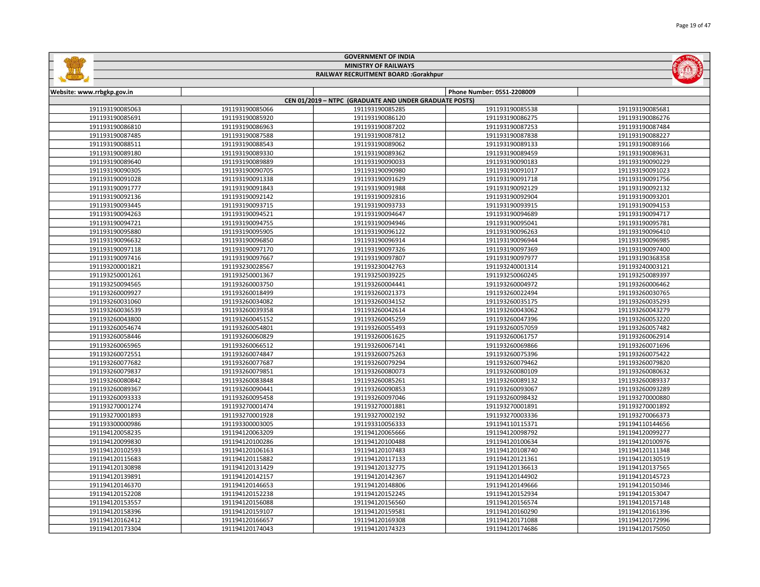GOVERNMENT OF INDIA

MINISTRY OF RAILWAYS

RAILWAY RECRUITMENT BOARD :Gorakhpur

| Website: www.rrbgkp.gov.in | | | Phone Number: 0551-2208009 | |
|---|---|---|---|---|
| CEN 01/2019 – NTPC (GRADUATE AND UNDER GRADUATE POSTS) | | | | |
| 191193190085063 | 191193190085066 | 191193190085285 | 191193190085538 | 191193190085681 |
| 191193190085691 | 191193190085920 | 191193190086120 | 191193190086275 | 191193190086276 |
| 191193190086810 | 191193190086963 | 191193190087202 | 191193190087253 | 191193190087484 |
| 191193190087485 | 191193190087588 | 191193190087812 | 191193190087838 | 191193190088227 |
| 191193190088511 | 191193190088543 | 191193190089062 | 191193190089133 | 191193190089166 |
| 191193190089180 | 191193190089330 | 191193190089362 | 191193190089459 | 191193190089631 |
| 191193190089640 | 191193190089889 | 191193190090033 | 191193190090183 | 191193190090229 |
| 191193190090305 | 191193190090705 | 191193190090980 | 191193190091017 | 191193190091023 |
| 191193190091028 | 191193190091338 | 191193190091629 | 191193190091718 | 191193190091756 |
| 191193190091777 | 191193190091843 | 191193190091988 | 191193190092129 | 191193190092132 |
| 191193190092136 | 191193190092142 | 191193190092816 | 191193190092904 | 191193190093201 |
| 191193190093445 | 191193190093715 | 191193190093733 | 191193190093915 | 191193190094153 |
| 191193190094263 | 191193190094521 | 191193190094647 | 191193190094689 | 191193190094717 |
| 191193190094721 | 191193190094755 | 191193190094946 | 191193190095041 | 191193190095781 |
| 191193190095880 | 191193190095905 | 191193190096122 | 191193190096263 | 191193190096410 |
| 191193190096632 | 191193190096850 | 191193190096914 | 191193190096944 | 191193190096985 |
| 191193190097118 | 191193190097170 | 191193190097326 | 191193190097369 | 191193190097400 |
| 191193190097416 | 191193190097667 | 191193190097807 | 191193190097977 | 191193190368358 |
| 191193200001821 | 191193230028567 | 191193230042763 | 191193240001314 | 191193240003121 |
| 191193250001261 | 191193250001367 | 191193250039225 | 191193250060245 | 191193250089397 |
| 191193250094565 | 191193260003750 | 191193260004441 | 191193260004972 | 191193260006462 |
| 191193260009927 | 191193260018499 | 191193260021373 | 191193260022494 | 191193260030765 |
| 191193260031060 | 191193260034082 | 191193260034152 | 191193260035175 | 191193260035293 |
| 191193260036539 | 191193260039358 | 191193260042614 | 191193260043062 | 191193260043279 |
| 191193260043800 | 191193260045152 | 191193260045259 | 191193260047396 | 191193260053220 |
| 191193260054674 | 191193260054801 | 191193260055493 | 191193260057059 | 191193260057482 |
| 191193260058446 | 191193260060829 | 191193260061625 | 191193260061757 | 191193260062914 |
| 191193260065965 | 191193260066512 | 191193260067141 | 191193260069866 | 191193260071696 |
| 191193260072551 | 191193260074847 | 191193260075263 | 191193260075396 | 191193260075422 |
| 191193260077682 | 191193260077687 | 191193260079294 | 191193260079462 | 191193260079820 |
| 191193260079837 | 191193260079851 | 191193260080073 | 191193260080109 | 191193260080632 |
| 191193260080842 | 191193260083848 | 191193260085261 | 191193260089132 | 191193260089337 |
| 191193260089367 | 191193260090441 | 191193260090853 | 191193260093067 | 191193260093289 |
| 191193260093333 | 191193260095458 | 191193260097046 | 191193260098432 | 191193270000880 |
| 191193270001274 | 191193270001474 | 191193270001881 | 191193270001891 | 191193270001892 |
| 191193270001893 | 191193270001928 | 191193270002192 | 191193270003336 | 191193270066373 |
| 191193300000986 | 191193300003005 | 191193310056333 | 191194110115371 | 191194110144656 |
| 191194120058235 | 191194120063209 | 191194120065666 | 191194120098792 | 191194120099277 |
| 191194120099830 | 191194120100286 | 191194120100488 | 191194120100634 | 191194120100976 |
| 191194120102593 | 191194120106163 | 191194120107483 | 191194120108740 | 191194120111348 |
| 191194120115683 | 191194120115882 | 191194120117133 | 191194120121361 | 191194120130519 |
| 191194120130898 | 191194120131429 | 191194120132775 | 191194120136613 | 191194120137565 |
| 191194120139891 | 191194120142157 | 191194120142367 | 191194120144902 | 191194120145723 |
| 191194120146370 | 191194120146653 | 191194120148806 | 191194120149666 | 191194120150346 |
| 191194120152208 | 191194120152238 | 191194120152245 | 191194120152934 | 191194120153047 |
| 191194120153557 | 191194120156088 | 191194120156560 | 191194120156574 | 191194120157148 |
| 191194120158396 | 191194120159107 | 191194120159581 | 191194120160290 | 191194120161396 |
| 191194120162412 | 191194120166657 | 191194120169308 | 191194120171088 | 191194120172996 |
| 191194120173304 | 191194120174043 | 191194120174323 | 191194120174686 | 191194120175050 |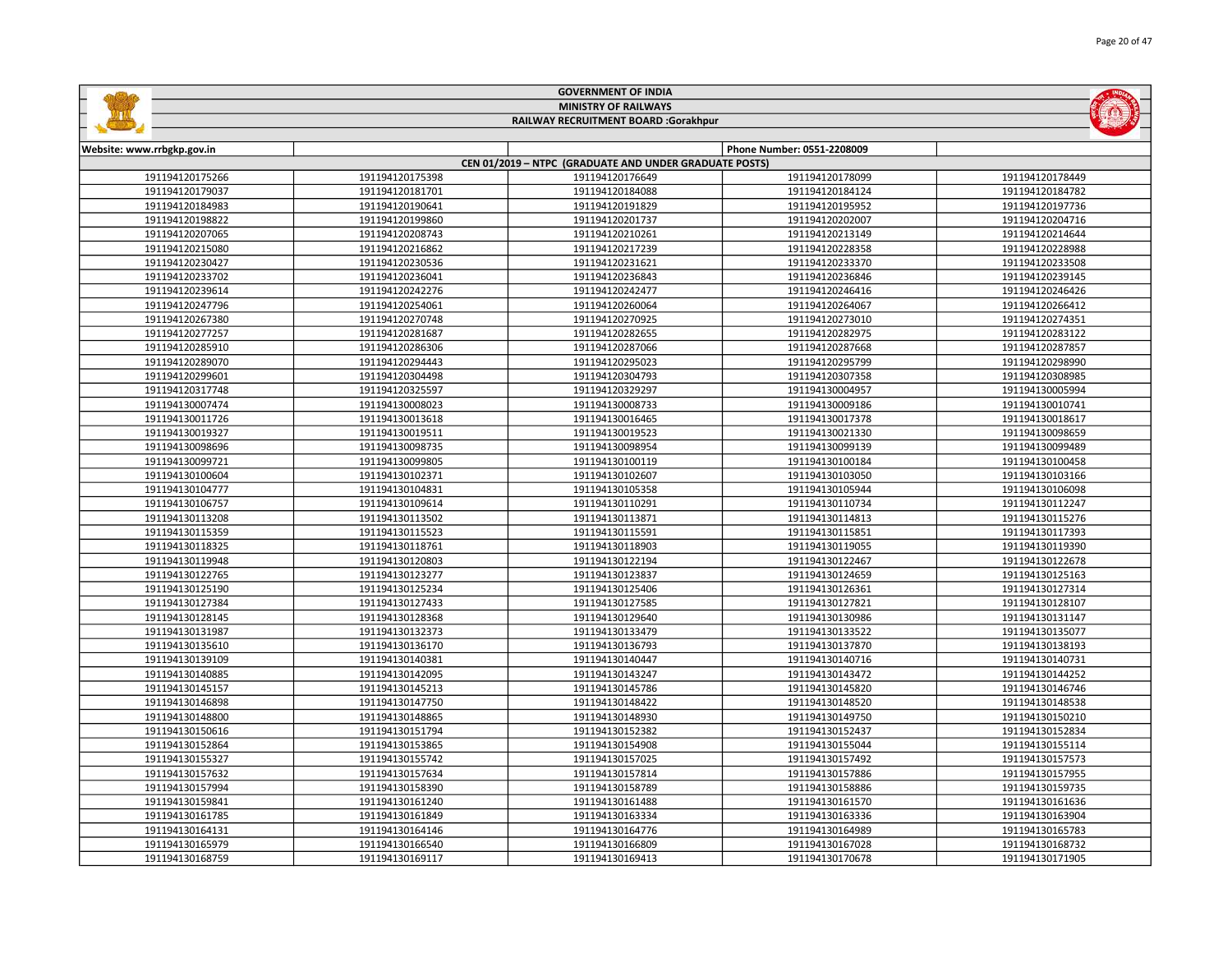# GOVERNMENT OF INDIA
## MINISTRY OF RAILWAYS
### RAILWAY RECRUITMENT BOARD :Gorakhpur

| Website: www.rrbgkp.gov.in | | | Phone Number: 0551-2208009 | |
|---|---|---|---|---|
| CEN 01/2019 – NTPC (GRADUATE AND UNDER GRADUATE POSTS) | | | | |
| 191194120175266 | 191194120175398 | 191194120176649 | 191194120178099 | 191194120178449 |
| 191194120179037 | 191194120181701 | 191194120184088 | 191194120184124 | 191194120184782 |
| 191194120184983 | 191194120190641 | 191194120191829 | 191194120195952 | 191194120197736 |
| 191194120198822 | 191194120199860 | 191194120201737 | 191194120202007 | 191194120204716 |
| 191194120207065 | 191194120208743 | 191194120210261 | 191194120213149 | 191194120214644 |
| 191194120215080 | 191194120216862 | 191194120217239 | 191194120228358 | 191194120228988 |
| 191194120230427 | 191194120230536 | 191194120231621 | 191194120233370 | 191194120233508 |
| 191194120233702 | 191194120236041 | 191194120236843 | 191194120236846 | 191194120239145 |
| 191194120239614 | 191194120242276 | 191194120242477 | 191194120246416 | 191194120246426 |
| 191194120247796 | 191194120254061 | 191194120260064 | 191194120264067 | 191194120266412 |
| 191194120267380 | 191194120270748 | 191194120270925 | 191194120273010 | 191194120274351 |
| 191194120277257 | 191194120281687 | 191194120282655 | 191194120282975 | 191194120283122 |
| 191194120285910 | 191194120286306 | 191194120287066 | 191194120287668 | 191194120287857 |
| 191194120289070 | 191194120294443 | 191194120295023 | 191194120295799 | 191194120298990 |
| 191194120299601 | 191194120304498 | 191194120304793 | 191194120307358 | 191194120308985 |
| 191194120317748 | 191194120325597 | 191194120329297 | 191194130004957 | 191194130005994 |
| 191194130007474 | 191194130008023 | 191194130008733 | 191194130009186 | 191194130010741 |
| 191194130011726 | 191194130013618 | 191194130016465 | 191194130017378 | 191194130018617 |
| 191194130019327 | 191194130019511 | 191194130019523 | 191194130021330 | 191194130098659 |
| 191194130098696 | 191194130098735 | 191194130098954 | 191194130099139 | 191194130099489 |
| 191194130099721 | 191194130099805 | 191194130100119 | 191194130100184 | 191194130100458 |
| 191194130100604 | 191194130102371 | 191194130102607 | 191194130103050 | 191194130103166 |
| 191194130104777 | 191194130104831 | 191194130105358 | 191194130105944 | 191194130106098 |
| 191194130106757 | 191194130109614 | 191194130110291 | 191194130110734 | 191194130112247 |
| 191194130113208 | 191194130113502 | 191194130113871 | 191194130114813 | 191194130115276 |
| 191194130115359 | 191194130115523 | 191194130115591 | 191194130115851 | 191194130117393 |
| 191194130118325 | 191194130118761 | 191194130118903 | 191194130119055 | 191194130119390 |
| 191194130119948 | 191194130120803 | 191194130122194 | 191194130122467 | 191194130122678 |
| 191194130122765 | 191194130123277 | 191194130123837 | 191194130124659 | 191194130125163 |
| 191194130125190 | 191194130125234 | 191194130125406 | 191194130126361 | 191194130127314 |
| 191194130127384 | 191194130127433 | 191194130127585 | 191194130127821 | 191194130128107 |
| 191194130128145 | 191194130128368 | 191194130129640 | 191194130130986 | 191194130131147 |
| 191194130131987 | 191194130132373 | 191194130133479 | 191194130133522 | 191194130135077 |
| 191194130135610 | 191194130136170 | 191194130136793 | 191194130137870 | 191194130138193 |
| 191194130139109 | 191194130140381 | 191194130140447 | 191194130140716 | 191194130140731 |
| 191194130140885 | 191194130142095 | 191194130143247 | 191194130143472 | 191194130144252 |
| 191194130145157 | 191194130145213 | 191194130145786 | 191194130145820 | 191194130146746 |
| 191194130146898 | 191194130147750 | 191194130148422 | 191194130148520 | 191194130148538 |
| 191194130148800 | 191194130148865 | 191194130148930 | 191194130149750 | 191194130150210 |
| 191194130150616 | 191194130151794 | 191194130152382 | 191194130152437 | 191194130152834 |
| 191194130152864 | 191194130153865 | 191194130154908 | 191194130155044 | 191194130155114 |
| 191194130155327 | 191194130155742 | 191194130157025 | 191194130157492 | 191194130157573 |
| 191194130157632 | 191194130157634 | 191194130157814 | 191194130157886 | 191194130157955 |
| 191194130157994 | 191194130158390 | 191194130158789 | 191194130158886 | 191194130159735 |
| 191194130159841 | 191194130161240 | 191194130161488 | 191194130161570 | 191194130161636 |
| 191194130161785 | 191194130161849 | 191194130163334 | 191194130163336 | 191194130163904 |
| 191194130164131 | 191194130164146 | 191194130164776 | 191194130164989 | 191194130165783 |
| 191194130165979 | 191194130166540 | 191194130166809 | 191194130167028 | 191194130168732 |
| 191194130168759 | 191194130169117 | 191194130169413 | 191194130170678 | 191194130171905 |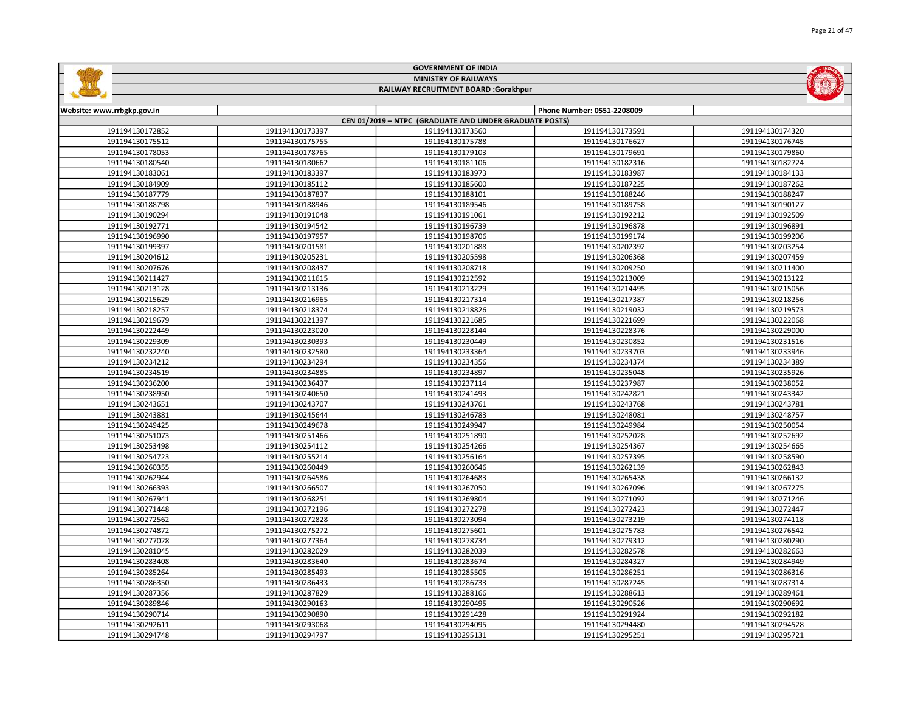# GOVERNMENT OF INDIA

## MINISTRY OF RAILWAYS

### RAILWAY RECRUITMENT BOARD :Gorakhpur

| Website: www.rrbgkp.gov.in | | | Phone Number: 0551-2208009 | |
|---|---|---|---|---|
| CEN 01/2019 – NTPC (GRADUATE AND UNDER GRADUATE POSTS) | | | | |
| 191194130172852 | 191194130173397 | 191194130173560 | 191194130173591 | 191194130174320 |
| 191194130175512 | 191194130175555 | 191194130175788 | 191194130176627 | 191194130176745 |
| 191194130178053 | 191194130178765 | 191194130179103 | 191194130179691 | 191194130179860 |
| 191194130180540 | 191194130180662 | 191194130181106 | 191194130182316 | 191194130182724 |
| 191194130183061 | 191194130183397 | 191194130183973 | 191194130183987 | 191194130184133 |
| 191194130184909 | 191194130185112 | 191194130185600 | 191194130187225 | 191194130187262 |
| 191194130187779 | 191194130187837 | 191194130188101 | 191194130188246 | 191194130188247 |
| 191194130188798 | 191194130188946 | 191194130189546 | 191194130189758 | 191194130190127 |
| 191194130190294 | 191194130191048 | 191194130191061 | 191194130192212 | 191194130192509 |
| 191194130192771 | 191194130194542 | 191194130196739 | 191194130196878 | 191194130196891 |
| 191194130196990 | 191194130197957 | 191194130198706 | 191194130199174 | 191194130199206 |
| 191194130199397 | 191194130201581 | 191194130201888 | 191194130202392 | 191194130203254 |
| 191194130204612 | 191194130205231 | 191194130205598 | 191194130206368 | 191194130207459 |
| 191194130207676 | 191194130208437 | 191194130208718 | 191194130209250 | 191194130211400 |
| 191194130211427 | 191194130211615 | 191194130212592 | 191194130213009 | 191194130213122 |
| 191194130213128 | 191194130213136 | 191194130213229 | 191194130214495 | 191194130215056 |
| 191194130215629 | 191194130216965 | 191194130217314 | 191194130217387 | 191194130218256 |
| 191194130218257 | 191194130218374 | 191194130218826 | 191194130219032 | 191194130219573 |
| 191194130219679 | 191194130221397 | 191194130221685 | 191194130221699 | 191194130222068 |
| 191194130222449 | 191194130223020 | 191194130228144 | 191194130228376 | 191194130229000 |
| 191194130229309 | 191194130230393 | 191194130230449 | 191194130230852 | 191194130231516 |
| 191194130232240 | 191194130232580 | 191194130233364 | 191194130233703 | 191194130233946 |
| 191194130234212 | 191194130234294 | 191194130234356 | 191194130234374 | 191194130234389 |
| 191194130234519 | 191194130234885 | 191194130234897 | 191194130235048 | 191194130235926 |
| 191194130236200 | 191194130236437 | 191194130237114 | 191194130237987 | 191194130238052 |
| 191194130238950 | 191194130240650 | 191194130241493 | 191194130242821 | 191194130243342 |
| 191194130243651 | 191194130243707 | 191194130243761 | 191194130243768 | 191194130243781 |
| 191194130243881 | 191194130245644 | 191194130246783 | 191194130248081 | 191194130248757 |
| 191194130249425 | 191194130249678 | 191194130249947 | 191194130249984 | 191194130250054 |
| 191194130251073 | 191194130251466 | 191194130251890 | 191194130252028 | 191194130252692 |
| 191194130253498 | 191194130254112 | 191194130254266 | 191194130254367 | 191194130254665 |
| 191194130254723 | 191194130255214 | 191194130256164 | 191194130257395 | 191194130258590 |
| 191194130260355 | 191194130260449 | 191194130260646 | 191194130262139 | 191194130262843 |
| 191194130262944 | 191194130264586 | 191194130264683 | 191194130265438 | 191194130266132 |
| 191194130266393 | 191194130266507 | 191194130267050 | 191194130267096 | 191194130267275 |
| 191194130267941 | 191194130268251 | 191194130269804 | 191194130271092 | 191194130271246 |
| 191194130271448 | 191194130272196 | 191194130272278 | 191194130272423 | 191194130272447 |
| 191194130272562 | 191194130272828 | 191194130273094 | 191194130273219 | 191194130274118 |
| 191194130274872 | 191194130275272 | 191194130275601 | 191194130275783 | 191194130276542 |
| 191194130277028 | 191194130277364 | 191194130278734 | 191194130279312 | 191194130280290 |
| 191194130281045 | 191194130282029 | 191194130282039 | 191194130282578 | 191194130282663 |
| 191194130283408 | 191194130283640 | 191194130283674 | 191194130284327 | 191194130284949 |
| 191194130285264 | 191194130285493 | 191194130285505 | 191194130286251 | 191194130286316 |
| 191194130286350 | 191194130286433 | 191194130286733 | 191194130287245 | 191194130287314 |
| 191194130287356 | 191194130287829 | 191194130288166 | 191194130288613 | 191194130289461 |
| 191194130289846 | 191194130290163 | 191194130290495 | 191194130290526 | 191194130290692 |
| 191194130290714 | 191194130290890 | 191194130291428 | 191194130291924 | 191194130292182 |
| 191194130292611 | 191194130293068 | 191194130294095 | 191194130294480 | 191194130294528 |
| 191194130294748 | 191194130294797 | 191194130295131 | 191194130295251 | 191194130295721 |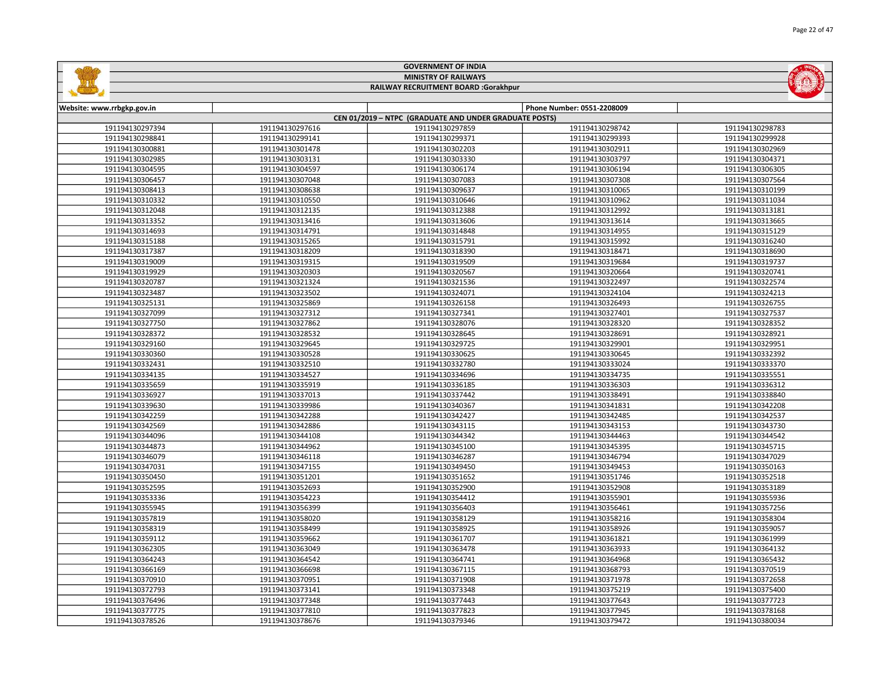GOVERNMENT OF INDIA

MINISTRY OF RAILWAYS

RAILWAY RECRUITMENT BOARD :Gorakhpur

| Website: www.rrbgkp.gov.in | | | Phone Number: 0551-2208009 | |
|---|---|---|---|---|
| CEN 01/2019 – NTPC (GRADUATE AND UNDER GRADUATE POSTS) | | | | |
| 191194130297394 | 191194130297616 | 191194130297859 | 191194130298742 | 191194130298783 |
| 191194130298841 | 191194130299141 | 191194130299371 | 191194130299393 | 191194130299928 |
| 191194130300881 | 191194130301478 | 191194130302203 | 191194130302911 | 191194130302969 |
| 191194130302985 | 191194130303131 | 191194130303330 | 191194130303797 | 191194130304371 |
| 191194130304595 | 191194130304597 | 191194130306174 | 191194130306194 | 191194130306305 |
| 191194130306457 | 191194130307048 | 191194130307083 | 191194130307308 | 191194130307564 |
| 191194130308413 | 191194130308638 | 191194130309637 | 191194130310065 | 191194130310199 |
| 191194130310332 | 191194130310550 | 191194130310646 | 191194130310962 | 191194130311034 |
| 191194130312048 | 191194130312135 | 191194130312388 | 191194130312992 | 191194130313181 |
| 191194130313352 | 191194130313416 | 191194130313606 | 191194130313614 | 191194130313665 |
| 191194130314693 | 191194130314791 | 191194130314848 | 191194130314955 | 191194130315129 |
| 191194130315188 | 191194130315265 | 191194130315791 | 191194130315992 | 191194130316240 |
| 191194130317387 | 191194130318209 | 191194130318390 | 191194130318471 | 191194130318690 |
| 191194130319009 | 191194130319315 | 191194130319509 | 191194130319684 | 191194130319737 |
| 191194130319929 | 191194130320303 | 191194130320567 | 191194130320664 | 191194130320741 |
| 191194130320787 | 191194130321324 | 191194130321536 | 191194130322497 | 191194130322574 |
| 191194130323487 | 191194130323502 | 191194130324071 | 191194130324104 | 191194130324213 |
| 191194130325131 | 191194130325869 | 191194130326158 | 191194130326493 | 191194130326755 |
| 191194130327099 | 191194130327312 | 191194130327341 | 191194130327401 | 191194130327537 |
| 191194130327750 | 191194130327862 | 191194130328076 | 191194130328320 | 191194130328352 |
| 191194130328372 | 191194130328532 | 191194130328645 | 191194130328691 | 191194130328921 |
| 191194130329160 | 191194130329645 | 191194130329725 | 191194130329901 | 191194130329951 |
| 191194130330360 | 191194130330528 | 191194130330625 | 191194130330645 | 191194130332392 |
| 191194130332431 | 191194130332510 | 191194130332780 | 191194130333024 | 191194130333370 |
| 191194130334135 | 191194130334527 | 191194130334696 | 191194130334735 | 191194130335551 |
| 191194130335659 | 191194130335919 | 191194130336185 | 191194130336303 | 191194130336312 |
| 191194130336927 | 191194130337013 | 191194130337442 | 191194130338491 | 191194130338840 |
| 191194130339630 | 191194130339986 | 191194130340367 | 191194130341831 | 191194130342208 |
| 191194130342259 | 191194130342288 | 191194130342427 | 191194130342485 | 191194130342537 |
| 191194130342569 | 191194130342886 | 191194130343115 | 191194130343153 | 191194130343730 |
| 191194130344096 | 191194130344108 | 191194130344342 | 191194130344463 | 191194130344542 |
| 191194130344873 | 191194130344962 | 191194130345100 | 191194130345395 | 191194130345715 |
| 191194130346079 | 191194130346118 | 191194130346287 | 191194130346794 | 191194130347029 |
| 191194130347031 | 191194130347155 | 191194130349450 | 191194130349453 | 191194130350163 |
| 191194130350450 | 191194130351201 | 191194130351652 | 191194130351746 | 191194130352518 |
| 191194130352595 | 191194130352693 | 191194130352900 | 191194130352908 | 191194130353189 |
| 191194130353336 | 191194130354223 | 191194130354412 | 191194130355901 | 191194130355936 |
| 191194130355945 | 191194130356399 | 191194130356403 | 191194130356461 | 191194130357256 |
| 191194130357819 | 191194130358020 | 191194130358129 | 191194130358216 | 191194130358304 |
| 191194130358319 | 191194130358499 | 191194130358925 | 191194130358926 | 191194130359057 |
| 191194130359112 | 191194130359662 | 191194130361707 | 191194130361821 | 191194130361999 |
| 191194130362305 | 191194130363049 | 191194130363478 | 191194130363933 | 191194130364132 |
| 191194130364243 | 191194130364542 | 191194130364741 | 191194130364968 | 191194130365432 |
| 191194130366169 | 191194130366698 | 191194130367115 | 191194130368793 | 191194130370519 |
| 191194130370910 | 191194130370951 | 191194130371908 | 191194130371978 | 191194130372658 |
| 191194130372793 | 191194130373141 | 191194130373348 | 191194130375219 | 191194130375400 |
| 191194130376496 | 191194130377348 | 191194130377443 | 191194130377643 | 191194130377723 |
| 191194130377775 | 191194130377810 | 191194130377823 | 191194130377945 | 191194130378168 |
| 191194130378526 | 191194130378676 | 191194130379346 | 191194130379472 | 191194130380034 |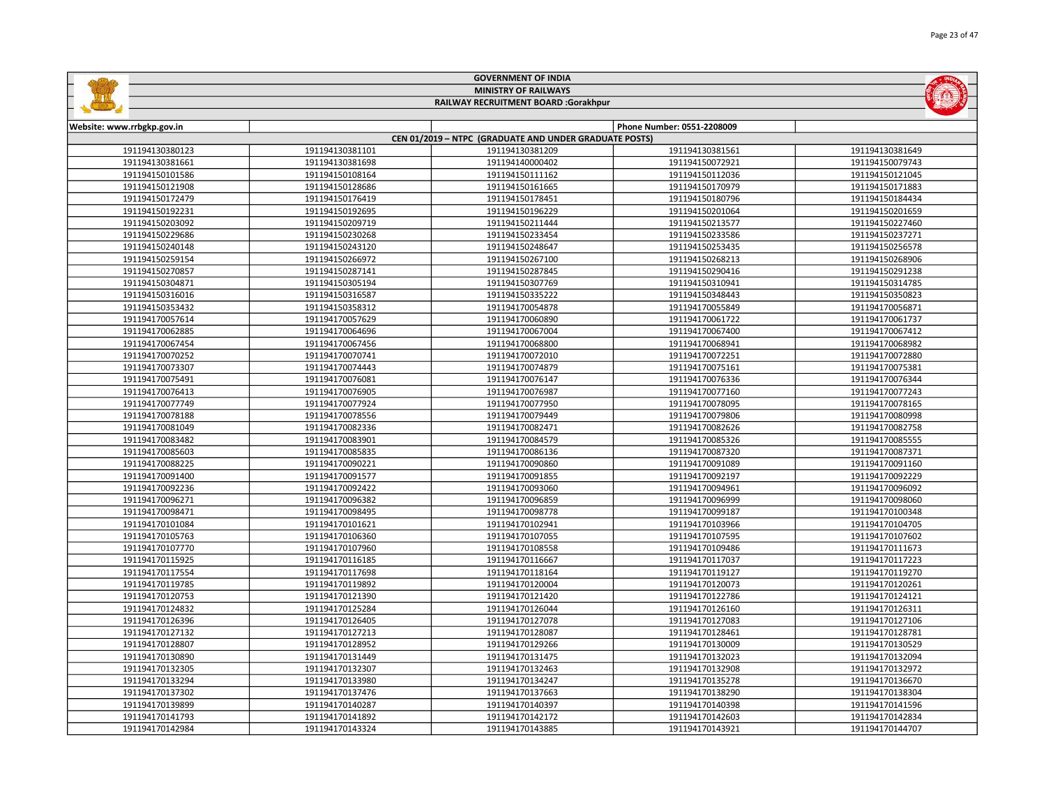# GOVERNMENT OF INDIA

## MINISTRY OF RAILWAYS

### RAILWAY RECRUITMENT BOARD :Gorakhpur

| Website: www.rrbgkp.gov.in | | | Phone Number: 0551-2208009 | |
|---|---|---|---|---|
| CEN 01/2019 – NTPC (GRADUATE AND UNDER GRADUATE POSTS) | | | | |
| 191194130380123 | 191194130381101 | 191194130381209 | 191194130381561 | 191194130381649 |
| 191194130381661 | 191194130381698 | 191194140000402 | 191194150072921 | 191194150079743 |
| 191194150101586 | 191194150108164 | 191194150111162 | 191194150112036 | 191194150121045 |
| 191194150121908 | 191194150128686 | 191194150161665 | 191194150170979 | 191194150171883 |
| 191194150172479 | 191194150176419 | 191194150178451 | 191194150180796 | 191194150184434 |
| 191194150192231 | 191194150192695 | 191194150196229 | 191194150201064 | 191194150201659 |
| 191194150203092 | 191194150209719 | 191194150211444 | 191194150213577 | 191194150227460 |
| 191194150229686 | 191194150230268 | 191194150233454 | 191194150233586 | 191194150237271 |
| 191194150240148 | 191194150243120 | 191194150248647 | 191194150253435 | 191194150256578 |
| 191194150259154 | 191194150266972 | 191194150267100 | 191194150268213 | 191194150268906 |
| 191194150270857 | 191194150287141 | 191194150287845 | 191194150290416 | 191194150291238 |
| 191194150304871 | 191194150305194 | 191194150307769 | 191194150310941 | 191194150314785 |
| 191194150316016 | 191194150316587 | 191194150335222 | 191194150348443 | 191194150350823 |
| 191194150353432 | 191194150358312 | 191194170054878 | 191194170055849 | 191194170056871 |
| 191194170057614 | 191194170057629 | 191194170060890 | 191194170061722 | 191194170061737 |
| 191194170062885 | 191194170064696 | 191194170067004 | 191194170067400 | 191194170067412 |
| 191194170067454 | 191194170067456 | 191194170068800 | 191194170068941 | 191194170068982 |
| 191194170070252 | 191194170070741 | 191194170072010 | 191194170072251 | 191194170072880 |
| 191194170073307 | 191194170074443 | 191194170074879 | 191194170075161 | 191194170075381 |
| 191194170075491 | 191194170076081 | 191194170076147 | 191194170076336 | 191194170076344 |
| 191194170076413 | 191194170076905 | 191194170076987 | 191194170077160 | 191194170077243 |
| 191194170077749 | 191194170077924 | 191194170077950 | 191194170078095 | 191194170078165 |
| 191194170078188 | 191194170078556 | 191194170079449 | 191194170079806 | 191194170080998 |
| 191194170081049 | 191194170082336 | 191194170082471 | 191194170082626 | 191194170082758 |
| 191194170083482 | 191194170083901 | 191194170084579 | 191194170085326 | 191194170085555 |
| 191194170085603 | 191194170085835 | 191194170086136 | 191194170087320 | 191194170087371 |
| 191194170088225 | 191194170090221 | 191194170090860 | 191194170091089 | 191194170091160 |
| 191194170091400 | 191194170091577 | 191194170091855 | 191194170092197 | 191194170092229 |
| 191194170092236 | 191194170092422 | 191194170093060 | 191194170094961 | 191194170096092 |
| 191194170096271 | 191194170096382 | 191194170096859 | 191194170096999 | 191194170098060 |
| 191194170098471 | 191194170098495 | 191194170098778 | 191194170099187 | 191194170100348 |
| 191194170101084 | 191194170101621 | 191194170102941 | 191194170103966 | 191194170104705 |
| 191194170105763 | 191194170106360 | 191194170107055 | 191194170107595 | 191194170107602 |
| 191194170107770 | 191194170107960 | 191194170108558 | 191194170109486 | 191194170111673 |
| 191194170115925 | 191194170116185 | 191194170116667 | 191194170117037 | 191194170117223 |
| 191194170117554 | 191194170117698 | 191194170118164 | 191194170119127 | 191194170119270 |
| 191194170119785 | 191194170119892 | 191194170120004 | 191194170120073 | 191194170120261 |
| 191194170120753 | 191194170121390 | 191194170121420 | 191194170122786 | 191194170124121 |
| 191194170124832 | 191194170125284 | 191194170126044 | 191194170126160 | 191194170126311 |
| 191194170126396 | 191194170126405 | 191194170127078 | 191194170127083 | 191194170127106 |
| 191194170127132 | 191194170127213 | 191194170128087 | 191194170128461 | 191194170128781 |
| 191194170128807 | 191194170128952 | 191194170129266 | 191194170130009 | 191194170130529 |
| 191194170130890 | 191194170131449 | 191194170131475 | 191194170132023 | 191194170132094 |
| 191194170132305 | 191194170132307 | 191194170132463 | 191194170132908 | 191194170132972 |
| 191194170133294 | 191194170133980 | 191194170134247 | 191194170135278 | 191194170136670 |
| 191194170137302 | 191194170137476 | 191194170137663 | 191194170138290 | 191194170138304 |
| 191194170139899 | 191194170140287 | 191194170140397 | 191194170140398 | 191194170141596 |
| 191194170141793 | 191194170141892 | 191194170142172 | 191194170142603 | 191194170142834 |
| 191194170142984 | 191194170143324 | 191194170143885 | 191194170143921 | 191194170144707 |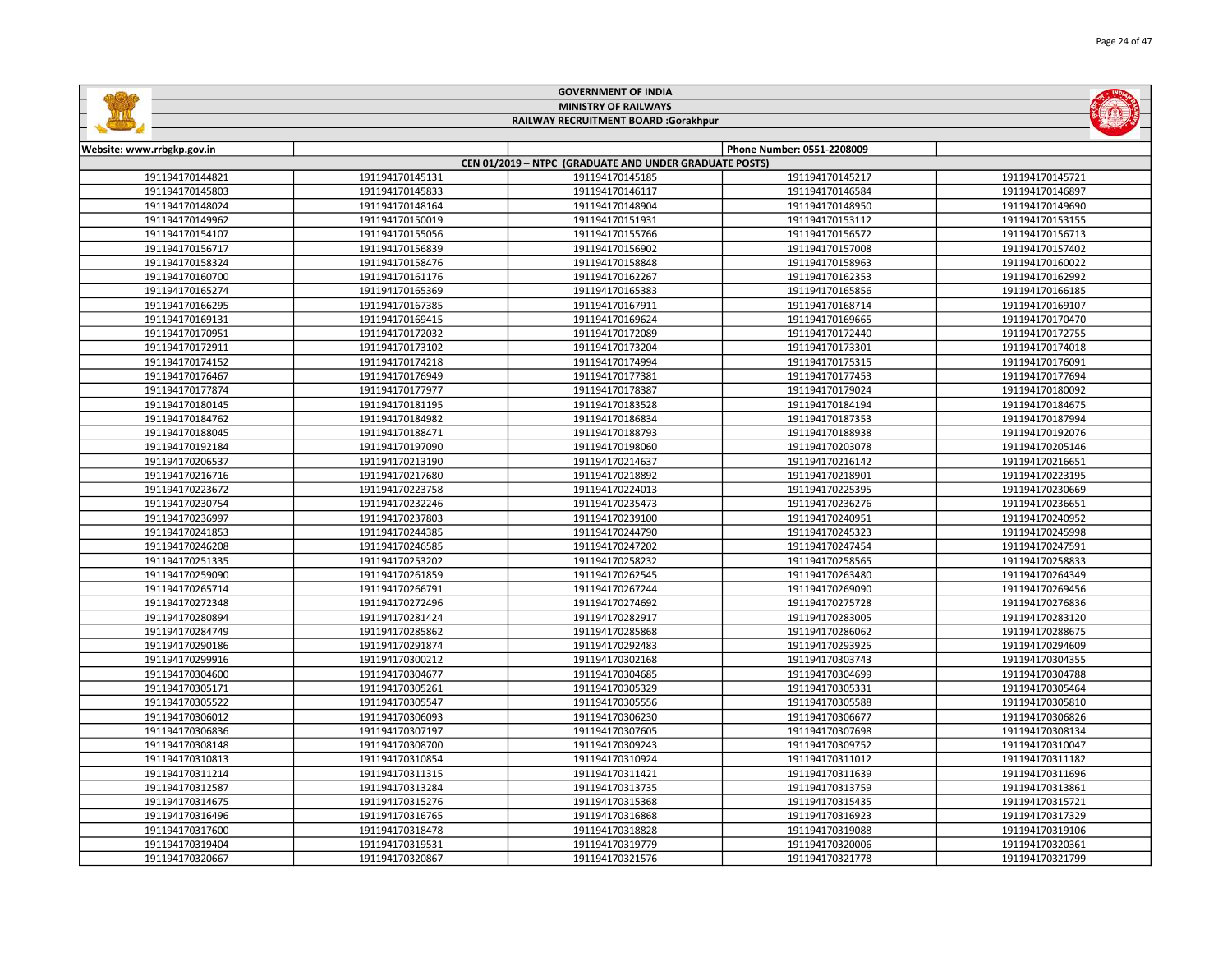# GOVERNMENT OF INDIA

## MINISTRY OF RAILWAYS

### RAILWAY RECRUITMENT BOARD :Gorakhpur

| Website: www.rrbgkp.gov.in | | | Phone Number: 0551-2208009 | |
|---|---|---|---|---|
| CEN 01/2019 – NTPC (GRADUATE AND UNDER GRADUATE POSTS) | | | | |
| 191194170144821 | 191194170145131 | 191194170145185 | 191194170145217 | 191194170145721 |
| 191194170145803 | 191194170145833 | 191194170146117 | 191194170146584 | 191194170146897 |
| 191194170148024 | 191194170148164 | 191194170148904 | 191194170148950 | 191194170149690 |
| 191194170149962 | 191194170150019 | 191194170151931 | 191194170153112 | 191194170153155 |
| 191194170154107 | 191194170155056 | 191194170155766 | 191194170156572 | 191194170156713 |
| 191194170156717 | 191194170156839 | 191194170156902 | 191194170157008 | 191194170157402 |
| 191194170158324 | 191194170158476 | 191194170158848 | 191194170158963 | 191194170160022 |
| 191194170160700 | 191194170161176 | 191194170162267 | 191194170162353 | 191194170162992 |
| 191194170165274 | 191194170165369 | 191194170165383 | 191194170165856 | 191194170166185 |
| 191194170166295 | 191194170167385 | 191194170167911 | 191194170168714 | 191194170169107 |
| 191194170169131 | 191194170169415 | 191194170169624 | 191194170169665 | 191194170170470 |
| 191194170170951 | 191194170172032 | 191194170172089 | 191194170172440 | 191194170172755 |
| 191194170172911 | 191194170173102 | 191194170173204 | 191194170173301 | 191194170174018 |
| 191194170174152 | 191194170174218 | 191194170174994 | 191194170175315 | 191194170176091 |
| 191194170176467 | 191194170176949 | 191194170177381 | 191194170177453 | 191194170177694 |
| 191194170177874 | 191194170177977 | 191194170178387 | 191194170179024 | 191194170180092 |
| 191194170180145 | 191194170181195 | 191194170183528 | 191194170184194 | 191194170184675 |
| 191194170184762 | 191194170184982 | 191194170186834 | 191194170187353 | 191194170187994 |
| 191194170188045 | 191194170188471 | 191194170188793 | 191194170188938 | 191194170192076 |
| 191194170192184 | 191194170197090 | 191194170198060 | 191194170203078 | 191194170205146 |
| 191194170206537 | 191194170213190 | 191194170214637 | 191194170216142 | 191194170216651 |
| 191194170216716 | 191194170217680 | 191194170218892 | 191194170218901 | 191194170223195 |
| 191194170223672 | 191194170223758 | 191194170224013 | 191194170225395 | 191194170230669 |
| 191194170230754 | 191194170232246 | 191194170235473 | 191194170236276 | 191194170236651 |
| 191194170236997 | 191194170237803 | 191194170239100 | 191194170240951 | 191194170240952 |
| 191194170241853 | 191194170244385 | 191194170244790 | 191194170245323 | 191194170245998 |
| 191194170246208 | 191194170246585 | 191194170247202 | 191194170247454 | 191194170247591 |
| 191194170251335 | 191194170253202 | 191194170258232 | 191194170258565 | 191194170258833 |
| 191194170259090 | 191194170261859 | 191194170262545 | 191194170263480 | 191194170264349 |
| 191194170265714 | 191194170266791 | 191194170267244 | 191194170269090 | 191194170269456 |
| 191194170272348 | 191194170272496 | 191194170274692 | 191194170275728 | 191194170276836 |
| 191194170280894 | 191194170281424 | 191194170282917 | 191194170283005 | 191194170283120 |
| 191194170284749 | 191194170285862 | 191194170285868 | 191194170286062 | 191194170288675 |
| 191194170290186 | 191194170291874 | 191194170292483 | 191194170293925 | 191194170294609 |
| 191194170299916 | 191194170300212 | 191194170302168 | 191194170303743 | 191194170304355 |
| 191194170304600 | 191194170304677 | 191194170304685 | 191194170304699 | 191194170304788 |
| 191194170305171 | 191194170305261 | 191194170305329 | 191194170305331 | 191194170305464 |
| 191194170305522 | 191194170305547 | 191194170305556 | 191194170305588 | 191194170305810 |
| 191194170306012 | 191194170306093 | 191194170306230 | 191194170306677 | 191194170306826 |
| 191194170306836 | 191194170307197 | 191194170307605 | 191194170307698 | 191194170308134 |
| 191194170308148 | 191194170308700 | 191194170309243 | 191194170309752 | 191194170310047 |
| 191194170310813 | 191194170310854 | 191194170310924 | 191194170311012 | 191194170311182 |
| 191194170311214 | 191194170311315 | 191194170311421 | 191194170311639 | 191194170311696 |
| 191194170312587 | 191194170313284 | 191194170313735 | 191194170313759 | 191194170313861 |
| 191194170314675 | 191194170315276 | 191194170315368 | 191194170315435 | 191194170315721 |
| 191194170316496 | 191194170316765 | 191194170316868 | 191194170316923 | 191194170317329 |
| 191194170317600 | 191194170318478 | 191194170318828 | 191194170319088 | 191194170319106 |
| 191194170319404 | 191194170319531 | 191194170319779 | 191194170320006 | 191194170320361 |
| 191194170320667 | 191194170320867 | 191194170321576 | 191194170321778 | 191194170321799 |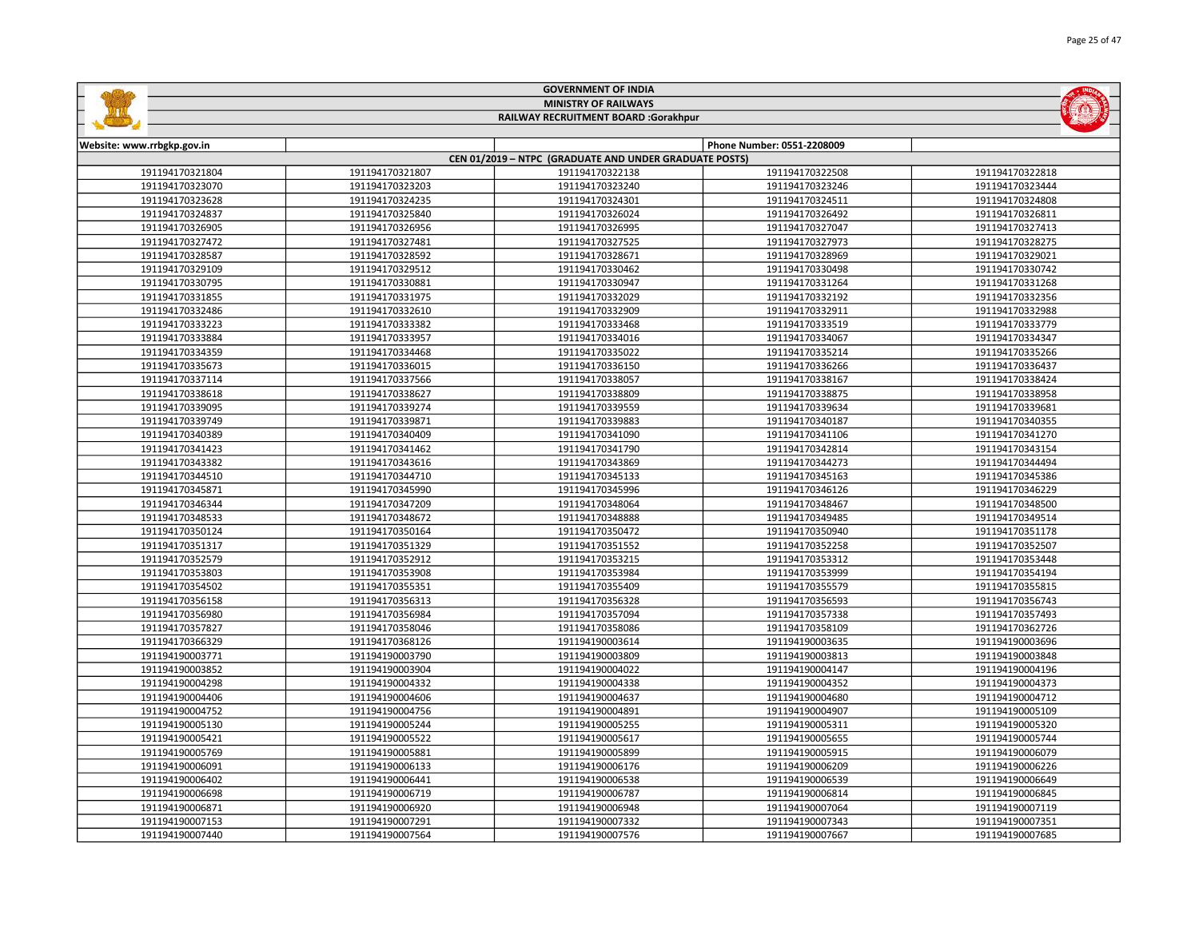# GOVERNMENT OF INDIA

## MINISTRY OF RAILWAYS

## RAILWAY RECRUITMENT BOARD :Gorakhpur

| Website: www.rrbgkp.gov.in | | | Phone Number: 0551-2208009 | |
|---|---|---|---|---|
| CEN 01/2019 – NTPC (GRADUATE AND UNDER GRADUATE POSTS) | | | | |
| 191194170321804 | 191194170321807 | 191194170322138 | 191194170322508 | 191194170322818 |
| 191194170323070 | 191194170323203 | 191194170323240 | 191194170323246 | 191194170323444 |
| 191194170323628 | 191194170324235 | 191194170324301 | 191194170324511 | 191194170324808 |
| 191194170324837 | 191194170325840 | 191194170326024 | 191194170326492 | 191194170326811 |
| 191194170326905 | 191194170326956 | 191194170326995 | 191194170327047 | 191194170327413 |
| 191194170327472 | 191194170327481 | 191194170327525 | 191194170327973 | 191194170328275 |
| 191194170328587 | 191194170328592 | 191194170328671 | 191194170328969 | 191194170329021 |
| 191194170329109 | 191194170329512 | 191194170330462 | 191194170330498 | 191194170330742 |
| 191194170330795 | 191194170330881 | 191194170330947 | 191194170331264 | 191194170331268 |
| 191194170331855 | 191194170331975 | 191194170332029 | 191194170332192 | 191194170332356 |
| 191194170332486 | 191194170332610 | 191194170332909 | 191194170332911 | 191194170332988 |
| 191194170333223 | 191194170333382 | 191194170333468 | 191194170333519 | 191194170333779 |
| 191194170333884 | 191194170333957 | 191194170334016 | 191194170334067 | 191194170334347 |
| 191194170334359 | 191194170334468 | 191194170335022 | 191194170335214 | 191194170335266 |
| 191194170335673 | 191194170336015 | 191194170336150 | 191194170336266 | 191194170336437 |
| 191194170337114 | 191194170337566 | 191194170338057 | 191194170338167 | 191194170338424 |
| 191194170338618 | 191194170338627 | 191194170338809 | 191194170338875 | 191194170338958 |
| 191194170339095 | 191194170339274 | 191194170339559 | 191194170339634 | 191194170339681 |
| 191194170339749 | 191194170339871 | 191194170339883 | 191194170340187 | 191194170340355 |
| 191194170340389 | 191194170340409 | 191194170341090 | 191194170341106 | 191194170341270 |
| 191194170341423 | 191194170341462 | 191194170341790 | 191194170342814 | 191194170343154 |
| 191194170343382 | 191194170343616 | 191194170343869 | 191194170344273 | 191194170344494 |
| 191194170344510 | 191194170344710 | 191194170345133 | 191194170345163 | 191194170345386 |
| 191194170345871 | 191194170345990 | 191194170345996 | 191194170346126 | 191194170346229 |
| 191194170346344 | 191194170347209 | 191194170348064 | 191194170348467 | 191194170348500 |
| 191194170348533 | 191194170348672 | 191194170348888 | 191194170349485 | 191194170349514 |
| 191194170350124 | 191194170350164 | 191194170350472 | 191194170350940 | 191194170351178 |
| 191194170351317 | 191194170351329 | 191194170351552 | 191194170352258 | 191194170352507 |
| 191194170352579 | 191194170352912 | 191194170353215 | 191194170353312 | 191194170353448 |
| 191194170353803 | 191194170353908 | 191194170353984 | 191194170353999 | 191194170354194 |
| 191194170354502 | 191194170355351 | 191194170355409 | 191194170355579 | 191194170355815 |
| 191194170356158 | 191194170356313 | 191194170356328 | 191194170356593 | 191194170356743 |
| 191194170356980 | 191194170356984 | 191194170357094 | 191194170357338 | 191194170357493 |
| 191194170357827 | 191194170358046 | 191194170358086 | 191194170358109 | 191194170362726 |
| 191194170366329 | 191194170368126 | 191194190003614 | 191194190003635 | 191194190003696 |
| 191194190003771 | 191194190003790 | 191194190003809 | 191194190003813 | 191194190003848 |
| 191194190003852 | 191194190003904 | 191194190004022 | 191194190004147 | 191194190004196 |
| 191194190004298 | 191194190004332 | 191194190004338 | 191194190004352 | 191194190004373 |
| 191194190004406 | 191194190004606 | 191194190004637 | 191194190004680 | 191194190004712 |
| 191194190004752 | 191194190004756 | 191194190004891 | 191194190004907 | 191194190005109 |
| 191194190005130 | 191194190005244 | 191194190005255 | 191194190005311 | 191194190005320 |
| 191194190005421 | 191194190005522 | 191194190005617 | 191194190005655 | 191194190005744 |
| 191194190005769 | 191194190005881 | 191194190005899 | 191194190005915 | 191194190006079 |
| 191194190006091 | 191194190006133 | 191194190006176 | 191194190006209 | 191194190006226 |
| 191194190006402 | 191194190006441 | 191194190006538 | 191194190006539 | 191194190006649 |
| 191194190006698 | 191194190006719 | 191194190006787 | 191194190006814 | 191194190006845 |
| 191194190006871 | 191194190006920 | 191194190006948 | 191194190007064 | 191194190007119 |
| 191194190007153 | 191194190007291 | 191194190007332 | 191194190007343 | 191194190007351 |
| 191194190007440 | 191194190007564 | 191194190007576 | 191194190007667 | 191194190007685 |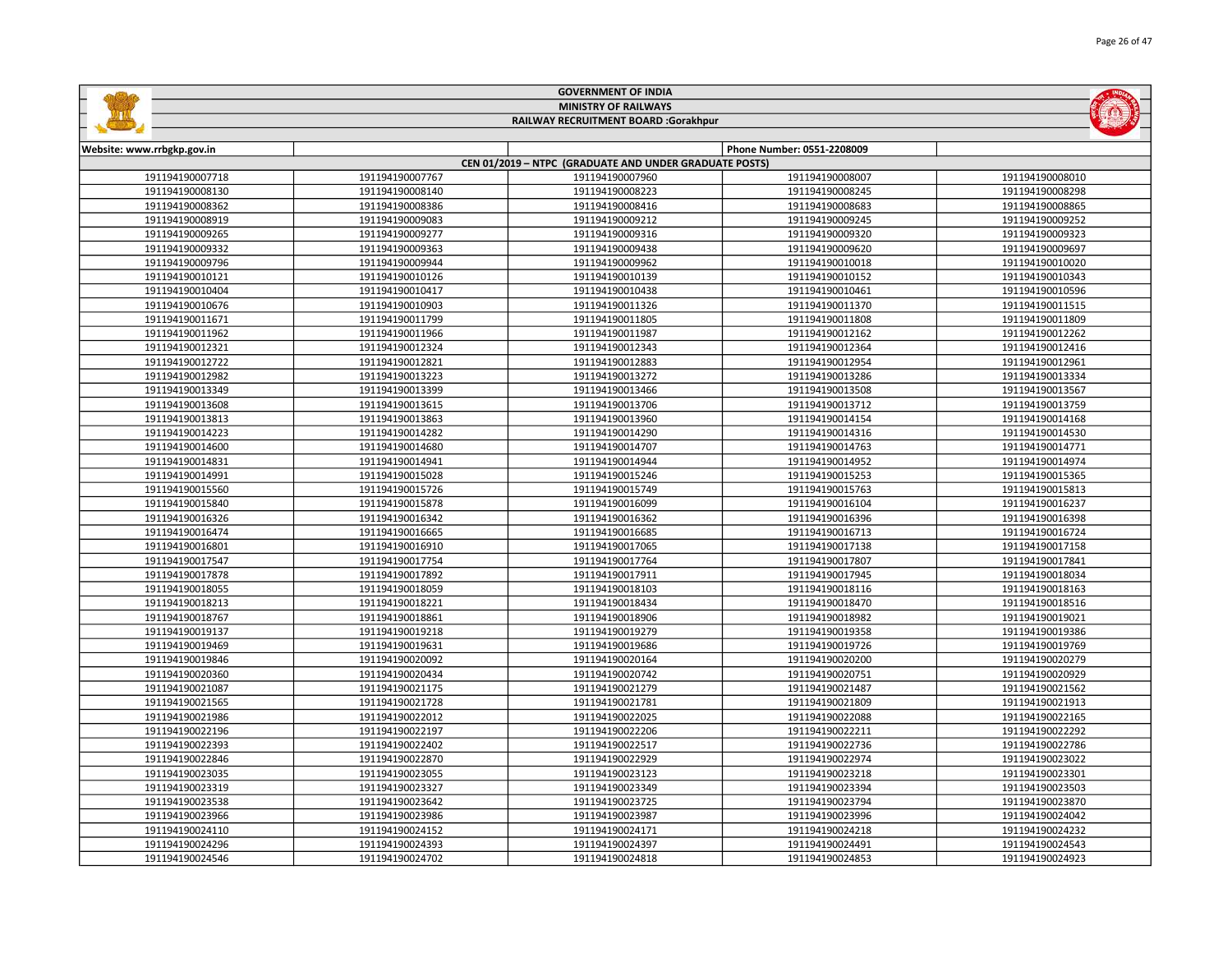GOVERNMENT OF INDIA

MINISTRY OF RAILWAYS

RAILWAY RECRUITMENT BOARD :Gorakhpur

| Website: www.rrbgkp.gov.in | | | Phone Number: 0551-2208009 | |
|---|---|---|---|---|
| CEN 01/2019 – NTPC (GRADUATE AND UNDER GRADUATE POSTS) | | | | |
| 191194190007718 | 191194190007767 | 191194190007960 | 191194190008007 | 191194190008010 |
| 191194190008130 | 191194190008140 | 191194190008223 | 191194190008245 | 191194190008298 |
| 191194190008362 | 191194190008386 | 191194190008416 | 191194190008683 | 191194190008865 |
| 191194190008919 | 191194190009083 | 191194190009212 | 191194190009245 | 191194190009252 |
| 191194190009265 | 191194190009277 | 191194190009316 | 191194190009320 | 191194190009323 |
| 191194190009332 | 191194190009363 | 191194190009438 | 191194190009620 | 191194190009697 |
| 191194190009796 | 191194190009944 | 191194190009962 | 191194190010018 | 191194190010020 |
| 191194190010121 | 191194190010126 | 191194190010139 | 191194190010152 | 191194190010343 |
| 191194190010404 | 191194190010417 | 191194190010438 | 191194190010461 | 191194190010596 |
| 191194190010676 | 191194190010903 | 191194190011326 | 191194190011370 | 191194190011515 |
| 191194190011671 | 191194190011799 | 191194190011805 | 191194190011808 | 191194190011809 |
| 191194190011962 | 191194190011966 | 191194190011987 | 191194190012162 | 191194190012262 |
| 191194190012321 | 191194190012324 | 191194190012343 | 191194190012364 | 191194190012416 |
| 191194190012722 | 191194190012821 | 191194190012883 | 191194190012954 | 191194190012961 |
| 191194190012982 | 191194190013223 | 191194190013272 | 191194190013286 | 191194190013334 |
| 191194190013349 | 191194190013399 | 191194190013466 | 191194190013508 | 191194190013567 |
| 191194190013608 | 191194190013615 | 191194190013706 | 191194190013712 | 191194190013759 |
| 191194190013813 | 191194190013863 | 191194190013960 | 191194190014154 | 191194190014168 |
| 191194190014223 | 191194190014282 | 191194190014290 | 191194190014316 | 191194190014530 |
| 191194190014600 | 191194190014680 | 191194190014707 | 191194190014763 | 191194190014771 |
| 191194190014831 | 191194190014941 | 191194190014944 | 191194190014952 | 191194190014974 |
| 191194190014991 | 191194190015028 | 191194190015246 | 191194190015253 | 191194190015365 |
| 191194190015560 | 191194190015726 | 191194190015749 | 191194190015763 | 191194190015813 |
| 191194190015840 | 191194190015878 | 191194190016099 | 191194190016104 | 191194190016237 |
| 191194190016326 | 191194190016342 | 191194190016362 | 191194190016396 | 191194190016398 |
| 191194190016474 | 191194190016665 | 191194190016685 | 191194190016713 | 191194190016724 |
| 191194190016801 | 191194190016910 | 191194190017065 | 191194190017138 | 191194190017158 |
| 191194190017547 | 191194190017764 | 191194190017764 | 191194190017807 | 191194190017841 |
| 191194190017878 | 191194190017892 | 191194190017911 | 191194190017945 | 191194190018034 |
| 191194190018055 | 191194190018059 | 191194190018103 | 191194190018116 | 191194190018163 |
| 191194190018213 | 191194190018221 | 191194190018434 | 191194190018470 | 191194190018516 |
| 191194190018767 | 191194190018861 | 191194190018906 | 191194190018982 | 191194190019021 |
| 191194190019137 | 191194190019218 | 191194190019279 | 191194190019358 | 191194190019386 |
| 191194190019469 | 191194190019631 | 191194190019686 | 191194190019726 | 191194190019769 |
| 191194190019846 | 191194190020092 | 191194190020164 | 191194190020200 | 191194190020279 |
| 191194190020360 | 191194190020434 | 191194190020742 | 191194190020751 | 191194190020929 |
| 191194190021087 | 191194190021175 | 191194190021279 | 191194190021487 | 191194190021562 |
| 191194190021565 | 191194190021728 | 191194190021781 | 191194190021809 | 191194190021913 |
| 191194190021986 | 191194190022012 | 191194190022025 | 191194190022088 | 191194190022165 |
| 191194190022196 | 191194190022197 | 191194190022206 | 191194190022211 | 191194190022292 |
| 191194190022393 | 191194190022402 | 191194190022517 | 191194190022736 | 191194190022786 |
| 191194190022846 | 191194190022870 | 191194190022929 | 191194190022974 | 191194190023022 |
| 191194190023035 | 191194190023055 | 191194190023123 | 191194190023218 | 191194190023301 |
| 191194190023319 | 191194190023327 | 191194190023349 | 191194190023394 | 191194190023503 |
| 191194190023538 | 191194190023642 | 191194190023725 | 191194190023794 | 191194190023870 |
| 191194190023966 | 191194190023986 | 191194190023987 | 191194190023996 | 191194190024042 |
| 191194190024110 | 191194190024152 | 191194190024171 | 191194190024218 | 191194190024232 |
| 191194190024296 | 191194190024393 | 191194190024397 | 191194190024491 | 191194190024543 |
| 191194190024546 | 191194190024702 | 191194190024818 | 191194190024853 | 191194190024923 |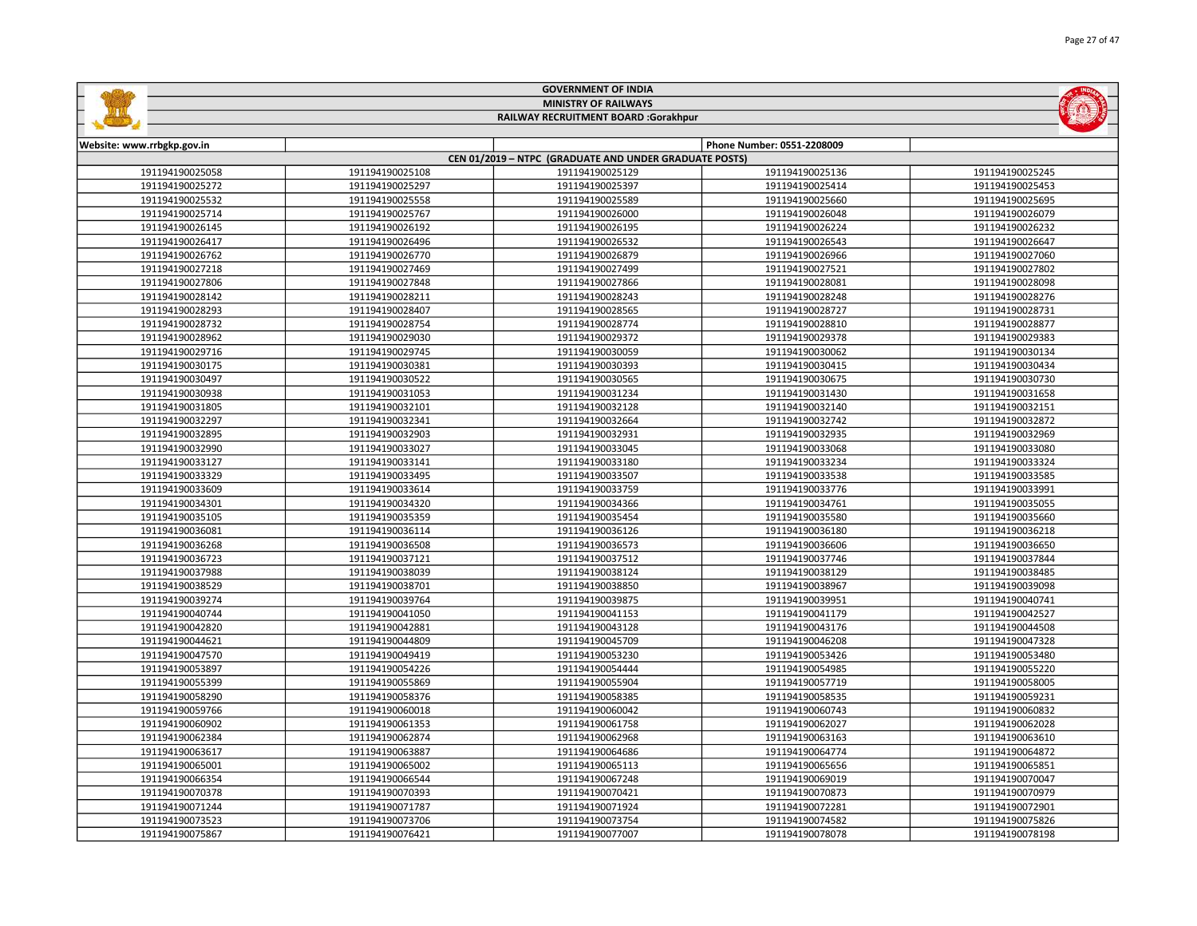# GOVERNMENT OF INDIA

## MINISTRY OF RAILWAYS

### RAILWAY RECRUITMENT BOARD :Gorakhpur

| Website: www.rrbgkp.gov.in | | | Phone Number: 0551-2208009 | |
|---|---|---|---|---|
| CEN 01/2019 – NTPC (GRADUATE AND UNDER GRADUATE POSTS) | | | | |
| 191194190025058 | 191194190025108 | 191194190025129 | 191194190025136 | 191194190025245 |
| 191194190025272 | 191194190025297 | 191194190025397 | 191194190025414 | 191194190025453 |
| 191194190025532 | 191194190025558 | 191194190025589 | 191194190025660 | 191194190025695 |
| 191194190025714 | 191194190025767 | 191194190026000 | 191194190026048 | 191194190026079 |
| 191194190026145 | 191194190026192 | 191194190026195 | 191194190026224 | 191194190026232 |
| 191194190026417 | 191194190026496 | 191194190026532 | 191194190026543 | 191194190026647 |
| 191194190026762 | 191194190026770 | 191194190026879 | 191194190026966 | 191194190027060 |
| 191194190027218 | 191194190027469 | 191194190027499 | 191194190027521 | 191194190027802 |
| 191194190027806 | 191194190027848 | 191194190027866 | 191194190028081 | 191194190028098 |
| 191194190028142 | 191194190028211 | 191194190028243 | 191194190028248 | 191194190028276 |
| 191194190028293 | 191194190028407 | 191194190028565 | 191194190028727 | 191194190028731 |
| 191194190028732 | 191194190028754 | 191194190028774 | 191194190028810 | 191194190028877 |
| 191194190028962 | 191194190029030 | 191194190029372 | 191194190029378 | 191194190029383 |
| 191194190029716 | 191194190029745 | 191194190030059 | 191194190030062 | 191194190030134 |
| 191194190030175 | 191194190030381 | 191194190030393 | 191194190030415 | 191194190030434 |
| 191194190030497 | 191194190030522 | 191194190030565 | 191194190030675 | 191194190030730 |
| 191194190030938 | 191194190031053 | 191194190031234 | 191194190031430 | 191194190031658 |
| 191194190031805 | 191194190032101 | 191194190032128 | 191194190032140 | 191194190032151 |
| 191194190032297 | 191194190032341 | 191194190032664 | 191194190032742 | 191194190032872 |
| 191194190032895 | 191194190032903 | 191194190032931 | 191194190032935 | 191194190032969 |
| 191194190032990 | 191194190033027 | 191194190033045 | 191194190033068 | 191194190033080 |
| 191194190033127 | 191194190033141 | 191194190033180 | 191194190033234 | 191194190033324 |
| 191194190033329 | 191194190033495 | 191194190033507 | 191194190033538 | 191194190033585 |
| 191194190033609 | 191194190033614 | 191194190033759 | 191194190033776 | 191194190033991 |
| 191194190034301 | 191194190034320 | 191194190034366 | 191194190034761 | 191194190035055 |
| 191194190035105 | 191194190035359 | 191194190035454 | 191194190035580 | 191194190035660 |
| 191194190036081 | 191194190036114 | 191194190036126 | 191194190036180 | 191194190036218 |
| 191194190036268 | 191194190036508 | 191194190036573 | 191194190036606 | 191194190036650 |
| 191194190036723 | 191194190037121 | 191194190037512 | 191194190037746 | 191194190037844 |
| 191194190037988 | 191194190038039 | 191194190038124 | 191194190038129 | 191194190038485 |
| 191194190038529 | 191194190038701 | 191194190038850 | 191194190038967 | 191194190039098 |
| 191194190039274 | 191194190039764 | 191194190039875 | 191194190039951 | 191194190040741 |
| 191194190040744 | 191194190041050 | 191194190041153 | 191194190041179 | 191194190042527 |
| 191194190042820 | 191194190042881 | 191194190043128 | 191194190043176 | 191194190044508 |
| 191194190044621 | 191194190044809 | 191194190045709 | 191194190046208 | 191194190047328 |
| 191194190047570 | 191194190049419 | 191194190053230 | 191194190053426 | 191194190053480 |
| 191194190053897 | 191194190054226 | 191194190054444 | 191194190054985 | 191194190055220 |
| 191194190055399 | 191194190055869 | 191194190055904 | 191194190057719 | 191194190058005 |
| 191194190058290 | 191194190058376 | 191194190058385 | 191194190058535 | 191194190059231 |
| 191194190059766 | 191194190060018 | 191194190060042 | 191194190060743 | 191194190060832 |
| 191194190060902 | 191194190061353 | 191194190061758 | 191194190062027 | 191194190062028 |
| 191194190062384 | 191194190062874 | 191194190062968 | 191194190063163 | 191194190063610 |
| 191194190063617 | 191194190063887 | 191194190064686 | 191194190064774 | 191194190064872 |
| 191194190065001 | 191194190065002 | 191194190065113 | 191194190065656 | 191194190065851 |
| 191194190066354 | 191194190066544 | 191194190067248 | 191194190069019 | 191194190070047 |
| 191194190070378 | 191194190070393 | 191194190070421 | 191194190070873 | 191194190070979 |
| 191194190071244 | 191194190071787 | 191194190071924 | 191194190072281 | 191194190072901 |
| 191194190073523 | 191194190073706 | 191194190073754 | 191194190074582 | 191194190075826 |
| 191194190075867 | 191194190076421 | 191194190077007 | 191194190078078 | 191194190078198 |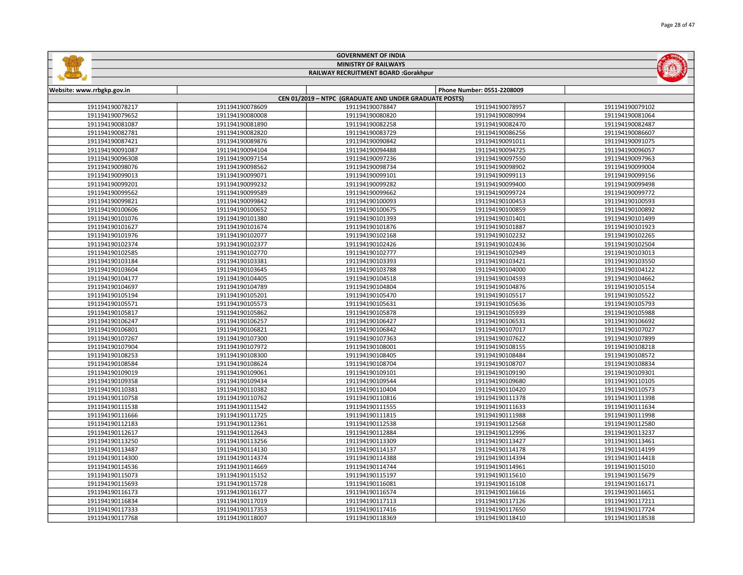| GOVERNMENT OF INDIA | | | | |
|---|---|---|---|---|
| MINISTRY OF RAILWAYS | | | | |
| RAILWAY RECRUITMENT BOARD :Gorakhpur | | | | |
| Website: www.rrbgkp.gov.in | | | Phone Number: 0551-2208009 | |
| CEN 01/2019 – NTPC (GRADUATE AND UNDER GRADUATE POSTS) | | | | |
| 191194190078217 | 191194190078609 | 191194190078847 | 191194190078957 | 191194190079102 |
| 191194190079652 | 191194190080008 | 191194190080820 | 191194190080994 | 191194190081064 |
| 191194190081087 | 191194190081890 | 191194190082258 | 191194190082470 | 191194190082487 |
| 191194190082781 | 191194190082820 | 191194190083729 | 191194190086256 | 191194190086607 |
| 191194190087421 | 191194190089876 | 191194190090842 | 191194190091011 | 191194190091075 |
| 191194190091087 | 191194190094104 | 191194190094488 | 191194190094725 | 191194190096057 |
| 191194190096308 | 191194190097154 | 191194190097236 | 191194190097550 | 191194190097963 |
| 191194190098076 | 191194190098562 | 191194190098734 | 191194190098902 | 191194190099004 |
| 191194190099013 | 191194190099071 | 191194190099101 | 191194190099113 | 191194190099156 |
| 191194190099201 | 191194190099232 | 191194190099282 | 191194190099400 | 191194190099498 |
| 191194190099562 | 191194190099589 | 191194190099662 | 191194190099724 | 191194190099772 |
| 191194190099821 | 191194190099842 | 191194190100093 | 191194190100453 | 191194190100593 |
| 191194190100606 | 191194190100652 | 191194190100675 | 191194190100859 | 191194190100892 |
| 191194190101076 | 191194190101380 | 191194190101393 | 191194190101401 | 191194190101499 |
| 191194190101627 | 191194190101674 | 191194190101876 | 191194190101887 | 191194190101923 |
| 191194190101976 | 191194190102077 | 191194190102168 | 191194190102232 | 191194190102265 |
| 191194190102374 | 191194190102377 | 191194190102426 | 191194190102436 | 191194190102504 |
| 191194190102585 | 191194190102770 | 191194190102777 | 191194190102949 | 191194190103013 |
| 191194190103184 | 191194190103381 | 191194190103393 | 191194190103421 | 191194190103550 |
| 191194190103604 | 191194190103645 | 191194190103788 | 191194190104000 | 191194190104122 |
| 191194190104177 | 191194190104405 | 191194190104518 | 191194190104593 | 191194190104662 |
| 191194190104697 | 191194190104789 | 191194190104804 | 191194190104876 | 191194190105154 |
| 191194190105194 | 191194190105201 | 191194190105470 | 191194190105517 | 191194190105522 |
| 191194190105571 | 191194190105573 | 191194190105631 | 191194190105636 | 191194190105793 |
| 191194190105817 | 191194190105862 | 191194190105878 | 191194190105939 | 191194190105988 |
| 191194190106247 | 191194190106257 | 191194190106427 | 191194190106531 | 191194190106692 |
| 191194190106801 | 191194190106821 | 191194190106842 | 191194190107017 | 191194190107027 |
| 191194190107267 | 191194190107300 | 191194190107363 | 191194190107622 | 191194190107899 |
| 191194190107904 | 191194190107972 | 191194190108001 | 191194190108155 | 191194190108218 |
| 191194190108253 | 191194190108300 | 191194190108405 | 191194190108484 | 191194190108572 |
| 191194190108584 | 191194190108624 | 191194190108704 | 191194190108707 | 191194190108834 |
| 191194190109019 | 191194190109061 | 191194190109101 | 191194190109190 | 191194190109301 |
| 191194190109358 | 191194190109434 | 191194190109544 | 191194190109680 | 191194190110105 |
| 191194190110381 | 191194190110382 | 191194190110404 | 191194190110420 | 191194190110573 |
| 191194190110758 | 191194190110762 | 191194190110816 | 191194190111378 | 191194190111398 |
| 191194190111538 | 191194190111542 | 191194190111555 | 191194190111633 | 191194190111634 |
| 191194190111666 | 191194190111725 | 191194190111815 | 191194190111988 | 191194190111998 |
| 191194190112183 | 191194190112361 | 191194190112538 | 191194190112568 | 191194190112580 |
| 191194190112617 | 191194190112643 | 191194190112884 | 191194190112996 | 191194190113237 |
| 191194190113250 | 191194190113256 | 191194190113309 | 191194190113427 | 191194190113461 |
| 191194190113487 | 191194190114130 | 191194190114137 | 191194190114178 | 191194190114199 |
| 191194190114300 | 191194190114374 | 191194190114388 | 191194190114394 | 191194190114418 |
| 191194190114536 | 191194190114669 | 191194190114744 | 191194190114961 | 191194190115010 |
| 191194190115073 | 191194190115152 | 191194190115197 | 191194190115610 | 191194190115679 |
| 191194190115693 | 191194190115728 | 191194190116081 | 191194190116108 | 191194190116171 |
| 191194190116173 | 191194190116177 | 191194190116574 | 191194190116616 | 191194190116651 |
| 191194190116834 | 191194190117019 | 191194190117113 | 191194190117126 | 191194190117211 |
| 191194190117333 | 191194190117353 | 191194190117416 | 191194190117650 | 191194190117724 |
| 191194190117768 | 191194190118007 | 191194190118369 | 191194190118410 | 191194190118538 |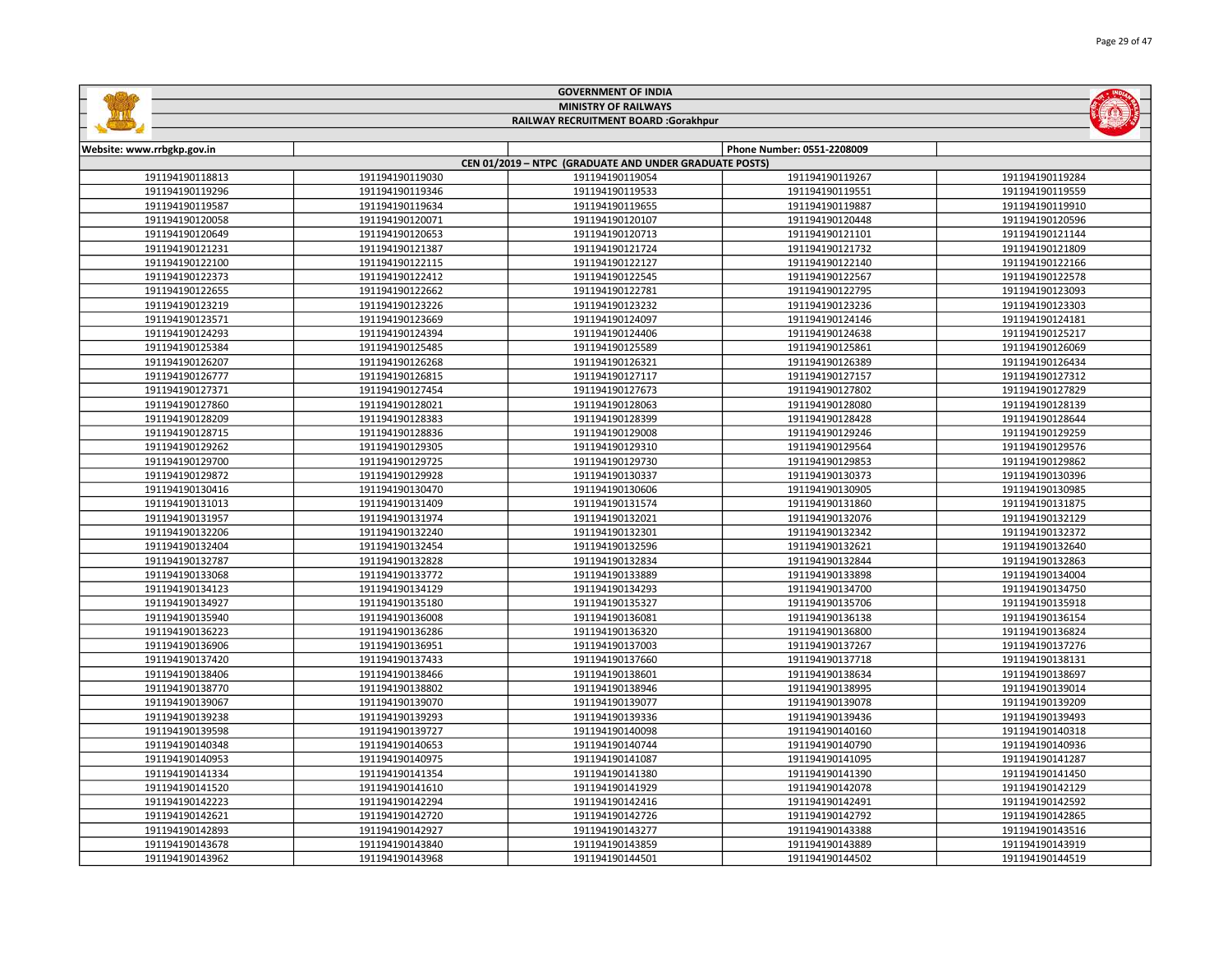# GOVERNMENT OF INDIA

## MINISTRY OF RAILWAYS

## RAILWAY RECRUITMENT BOARD :Gorakhpur

| Website: www.rrbgkp.gov.in | | | Phone Number: 0551-2208009 | |
|---|---|---|---|---|
| CEN 01/2019 – NTPC (GRADUATE AND UNDER GRADUATE POSTS) | | | | |
| 191194190118813 | 191194190119030 | 191194190119054 | 191194190119267 | 191194190119284 |
| 191194190119296 | 191194190119346 | 191194190119533 | 191194190119551 | 191194190119559 |
| 191194190119587 | 191194190119634 | 191194190119655 | 191194190119887 | 191194190119910 |
| 191194190120058 | 191194190120071 | 191194190120107 | 191194190120448 | 191194190120596 |
| 191194190120649 | 191194190120653 | 191194190120713 | 191194190121101 | 191194190121144 |
| 191194190121231 | 191194190121387 | 191194190121724 | 191194190121732 | 191194190121809 |
| 191194190122100 | 191194190122115 | 191194190122127 | 191194190122140 | 191194190122166 |
| 191194190122373 | 191194190122412 | 191194190122545 | 191194190122567 | 191194190122578 |
| 191194190122655 | 191194190122662 | 191194190122781 | 191194190122795 | 191194190123093 |
| 191194190123219 | 191194190123226 | 191194190123232 | 191194190123236 | 191194190123303 |
| 191194190123571 | 191194190123669 | 191194190124097 | 191194190124146 | 191194190124181 |
| 191194190124293 | 191194190124394 | 191194190124406 | 191194190124638 | 191194190125217 |
| 191194190125384 | 191194190125485 | 191194190125589 | 191194190125861 | 191194190126069 |
| 191194190126207 | 191194190126268 | 191194190126321 | 191194190126389 | 191194190126434 |
| 191194190126777 | 191194190126815 | 191194190127117 | 191194190127157 | 191194190127312 |
| 191194190127371 | 191194190127454 | 191194190127673 | 191194190127802 | 191194190127829 |
| 191194190127860 | 191194190128021 | 191194190128063 | 191194190128080 | 191194190128139 |
| 191194190128209 | 191194190128383 | 191194190128399 | 191194190128428 | 191194190128644 |
| 191194190128715 | 191194190128836 | 191194190129008 | 191194190129246 | 191194190129259 |
| 191194190129262 | 191194190129305 | 191194190129310 | 191194190129564 | 191194190129576 |
| 191194190129700 | 191194190129725 | 191194190129730 | 191194190129853 | 191194190129862 |
| 191194190129872 | 191194190129928 | 191194190130337 | 191194190130373 | 191194190130396 |
| 191194190130416 | 191194190130470 | 191194190130606 | 191194190130905 | 191194190130985 |
| 191194190131013 | 191194190131409 | 191194190131574 | 191194190131860 | 191194190131875 |
| 191194190131957 | 191194190131974 | 191194190132021 | 191194190132076 | 191194190132129 |
| 191194190132206 | 191194190132240 | 191194190132301 | 191194190132342 | 191194190132372 |
| 191194190132404 | 191194190132454 | 191194190132596 | 191194190132621 | 191194190132640 |
| 191194190132787 | 191194190132828 | 191194190132834 | 191194190132844 | 191194190132863 |
| 191194190133068 | 191194190133772 | 191194190133889 | 191194190133898 | 191194190134004 |
| 191194190134123 | 191194190134129 | 191194190134293 | 191194190134700 | 191194190134750 |
| 191194190134927 | 191194190135180 | 191194190135327 | 191194190135706 | 191194190135918 |
| 191194190135940 | 191194190136008 | 191194190136081 | 191194190136138 | 191194190136154 |
| 191194190136223 | 191194190136286 | 191194190136320 | 191194190136800 | 191194190136824 |
| 191194190136906 | 191194190136951 | 191194190137003 | 191194190137267 | 191194190137276 |
| 191194190137420 | 191194190137433 | 191194190137660 | 191194190137718 | 191194190138131 |
| 191194190138406 | 191194190138466 | 191194190138601 | 191194190138634 | 191194190138697 |
| 191194190138770 | 191194190138802 | 191194190138946 | 191194190138995 | 191194190139014 |
| 191194190139067 | 191194190139070 | 191194190139077 | 191194190139078 | 191194190139209 |
| 191194190139238 | 191194190139293 | 191194190139336 | 191194190139436 | 191194190139493 |
| 191194190139598 | 191194190139727 | 191194190140098 | 191194190140160 | 191194190140318 |
| 191194190140348 | 191194190140653 | 191194190140744 | 191194190140790 | 191194190140936 |
| 191194190140953 | 191194190140975 | 191194190141087 | 191194190141095 | 191194190141287 |
| 191194190141334 | 191194190141354 | 191194190141380 | 191194190141390 | 191194190141450 |
| 191194190141520 | 191194190141610 | 191194190141929 | 191194190142078 | 191194190142129 |
| 191194190142223 | 191194190142294 | 191194190142416 | 191194190142491 | 191194190142592 |
| 191194190142621 | 191194190142720 | 191194190142726 | 191194190142792 | 191194190142865 |
| 191194190142893 | 191194190142927 | 191194190143277 | 191194190143388 | 191194190143516 |
| 191194190143678 | 191194190143840 | 191194190143859 | 191194190143889 | 191194190143919 |
| 191194190143962 | 191194190143968 | 191194190144501 | 191194190144502 | 191194190144519 |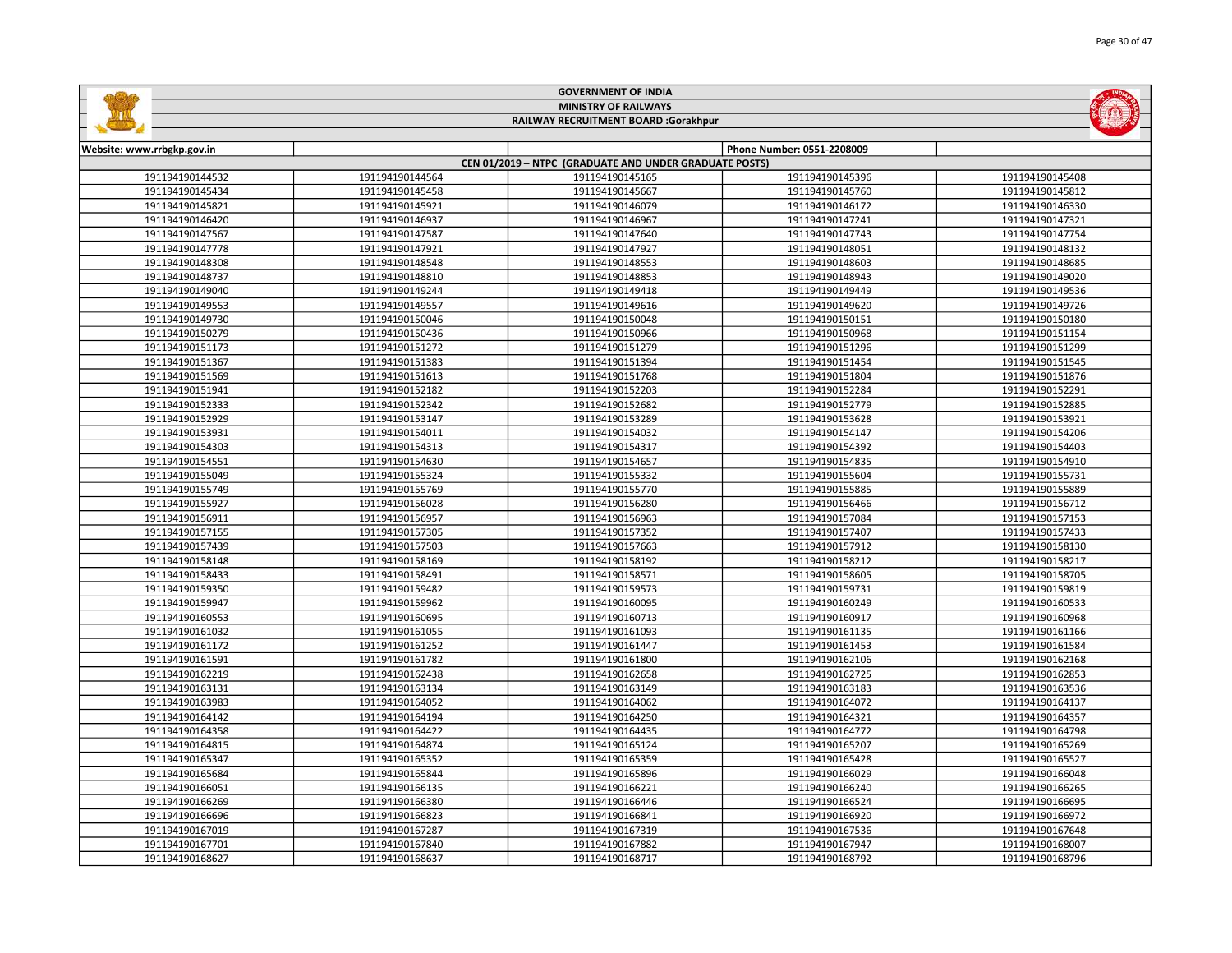# GOVERNMENT OF INDIA

## MINISTRY OF RAILWAYS

## RAILWAY RECRUITMENT BOARD :Gorakhpur

| Website: www.rrbgkp.gov.in | | | Phone Number: 0551-2208009 | |
|---|---|---|---|---|
| CEN 01/2019 – NTPC (GRADUATE AND UNDER GRADUATE POSTS) | | | | |
| 191194190144532 | 191194190144564 | 191194190145165 | 191194190145396 | 191194190145408 |
| 191194190145434 | 191194190145458 | 191194190145667 | 191194190145760 | 191194190145812 |
| 191194190145821 | 191194190145921 | 191194190146079 | 191194190146172 | 191194190146330 |
| 191194190146420 | 191194190146937 | 191194190146967 | 191194190147241 | 191194190147321 |
| 191194190147567 | 191194190147587 | 191194190147640 | 191194190147743 | 191194190147754 |
| 191194190147778 | 191194190147921 | 191194190147927 | 191194190148051 | 191194190148132 |
| 191194190148308 | 191194190148548 | 191194190148553 | 191194190148603 | 191194190148685 |
| 191194190148737 | 191194190148810 | 191194190148853 | 191194190148943 | 191194190149020 |
| 191194190149040 | 191194190149244 | 191194190149418 | 191194190149449 | 191194190149536 |
| 191194190149553 | 191194190149557 | 191194190149616 | 191194190149620 | 191194190149726 |
| 191194190149730 | 191194190150046 | 191194190150048 | 191194190150151 | 191194190150180 |
| 191194190150279 | 191194190150436 | 191194190150966 | 191194190150968 | 191194190151154 |
| 191194190151173 | 191194190151272 | 191194190151279 | 191194190151296 | 191194190151299 |
| 191194190151367 | 191194190151383 | 191194190151394 | 191194190151454 | 191194190151545 |
| 191194190151569 | 191194190151613 | 191194190151768 | 191194190151804 | 191194190151876 |
| 191194190151941 | 191194190152182 | 191194190152203 | 191194190152284 | 191194190152291 |
| 191194190152333 | 191194190152342 | 191194190152682 | 191194190152779 | 191194190152885 |
| 191194190152929 | 191194190153147 | 191194190153289 | 191194190153628 | 191194190153921 |
| 191194190153931 | 191194190154011 | 191194190154032 | 191194190154147 | 191194190154206 |
| 191194190154303 | 191194190154313 | 191194190154317 | 191194190154392 | 191194190154403 |
| 191194190154551 | 191194190154630 | 191194190154657 | 191194190154835 | 191194190154910 |
| 191194190155049 | 191194190155324 | 191194190155332 | 191194190155604 | 191194190155731 |
| 191194190155749 | 191194190155769 | 191194190155770 | 191194190155885 | 191194190155889 |
| 191194190155927 | 191194190156028 | 191194190156280 | 191194190156466 | 191194190156712 |
| 191194190156911 | 191194190156957 | 191194190156963 | 191194190157084 | 191194190157153 |
| 191194190157155 | 191194190157305 | 191194190157352 | 191194190157407 | 191194190157433 |
| 191194190157439 | 191194190157503 | 191194190157663 | 191194190157912 | 191194190158130 |
| 191194190158148 | 191194190158169 | 191194190158192 | 191194190158212 | 191194190158217 |
| 191194190158433 | 191194190158491 | 191194190158571 | 191194190158605 | 191194190158705 |
| 191194190159350 | 191194190159482 | 191194190159573 | 191194190159731 | 191194190159819 |
| 191194190159947 | 191194190159962 | 191194190160095 | 191194190160249 | 191194190160533 |
| 191194190160553 | 191194190160695 | 191194190160713 | 191194190160917 | 191194190160968 |
| 191194190161032 | 191194190161055 | 191194190161093 | 191194190161135 | 191194190161166 |
| 191194190161172 | 191194190161252 | 191194190161447 | 191194190161453 | 191194190161584 |
| 191194190161591 | 191194190161782 | 191194190161800 | 191194190162106 | 191194190162168 |
| 191194190162219 | 191194190162438 | 191194190162658 | 191194190162725 | 191194190162853 |
| 191194190163131 | 191194190163134 | 191194190163149 | 191194190163183 | 191194190163536 |
| 191194190163983 | 191194190164052 | 191194190164062 | 191194190164072 | 191194190164137 |
| 191194190164142 | 191194190164194 | 191194190164250 | 191194190164321 | 191194190164357 |
| 191194190164358 | 191194190164422 | 191194190164435 | 191194190164772 | 191194190164798 |
| 191194190164815 | 191194190164874 | 191194190165124 | 191194190165207 | 191194190165269 |
| 191194190165347 | 191194190165352 | 191194190165359 | 191194190165428 | 191194190165527 |
| 191194190165684 | 191194190165844 | 191194190165896 | 191194190166029 | 191194190166048 |
| 191194190166051 | 191194190166135 | 191194190166221 | 191194190166240 | 191194190166265 |
| 191194190166269 | 191194190166380 | 191194190166446 | 191194190166524 | 191194190166695 |
| 191194190166696 | 191194190166823 | 191194190166841 | 191194190166920 | 191194190166972 |
| 191194190167019 | 191194190167287 | 191194190167319 | 191194190167536 | 191194190167648 |
| 191194190167701 | 191194190167840 | 191194190167882 | 191194190167947 | 191194190168007 |
| 191194190168627 | 191194190168637 | 191194190168717 | 191194190168792 | 191194190168796 |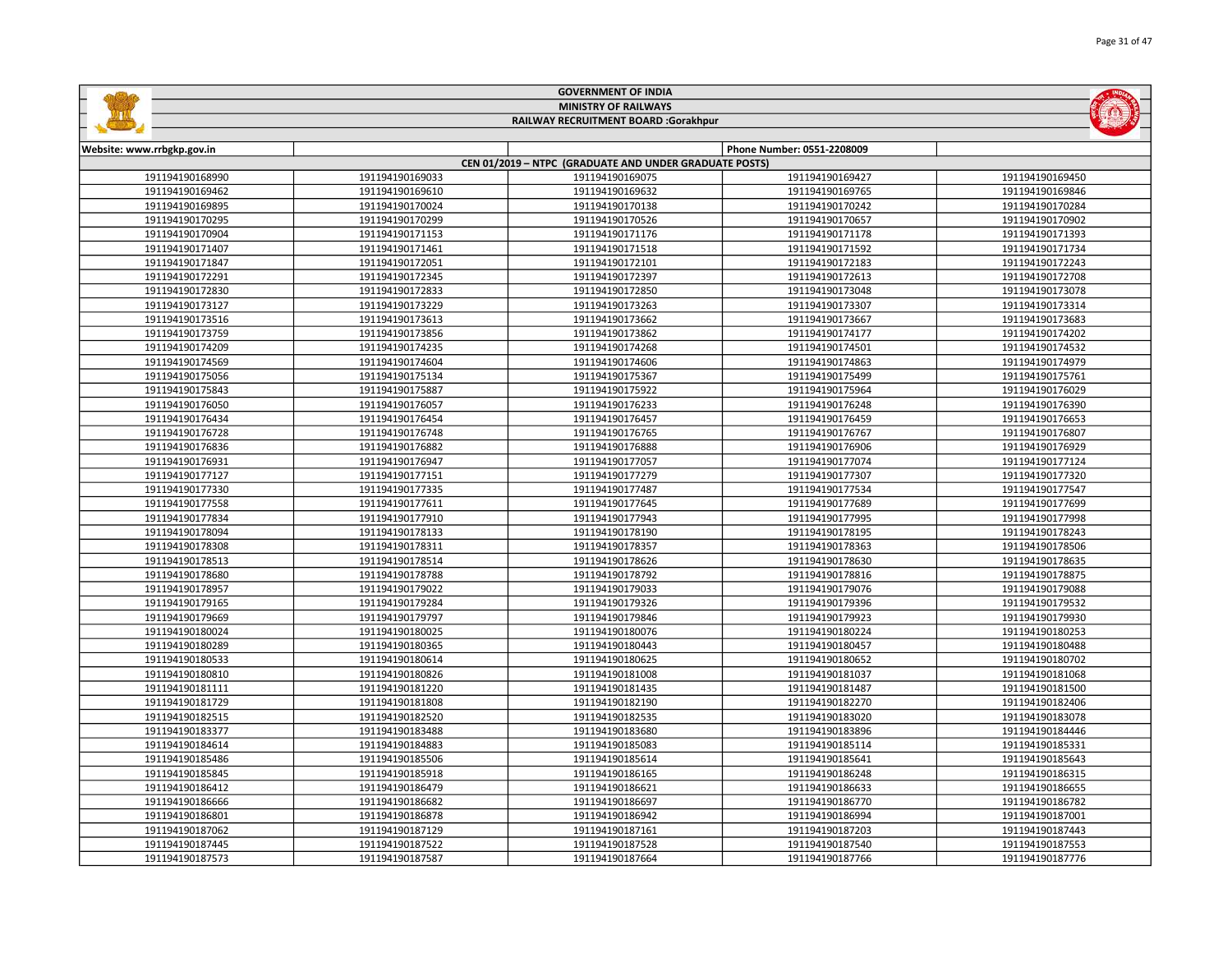# GOVERNMENT OF INDIA

## MINISTRY OF RAILWAYS

### RAILWAY RECRUITMENT BOARD :Gorakhpur

| Website: www.rrbgkp.gov.in | | | Phone Number: 0551-2208009 | |
|---|---|---|---|---|
| CEN 01/2019 – NTPC (GRADUATE AND UNDER GRADUATE POSTS) | | | | |
| 191194190168990 | 191194190169033 | 191194190169075 | 191194190169427 | 191194190169450 |
| 191194190169462 | 191194190169610 | 191194190169632 | 191194190169765 | 191194190169846 |
| 191194190169895 | 191194190170024 | 191194190170138 | 191194190170242 | 191194190170284 |
| 191194190170295 | 191194190170299 | 191194190170526 | 191194190170657 | 191194190170902 |
| 191194190170904 | 191194190171153 | 191194190171176 | 191194190171178 | 191194190171393 |
| 191194190171407 | 191194190171461 | 191194190171518 | 191194190171592 | 191194190171734 |
| 191194190171847 | 191194190172051 | 191194190172101 | 191194190172183 | 191194190172243 |
| 191194190172291 | 191194190172345 | 191194190172397 | 191194190172613 | 191194190172708 |
| 191194190172830 | 191194190172833 | 191194190172850 | 191194190173048 | 191194190173078 |
| 191194190173127 | 191194190173229 | 191194190173263 | 191194190173307 | 191194190173314 |
| 191194190173516 | 191194190173613 | 191194190173662 | 191194190173667 | 191194190173683 |
| 191194190173759 | 191194190173856 | 191194190173862 | 191194190174177 | 191194190174202 |
| 191194190174209 | 191194190174235 | 191194190174268 | 191194190174501 | 191194190174532 |
| 191194190174569 | 191194190174604 | 191194190174606 | 191194190174863 | 191194190174979 |
| 191194190175056 | 191194190175134 | 191194190175367 | 191194190175499 | 191194190175761 |
| 191194190175843 | 191194190175887 | 191194190175922 | 191194190175964 | 191194190176029 |
| 191194190176050 | 191194190176057 | 191194190176233 | 191194190176248 | 191194190176390 |
| 191194190176434 | 191194190176454 | 191194190176457 | 191194190176459 | 191194190176653 |
| 191194190176728 | 191194190176748 | 191194190176765 | 191194190176767 | 191194190176807 |
| 191194190176836 | 191194190176888 | 191194190176888 | 191194190176906 | 191194190176929 |
| 191194190176931 | 191194190176947 | 191194190177057 | 191194190177074 | 191194190177124 |
| 191194190177127 | 191194190177151 | 191194190177279 | 191194190177307 | 191194190177320 |
| 191194190177330 | 191194190177335 | 191194190177487 | 191194190177534 | 191194190177547 |
| 191194190177558 | 191194190177611 | 191194190177645 | 191194190177689 | 191194190177699 |
| 191194190177834 | 191194190177910 | 191194190177943 | 191194190177995 | 191194190177998 |
| 191194190178094 | 191194190178133 | 191194190178190 | 191194190178195 | 191194190178243 |
| 191194190178308 | 191194190178311 | 191194190178357 | 191194190178363 | 191194190178506 |
| 191194190178513 | 191194190178514 | 191194190178626 | 191194190178630 | 191194190178635 |
| 191194190178680 | 191194190178788 | 191194190178792 | 191194190178816 | 191194190178875 |
| 191194190178957 | 191194190179022 | 191194190179033 | 191194190179076 | 191194190179088 |
| 191194190179165 | 191194190179284 | 191194190179326 | 191194190179396 | 191194190179532 |
| 191194190179669 | 191194190179797 | 191194190179846 | 191194190179923 | 191194190179930 |
| 191194190180024 | 191194190180025 | 191194190180076 | 191194190180224 | 191194190180253 |
| 191194190180289 | 191194190180365 | 191194190180443 | 191194190180457 | 191194190180488 |
| 191194190180533 | 191194190180614 | 191194190180625 | 191194190180652 | 191194190180702 |
| 191194190180810 | 191194190180826 | 191194190181008 | 191194190181037 | 191194190181068 |
| 191194190181111 | 191194190181220 | 191194190181435 | 191194190181487 | 191194190181500 |
| 191194190181729 | 191194190181808 | 191194190182190 | 191194190182270 | 191194190182406 |
| 191194190182515 | 191194190182520 | 191194190182535 | 191194190183020 | 191194190183078 |
| 191194190183377 | 191194190183488 | 191194190183680 | 191194190183896 | 191194190184446 |
| 191194190184614 | 191194190184883 | 191194190185083 | 191194190185114 | 191194190185331 |
| 191194190185486 | 191194190185506 | 191194190185614 | 191194190185641 | 191194190185643 |
| 191194190185845 | 191194190185918 | 191194190186165 | 191194190186248 | 191194190186315 |
| 191194190186412 | 191194190186479 | 191194190186621 | 191194190186633 | 191194190186655 |
| 191194190186666 | 191194190186682 | 191194190186697 | 191194190186770 | 191194190186782 |
| 191194190186801 | 191194190186878 | 191194190186942 | 191194190186994 | 191194190187001 |
| 191194190187062 | 191194190187129 | 191194190187161 | 191194190187203 | 191194190187443 |
| 191194190187445 | 191194190187522 | 191194190187528 | 191194190187540 | 191194190187553 |
| 191194190187573 | 191194190187587 | 191194190187664 | 191194190187766 | 191194190187776 |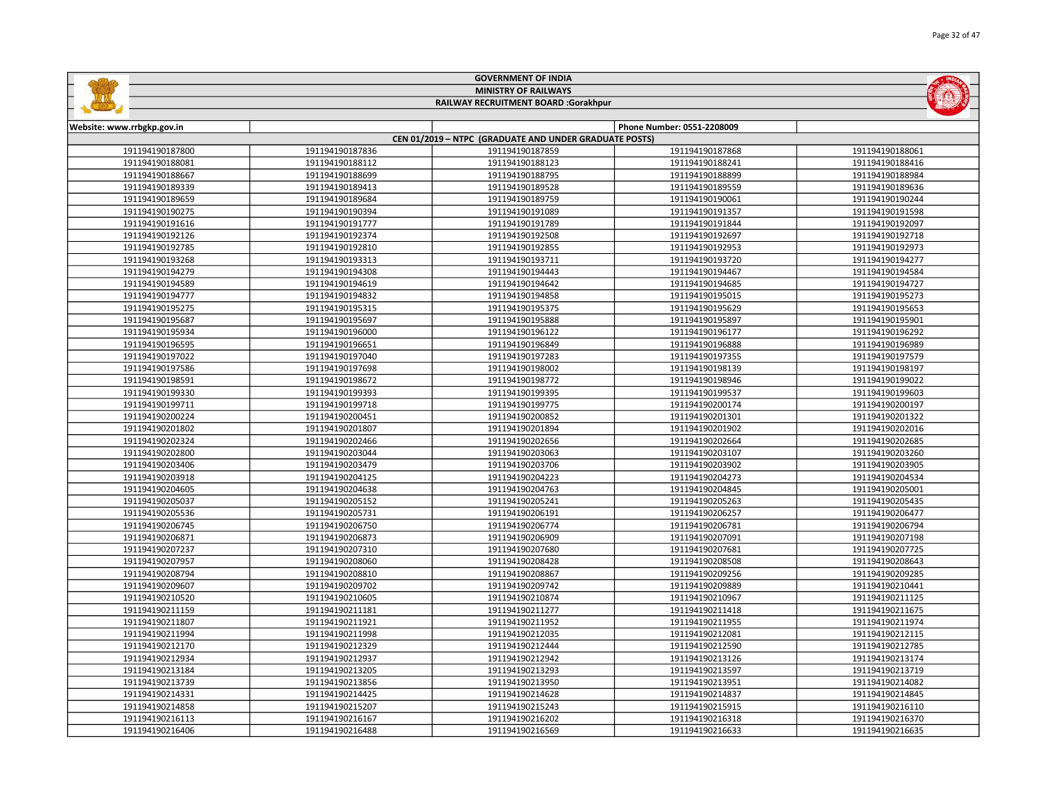# GOVERNMENT OF INDIA

## MINISTRY OF RAILWAYS

### RAILWAY RECRUITMENT BOARD :Gorakhpur

| Website: www.rrbgkp.gov.in | | | Phone Number: 0551-2208009 | |
|---|---|---|---|---|
| CEN 01/2019 – NTPC (GRADUATE AND UNDER GRADUATE POSTS) | | | | |
| 191194190187800 | 191194190187836 | 191194190187859 | 191194190187868 | 191194190188061 |
| 191194190188081 | 191194190188112 | 191194190188123 | 191194190188241 | 191194190188416 |
| 191194190188667 | 191194190188699 | 191194190188795 | 191194190188899 | 191194190188984 |
| 191194190189339 | 191194190189413 | 191194190189528 | 191194190189559 | 191194190189636 |
| 191194190189659 | 191194190189684 | 191194190189759 | 191194190190061 | 191194190190244 |
| 191194190190275 | 191194190190394 | 191194190191089 | 191194190191357 | 191194190191598 |
| 191194190191616 | 191194190191777 | 191194190191789 | 191194190191844 | 191194190192097 |
| 191194190192126 | 191194190192374 | 191194190192508 | 191194190192697 | 191194190192718 |
| 191194190192785 | 191194190192810 | 191194190192855 | 191194190192953 | 191194190192973 |
| 191194190193268 | 191194190193313 | 191194190193711 | 191194190193720 | 191194190194277 |
| 191194190194279 | 191194190194308 | 191194190194443 | 191194190194467 | 191194190194584 |
| 191194190194589 | 191194190194619 | 191194190194642 | 191194190194685 | 191194190194727 |
| 191194190194777 | 191194190194832 | 191194190194858 | 191194190195015 | 191194190195273 |
| 191194190195275 | 191194190195315 | 191194190195375 | 191194190195629 | 191194190195653 |
| 191194190195687 | 191194190195697 | 191194190195888 | 191194190195897 | 191194190195901 |
| 191194190195934 | 191194190196000 | 191194190196122 | 191194190196177 | 191194190196292 |
| 191194190196595 | 191194190196651 | 191194190196849 | 191194190196888 | 191194190196989 |
| 191194190197022 | 191194190197040 | 191194190197283 | 191194190197355 | 191194190197579 |
| 191194190197586 | 191194190197698 | 191194190198002 | 191194190198139 | 191194190198197 |
| 191194190198591 | 191194190198672 | 191194190198772 | 191194190198946 | 191194190199022 |
| 191194190199330 | 191194190199393 | 191194190199395 | 191194190199537 | 191194190199603 |
| 191194190199711 | 191194190199718 | 191194190199775 | 191194190200174 | 191194190200197 |
| 191194190200224 | 191194190200451 | 191194190200852 | 191194190201301 | 191194190201322 |
| 191194190201802 | 191194190201807 | 191194190201894 | 191194190201902 | 191194190202016 |
| 191194190202324 | 191194190202466 | 191194190202656 | 191194190202664 | 191194190202685 |
| 191194190202800 | 191194190203044 | 191194190203063 | 191194190203107 | 191194190203260 |
| 191194190203406 | 191194190203479 | 191194190203706 | 191194190203902 | 191194190203905 |
| 191194190203918 | 191194190204125 | 191194190204223 | 191194190204273 | 191194190204534 |
| 191194190204605 | 191194190204638 | 191194190204763 | 191194190204845 | 191194190205001 |
| 191194190205037 | 191194190205152 | 191194190205241 | 191194190205263 | 191194190205435 |
| 191194190205536 | 191194190205731 | 191194190206191 | 191194190206257 | 191194190206477 |
| 191194190206745 | 191194190206750 | 191194190206774 | 191194190206781 | 191194190206794 |
| 191194190206871 | 191194190206873 | 191194190206909 | 191194190207091 | 191194190207198 |
| 191194190207237 | 191194190207310 | 191194190207680 | 191194190207681 | 191194190207725 |
| 191194190207957 | 191194190208060 | 191194190208428 | 191194190208508 | 191194190208643 |
| 191194190208794 | 191194190208810 | 191194190208867 | 191194190209256 | 191194190209285 |
| 191194190209607 | 191194190209702 | 191194190209742 | 191194190209889 | 191194190210441 |
| 191194190210520 | 191194190210605 | 191194190210874 | 191194190210967 | 191194190211125 |
| 191194190211159 | 191194190211181 | 191194190211277 | 191194190211418 | 191194190211675 |
| 191194190211807 | 191194190211921 | 191194190211952 | 191194190211955 | 191194190211974 |
| 191194190211994 | 191194190211998 | 191194190212035 | 191194190212081 | 191194190212115 |
| 191194190212170 | 191194190212329 | 191194190212444 | 191194190212590 | 191194190212785 |
| 191194190212934 | 191194190212937 | 191194190212942 | 191194190213126 | 191194190213174 |
| 191194190213184 | 191194190213205 | 191194190213293 | 191194190213597 | 191194190213719 |
| 191194190213739 | 191194190213856 | 191194190213950 | 191194190213951 | 191194190214082 |
| 191194190214331 | 191194190214425 | 191194190214628 | 191194190214837 | 191194190214845 |
| 191194190214858 | 191194190215207 | 191194190215243 | 191194190215915 | 191194190216110 |
| 191194190216113 | 191194190216167 | 191194190216202 | 191194190216318 | 191194190216370 |
| 191194190216406 | 191194190216488 | 191194190216569 | 191194190216633 | 191194190216635 |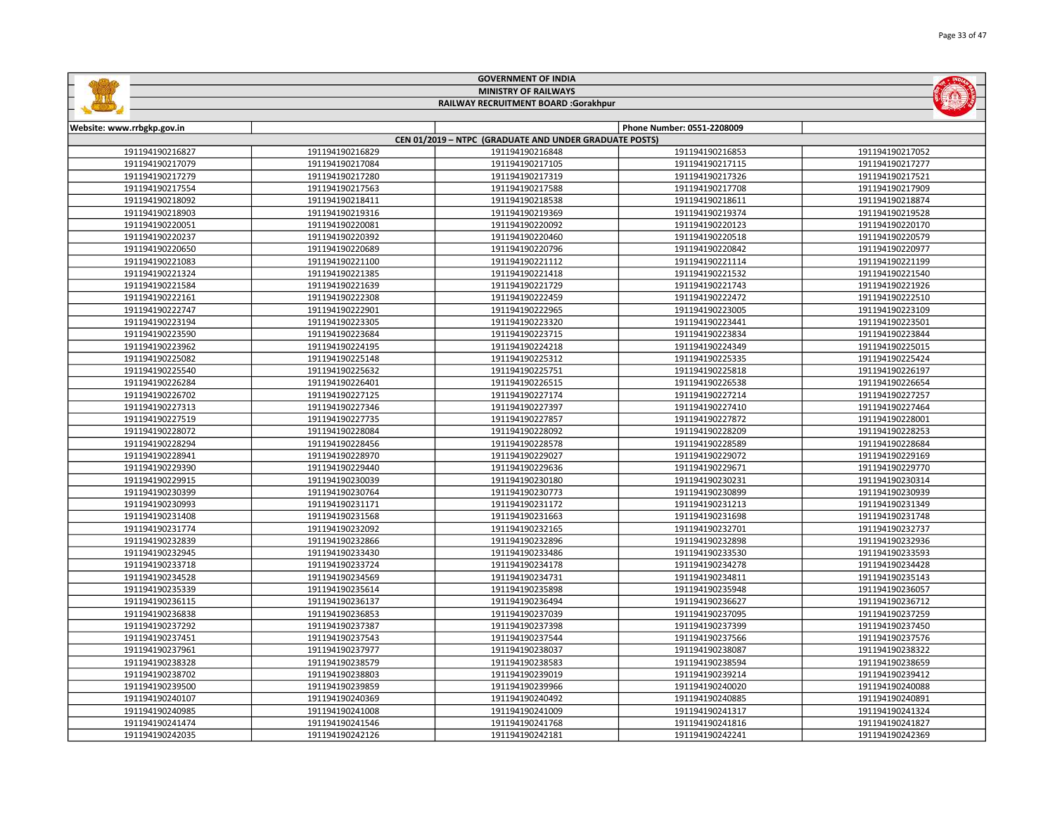# GOVERNMENT OF INDIA

## MINISTRY OF RAILWAYS

## RAILWAY RECRUITMENT BOARD :Gorakhpur

| Website: www.rrbgkp.gov.in | | | Phone Number: 0551-2208009 | |
|---|---|---|---|---|
| CEN 01/2019 – NTPC (GRADUATE AND UNDER GRADUATE POSTS) | | | | |
| 191194190216827 | 191194190216829 | 191194190216848 | 191194190216853 | 191194190217052 |
| 191194190217079 | 191194190217084 | 191194190217105 | 191194190217115 | 191194190217277 |
| 191194190217279 | 191194190217280 | 191194190217319 | 191194190217326 | 191194190217521 |
| 191194190217554 | 191194190217563 | 191194190217588 | 191194190217708 | 191194190217909 |
| 191194190218092 | 191194190218411 | 191194190218538 | 191194190218611 | 191194190218874 |
| 191194190218903 | 191194190219316 | 191194190219369 | 191194190219374 | 191194190219528 |
| 191194190220051 | 191194190220081 | 191194190220092 | 191194190220123 | 191194190220170 |
| 191194190220237 | 191194190220392 | 191194190220460 | 191194190220518 | 191194190220579 |
| 191194190220650 | 191194190220689 | 191194190220796 | 191194190220842 | 191194190220977 |
| 191194190221083 | 191194190221100 | 191194190221112 | 191194190221114 | 191194190221199 |
| 191194190221324 | 191194190221385 | 191194190221418 | 191194190221532 | 191194190221540 |
| 191194190221584 | 191194190221639 | 191194190221729 | 191194190221743 | 191194190221926 |
| 191194190222161 | 191194190222308 | 191194190222459 | 191194190222472 | 191194190222510 |
| 191194190222747 | 191194190222901 | 191194190222965 | 191194190223005 | 191194190223109 |
| 191194190223194 | 191194190223305 | 191194190223320 | 191194190223441 | 191194190223501 |
| 191194190223590 | 191194190223684 | 191194190223715 | 191194190223834 | 191194190223844 |
| 191194190223962 | 191194190224195 | 191194190224218 | 191194190224349 | 191194190225015 |
| 191194190225082 | 191194190225148 | 191194190225312 | 191194190225335 | 191194190225424 |
| 191194190225540 | 191194190225632 | 191194190225751 | 191194190225818 | 191194190226197 |
| 191194190226284 | 191194190226401 | 191194190226515 | 191194190226538 | 191194190226654 |
| 191194190226702 | 191194190227125 | 191194190227174 | 191194190227214 | 191194190227257 |
| 191194190227313 | 191194190227346 | 191194190227397 | 191194190227410 | 191194190227464 |
| 191194190227519 | 191194190227735 | 191194190227857 | 191194190227872 | 191194190228001 |
| 191194190228072 | 191194190228084 | 191194190228092 | 191194190228209 | 191194190228253 |
| 191194190228294 | 191194190228456 | 191194190228578 | 191194190228589 | 191194190228684 |
| 191194190228941 | 191194190228970 | 191194190229027 | 191194190229072 | 191194190229169 |
| 191194190229390 | 191194190229440 | 191194190229636 | 191194190229671 | 191194190229770 |
| 191194190229915 | 191194190230039 | 191194190230180 | 191194190230231 | 191194190230314 |
| 191194190230399 | 191194190230764 | 191194190230773 | 191194190230899 | 191194190230939 |
| 191194190230993 | 191194190231171 | 191194190231172 | 191194190231213 | 191194190231349 |
| 191194190231408 | 191194190231568 | 191194190231663 | 191194190231698 | 191194190231748 |
| 191194190231774 | 191194190232092 | 191194190232165 | 191194190232701 | 191194190232737 |
| 191194190232839 | 191194190232866 | 191194190232896 | 191194190232898 | 191194190232936 |
| 191194190232945 | 191194190233430 | 191194190233486 | 191194190233530 | 191194190233593 |
| 191194190233718 | 191194190233724 | 191194190234178 | 191194190234278 | 191194190234428 |
| 191194190234528 | 191194190234569 | 191194190234731 | 191194190234811 | 191194190235143 |
| 191194190235339 | 191194190235614 | 191194190235898 | 191194190235948 | 191194190236057 |
| 191194190236115 | 191194190236137 | 191194190236494 | 191194190236627 | 191194190236712 |
| 191194190236838 | 191194190236853 | 191194190237039 | 191194190237095 | 191194190237259 |
| 191194190237292 | 191194190237387 | 191194190237398 | 191194190237399 | 191194190237450 |
| 191194190237451 | 191194190237543 | 191194190237544 | 191194190237566 | 191194190237576 |
| 191194190237961 | 191194190237977 | 191194190238037 | 191194190238087 | 191194190238322 |
| 191194190238328 | 191194190238579 | 191194190238583 | 191194190238594 | 191194190238659 |
| 191194190238702 | 191194190238803 | 191194190239019 | 191194190239214 | 191194190239412 |
| 191194190239500 | 191194190239859 | 191194190239966 | 191194190240020 | 191194190240088 |
| 191194190240107 | 191194190240369 | 191194190240492 | 191194190240885 | 191194190240891 |
| 191194190240985 | 191194190241008 | 191194190241009 | 191194190241317 | 191194190241324 |
| 191194190241474 | 191194190241546 | 191194190241768 | 191194190241816 | 191194190241827 |
| 191194190242035 | 191194190242126 | 191194190242181 | 191194190242241 | 191194190242369 |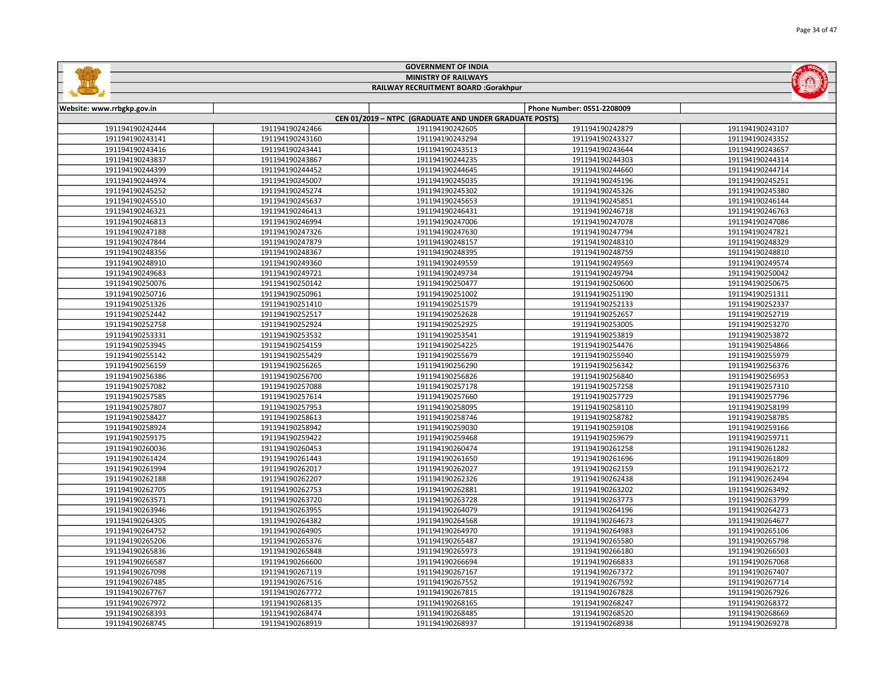GOVERNMENT OF INDIA

MINISTRY OF RAILWAYS

RAILWAY RECRUITMENT BOARD :Gorakhpur

| Website: www.rrbgkp.gov.in | | | Phone Number: 0551-2208009 | |
|---|---|---|---|---|
| CEN 01/2019 – NTPC (GRADUATE AND UNDER GRADUATE POSTS) | | | | |
| 191194190242444 | 191194190242466 | 191194190242605 | 191194190242879 | 191194190243107 |
| 191194190243141 | 191194190243160 | 191194190243294 | 191194190243327 | 191194190243352 |
| 191194190243416 | 191194190243441 | 191194190243513 | 191194190243644 | 191194190243657 |
| 191194190243837 | 191194190243867 | 191194190244235 | 191194190244303 | 191194190244314 |
| 191194190244399 | 191194190244452 | 191194190244645 | 191194190244660 | 191194190244714 |
| 191194190244974 | 191194190245007 | 191194190245035 | 191194190245196 | 191194190245251 |
| 191194190245252 | 191194190245274 | 191194190245302 | 191194190245326 | 191194190245380 |
| 191194190245510 | 191194190245637 | 191194190245653 | 191194190245851 | 191194190246144 |
| 191194190246321 | 191194190246413 | 191194190246431 | 191194190246718 | 191194190246763 |
| 191194190246813 | 191194190246994 | 191194190247006 | 191194190247078 | 191194190247086 |
| 191194190247188 | 191194190247326 | 191194190247630 | 191194190247794 | 191194190247821 |
| 191194190247844 | 191194190247879 | 191194190248157 | 191194190248310 | 191194190248329 |
| 191194190248356 | 191194190248367 | 191194190248395 | 191194190248759 | 191194190248810 |
| 191194190248910 | 191194190249360 | 191194190249559 | 191194190249569 | 191194190249574 |
| 191194190249683 | 191194190249721 | 191194190249734 | 191194190249794 | 191194190250042 |
| 191194190250076 | 191194190250142 | 191194190250477 | 191194190250600 | 191194190250675 |
| 191194190250716 | 191194190250961 | 191194190251002 | 191194190251190 | 191194190251311 |
| 191194190251326 | 191194190251410 | 191194190251579 | 191194190252133 | 191194190252337 |
| 191194190252442 | 191194190252517 | 191194190252628 | 191194190252657 | 191194190252719 |
| 191194190252758 | 191194190252924 | 191194190252925 | 191194190253005 | 191194190253270 |
| 191194190253331 | 191194190253532 | 191194190253541 | 191194190253819 | 191194190253872 |
| 191194190253945 | 191194190254159 | 191194190254225 | 191194190254476 | 191194190254866 |
| 191194190255142 | 191194190255429 | 191194190255679 | 191194190255940 | 191194190255979 |
| 191194190256159 | 191194190256265 | 191194190256290 | 191194190256342 | 191194190256376 |
| 191194190256386 | 191194190256700 | 191194190256826 | 191194190256840 | 191194190256953 |
| 191194190257082 | 191194190257088 | 191194190257178 | 191194190257258 | 191194190257310 |
| 191194190257585 | 191194190257614 | 191194190257660 | 191194190257729 | 191194190257796 |
| 191194190257807 | 191194190257953 | 191194190258095 | 191194190258110 | 191194190258199 |
| 191194190258427 | 191194190258613 | 191194190258746 | 191194190258782 | 191194190258785 |
| 191194190258924 | 191194190258942 | 191194190259030 | 191194190259108 | 191194190259166 |
| 191194190259175 | 191194190259422 | 191194190259468 | 191194190259679 | 191194190259711 |
| 191194190260036 | 191194190260453 | 191194190260474 | 191194190261258 | 191194190261282 |
| 191194190261424 | 191194190261443 | 191194190261650 | 191194190261696 | 191194190261809 |
| 191194190261994 | 191194190262017 | 191194190262027 | 191194190262159 | 191194190262172 |
| 191194190262188 | 191194190262207 | 191194190262326 | 191194190262438 | 191194190262494 |
| 191194190262705 | 191194190262753 | 191194190262881 | 191194190263202 | 191194190263492 |
| 191194190263571 | 191194190263720 | 191194190263728 | 191194190263773 | 191194190263799 |
| 191194190263946 | 191194190263955 | 191194190264079 | 191194190264196 | 191194190264273 |
| 191194190264305 | 191194190264382 | 191194190264568 | 191194190264673 | 191194190264677 |
| 191194190264752 | 191194190264905 | 191194190264970 | 191194190264983 | 191194190265106 |
| 191194190265206 | 191194190265376 | 191194190265487 | 191194190265580 | 191194190265798 |
| 191194190265836 | 191194190265848 | 191194190265973 | 191194190266180 | 191194190266503 |
| 191194190266587 | 191194190266600 | 191194190266694 | 191194190266833 | 191194190267068 |
| 191194190267098 | 191194190267119 | 191194190267167 | 191194190267372 | 191194190267407 |
| 191194190267485 | 191194190267516 | 191194190267552 | 191194190267592 | 191194190267714 |
| 191194190267767 | 191194190267772 | 191194190267815 | 191194190267828 | 191194190267926 |
| 191194190267972 | 191194190268135 | 191194190268165 | 191194190268247 | 191194190268372 |
| 191194190268393 | 191194190268474 | 191194190268485 | 191194190268520 | 191194190268669 |
| 191194190268745 | 191194190268919 | 191194190268937 | 191194190268938 | 191194190269278 |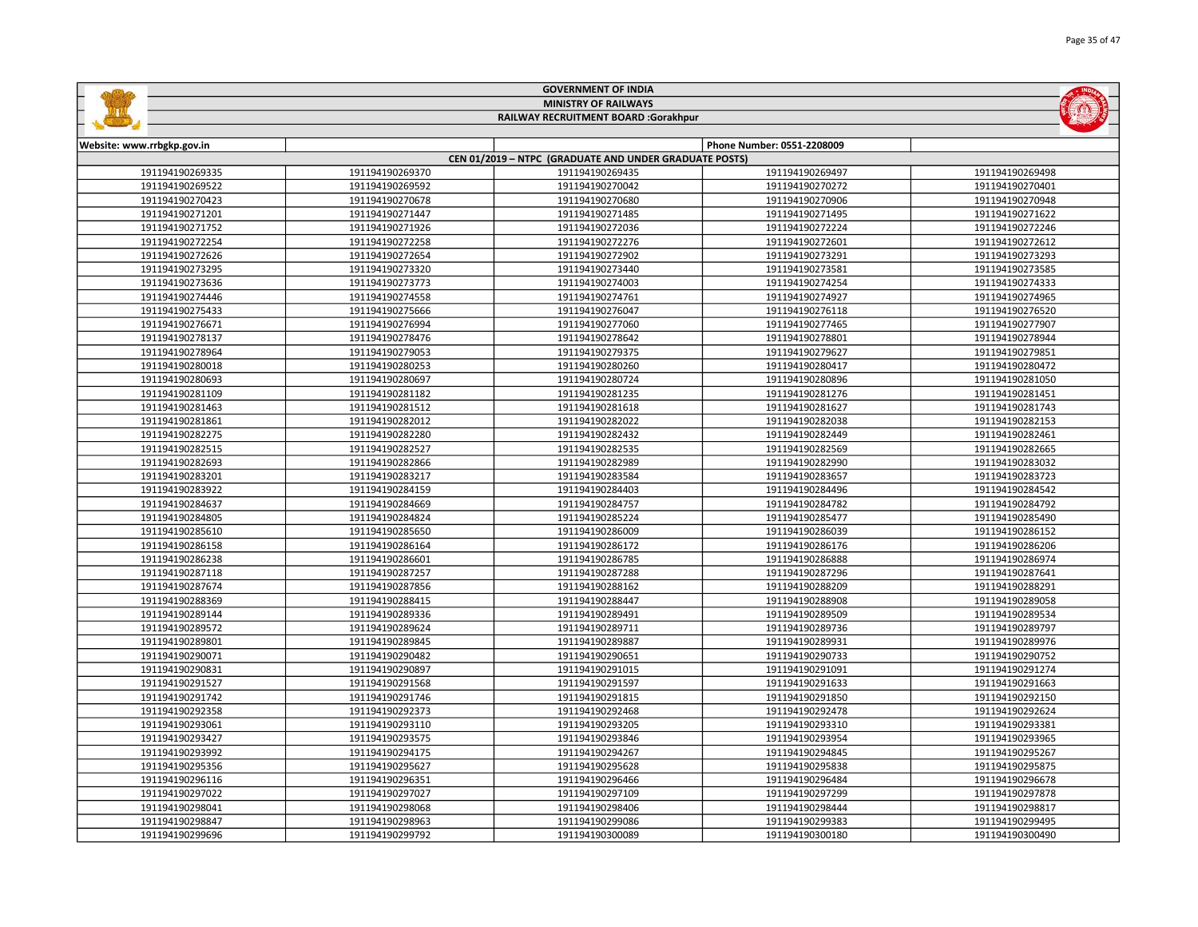GOVERNMENT OF INDIA

MINISTRY OF RAILWAYS

RAILWAY RECRUITMENT BOARD :Gorakhpur

| Website: www.rrbgkp.gov.in | | | Phone Number: 0551-2208009 | |
|---|---|---|---|---|
| CEN 01/2019 – NTPC (GRADUATE AND UNDER GRADUATE POSTS) | | | | |
| 191194190269335 | 191194190269370 | 191194190269435 | 191194190269497 | 191194190269498 |
| 191194190269522 | 191194190269592 | 191194190270042 | 191194190270272 | 191194190270401 |
| 191194190270423 | 191194190270678 | 191194190270680 | 191194190270906 | 191194190270948 |
| 191194190271201 | 191194190271447 | 191194190271485 | 191194190271495 | 191194190271622 |
| 191194190271752 | 191194190271926 | 191194190272036 | 191194190272224 | 191194190272246 |
| 191194190272254 | 191194190272258 | 191194190272276 | 191194190272601 | 191194190272612 |
| 191194190272626 | 191194190272654 | 191194190272902 | 191194190273291 | 191194190273293 |
| 191194190273295 | 191194190273320 | 191194190273440 | 191194190273581 | 191194190273585 |
| 191194190273636 | 191194190273773 | 191194190274003 | 191194190274254 | 191194190274333 |
| 191194190274446 | 191194190274558 | 191194190274761 | 191194190274927 | 191194190274965 |
| 191194190275433 | 191194190275666 | 191194190276047 | 191194190276118 | 191194190276520 |
| 191194190276671 | 191194190276994 | 191194190277060 | 191194190277465 | 191194190277907 |
| 191194190278137 | 191194190278476 | 191194190278642 | 191194190278801 | 191194190278944 |
| 191194190278964 | 191194190279053 | 191194190279375 | 191194190279627 | 191194190279851 |
| 191194190280018 | 191194190280253 | 191194190280260 | 191194190280417 | 191194190280472 |
| 191194190280693 | 191194190280697 | 191194190280724 | 191194190280896 | 191194190281050 |
| 191194190281109 | 191194190281182 | 191194190281235 | 191194190281276 | 191194190281451 |
| 191194190281463 | 191194190281512 | 191194190281618 | 191194190281627 | 191194190281743 |
| 191194190281861 | 191194190282012 | 191194190282022 | 191194190282038 | 191194190282153 |
| 191194190282275 | 191194190282280 | 191194190282432 | 191194190282449 | 191194190282461 |
| 191194190282515 | 191194190282527 | 191194190282535 | 191194190282569 | 191194190282665 |
| 191194190282693 | 191194190282866 | 191194190282989 | 191194190282990 | 191194190283032 |
| 191194190283201 | 191194190283217 | 191194190283584 | 191194190283657 | 191194190283723 |
| 191194190283922 | 191194190284159 | 191194190284403 | 191194190284496 | 191194190284542 |
| 191194190284637 | 191194190284669 | 191194190284757 | 191194190284782 | 191194190284792 |
| 191194190284805 | 191194190284824 | 191194190285224 | 191194190285477 | 191194190285490 |
| 191194190285610 | 191194190285650 | 191194190286009 | 191194190286039 | 191194190286152 |
| 191194190286158 | 191194190286164 | 191194190286172 | 191194190286176 | 191194190286206 |
| 191194190286238 | 191194190286601 | 191194190286785 | 191194190286888 | 191194190286974 |
| 191194190287118 | 191194190287257 | 191194190287288 | 191194190287296 | 191194190287641 |
| 191194190287674 | 191194190287856 | 191194190288162 | 191194190288209 | 191194190288291 |
| 191194190288369 | 191194190288415 | 191194190288447 | 191194190288908 | 191194190289058 |
| 191194190289144 | 191194190289336 | 191194190289491 | 191194190289509 | 191194190289534 |
| 191194190289572 | 191194190289624 | 191194190289711 | 191194190289736 | 191194190289797 |
| 191194190289801 | 191194190289845 | 191194190289887 | 191194190289931 | 191194190289976 |
| 191194190290071 | 191194190290482 | 191194190290651 | 191194190290733 | 191194190290752 |
| 191194190290831 | 191194190290897 | 191194190291015 | 191194190291091 | 191194190291274 |
| 191194190291527 | 191194190291568 | 191194190291597 | 191194190291633 | 191194190291663 |
| 191194190291742 | 191194190291746 | 191194190291815 | 191194190291850 | 191194190292150 |
| 191194190292358 | 191194190292373 | 191194190292468 | 191194190292478 | 191194190292624 |
| 191194190293061 | 191194190293110 | 191194190293205 | 191194190293310 | 191194190293381 |
| 191194190293427 | 191194190293575 | 191194190293846 | 191194190293954 | 191194190293965 |
| 191194190293992 | 191194190294175 | 191194190294267 | 191194190294845 | 191194190295267 |
| 191194190295356 | 191194190295627 | 191194190295628 | 191194190295838 | 191194190295875 |
| 191194190296116 | 191194190296351 | 191194190296466 | 191194190296484 | 191194190296678 |
| 191194190297022 | 191194190297027 | 191194190297109 | 191194190297299 | 191194190297878 |
| 191194190298041 | 191194190298068 | 191194190298406 | 191194190298444 | 191194190298817 |
| 191194190298847 | 191194190298963 | 191194190299086 | 191194190299383 | 191194190299495 |
| 191194190299696 | 191194190299792 | 191194190300089 | 191194190300180 | 191194190300490 |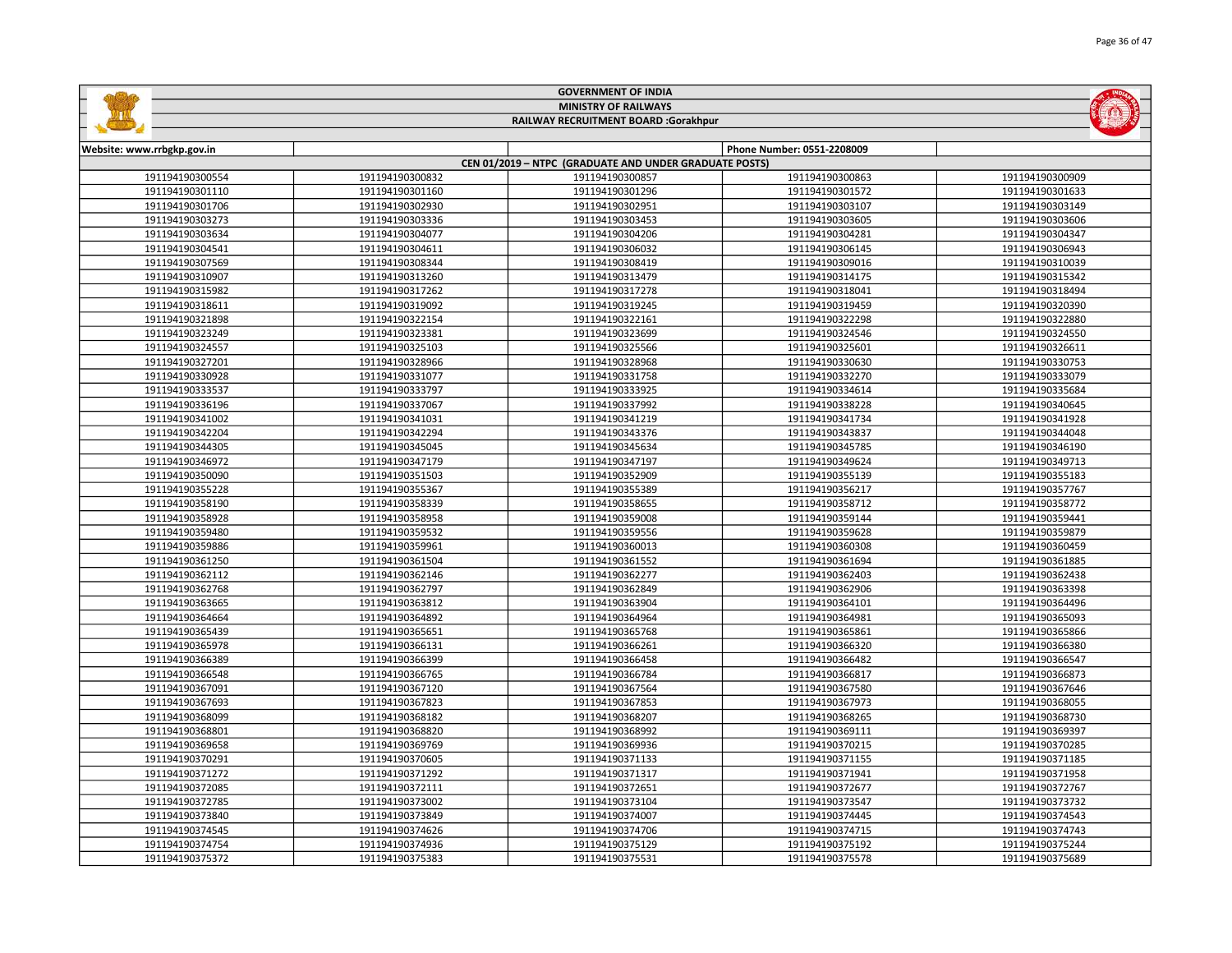# GOVERNMENT OF INDIA

## MINISTRY OF RAILWAYS

## RAILWAY RECRUITMENT BOARD :Gorakhpur

| Website: www.rrbgkp.gov.in | | | Phone Number: 0551-2208009 | |
|---|---|---|---|---|
| CEN 01/2019 – NTPC (GRADUATE AND UNDER GRADUATE POSTS) | | | | |
| 191194190300554 | 191194190300832 | 191194190300857 | 191194190300863 | 191194190300909 |
| 191194190301110 | 191194190301160 | 191194190301296 | 191194190301572 | 191194190301633 |
| 191194190301706 | 191194190302930 | 191194190302951 | 191194190303107 | 191194190303149 |
| 191194190303273 | 191194190303336 | 191194190303453 | 191194190303605 | 191194190303606 |
| 191194190303634 | 191194190304077 | 191194190304206 | 191194190304281 | 191194190304347 |
| 191194190304541 | 191194190304611 | 191194190306032 | 191194190306145 | 191194190306943 |
| 191194190307569 | 191194190308344 | 191194190308419 | 191194190309016 | 191194190310039 |
| 191194190310907 | 191194190313260 | 191194190313479 | 191194190314175 | 191194190315342 |
| 191194190315982 | 191194190317262 | 191194190317278 | 191194190318041 | 191194190318494 |
| 191194190318611 | 191194190319092 | 191194190319245 | 191194190319459 | 191194190320390 |
| 191194190321898 | 191194190322154 | 191194190322161 | 191194190322298 | 191194190322880 |
| 191194190323249 | 191194190323381 | 191194190323699 | 191194190324546 | 191194190324550 |
| 191194190324557 | 191194190325103 | 191194190325566 | 191194190325601 | 191194190326611 |
| 191194190327201 | 191194190328966 | 191194190328968 | 191194190330630 | 191194190330753 |
| 191194190330928 | 191194190331077 | 191194190331758 | 191194190332270 | 191194190333079 |
| 191194190333537 | 191194190333797 | 191194190333925 | 191194190334614 | 191194190335684 |
| 191194190336196 | 191194190337067 | 191194190337992 | 191194190338228 | 191194190340645 |
| 191194190341002 | 191194190341031 | 191194190341219 | 191194190341734 | 191194190341928 |
| 191194190342204 | 191194190342294 | 191194190343376 | 191194190343837 | 191194190344048 |
| 191194190344305 | 191194190345045 | 191194190345634 | 191194190345785 | 191194190346190 |
| 191194190346972 | 191194190347179 | 191194190347197 | 191194190349624 | 191194190349713 |
| 191194190350090 | 191194190351503 | 191194190352909 | 191194190355139 | 191194190355183 |
| 191194190355228 | 191194190355367 | 191194190355389 | 191194190356217 | 191194190357767 |
| 191194190358190 | 191194190358339 | 191194190358655 | 191194190358712 | 191194190358772 |
| 191194190358928 | 191194190358958 | 191194190359008 | 191194190359144 | 191194190359441 |
| 191194190359480 | 191194190359532 | 191194190359556 | 191194190359628 | 191194190359879 |
| 191194190359886 | 191194190359961 | 191194190360013 | 191194190360308 | 191194190360459 |
| 191194190361250 | 191194190361504 | 191194190361552 | 191194190361694 | 191194190361885 |
| 191194190362112 | 191194190362146 | 191194190362277 | 191194190362403 | 191194190362438 |
| 191194190362768 | 191194190362797 | 191194190362849 | 191194190362906 | 191194190363398 |
| 191194190363665 | 191194190363812 | 191194190363904 | 191194190364101 | 191194190364496 |
| 191194190364664 | 191194190364892 | 191194190364964 | 191194190364981 | 191194190365093 |
| 191194190365439 | 191194190365651 | 191194190365768 | 191194190365861 | 191194190365866 |
| 191194190365978 | 191194190366131 | 191194190366261 | 191194190366320 | 191194190366380 |
| 191194190366389 | 191194190366399 | 191194190366458 | 191194190366482 | 191194190366547 |
| 191194190366548 | 191194190366765 | 191194190366784 | 191194190366817 | 191194190366873 |
| 191194190367091 | 191194190367120 | 191194190367564 | 191194190367580 | 191194190367646 |
| 191194190367693 | 191194190367823 | 191194190367853 | 191194190367973 | 191194190368055 |
| 191194190368099 | 191194190368182 | 191194190368207 | 191194190368265 | 191194190368730 |
| 191194190368801 | 191194190368820 | 191194190368992 | 191194190369111 | 191194190369397 |
| 191194190369658 | 191194190369769 | 191194190369936 | 191194190370215 | 191194190370285 |
| 191194190370291 | 191194190370605 | 191194190371133 | 191194190371155 | 191194190371185 |
| 191194190371272 | 191194190371292 | 191194190371317 | 191194190371941 | 191194190371958 |
| 191194190372085 | 191194190372111 | 191194190372651 | 191194190372677 | 191194190372767 |
| 191194190372785 | 191194190373002 | 191194190373104 | 191194190373547 | 191194190373732 |
| 191194190373840 | 191194190373849 | 191194190374007 | 191194190374445 | 191194190374543 |
| 191194190374545 | 191194190374626 | 191194190374706 | 191194190374715 | 191194190374743 |
| 191194190374754 | 191194190374936 | 191194190375129 | 191194190375192 | 191194190375244 |
| 191194190375372 | 191194190375383 | 191194190375531 | 191194190375578 | 191194190375689 |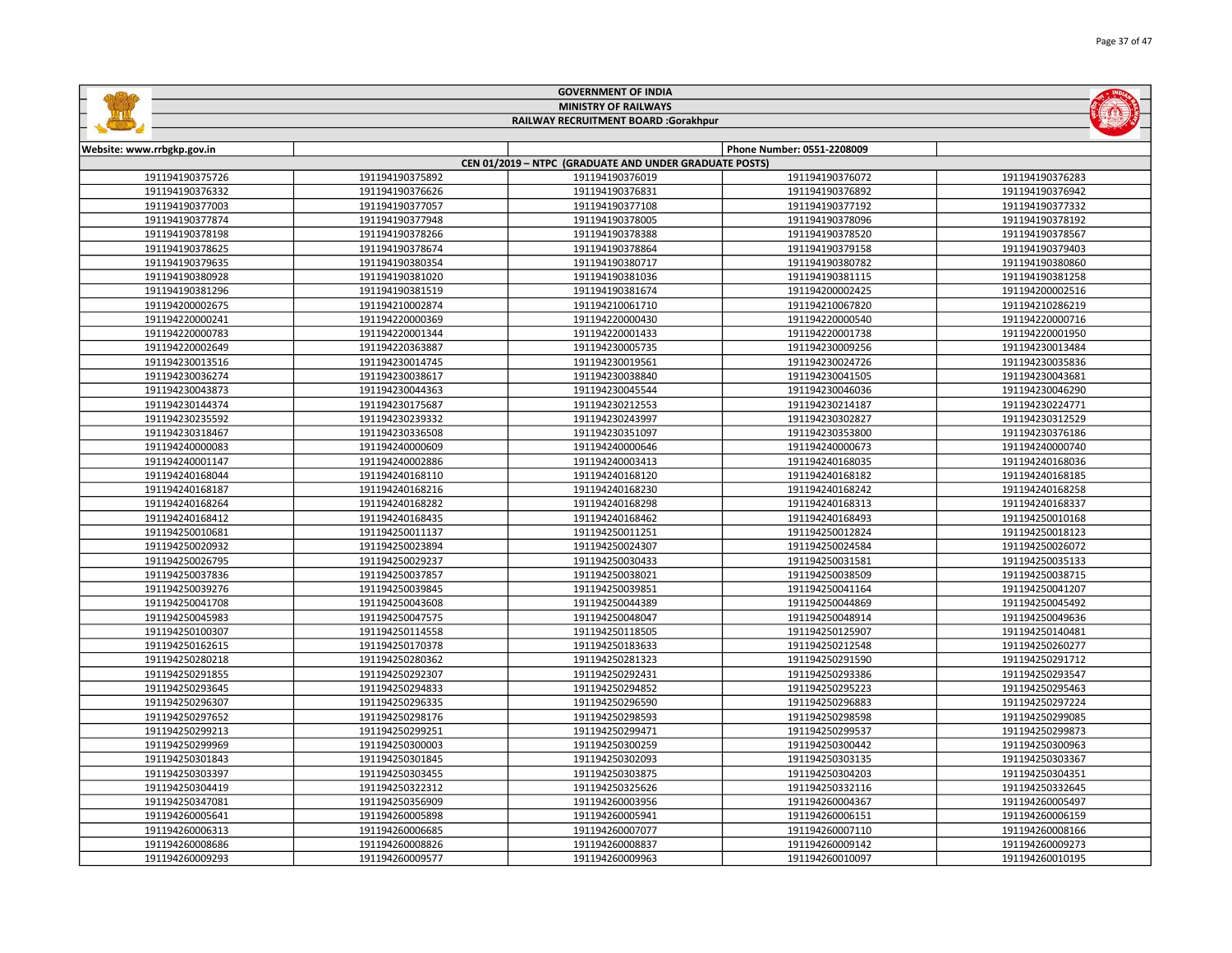# GOVERNMENT OF INDIA

## MINISTRY OF RAILWAYS

### RAILWAY RECRUITMENT BOARD :Gorakhpur

Website: www.rrbgkp.gov.in | Phone Number: 0551-2208009

**CEN 01/2019 – NTPC (GRADUATE AND UNDER GRADUATE POSTS)**

| | | | | |
|---|---|---|---|---|
| 191194190375726 | 191194190375892 | 191194190376019 | 191194190376072 | 191194190376283 |
| 191194190376332 | 191194190376626 | 191194190376831 | 191194190376892 | 191194190376942 |
| 191194190377003 | 191194190377057 | 191194190377108 | 191194190377192 | 191194190377332 |
| 191194190377874 | 191194190377948 | 191194190378005 | 191194190378096 | 191194190378192 |
| 191194190378198 | 191194190378266 | 191194190378388 | 191194190378520 | 191194190378567 |
| 191194190378625 | 191194190378674 | 191194190378864 | 191194190379158 | 191194190379403 |
| 191194190379635 | 191194190380354 | 191194190380717 | 191194190380782 | 191194190380860 |
| 191194190380928 | 191194190381020 | 191194190381036 | 191194190381115 | 191194190381258 |
| 191194190381296 | 191194190381519 | 191194190381674 | 191194200002425 | 191194200002516 |
| 191194200002675 | 191194210002874 | 191194210061710 | 191194210067820 | 191194210286219 |
| 191194220000241 | 191194220000369 | 191194220000430 | 191194220000540 | 191194220000716 |
| 191194220000783 | 191194220001344 | 191194220001433 | 191194220001738 | 191194220001950 |
| 191194220002649 | 191194220363887 | 191194230005735 | 191194230009256 | 191194230013484 |
| 191194230013516 | 191194230014745 | 191194230019561 | 191194230024726 | 191194230035836 |
| 191194230036274 | 191194230038617 | 191194230038840 | 191194230041505 | 191194230043681 |
| 191194230043873 | 191194230044363 | 191194230045544 | 191194230046036 | 191194230046290 |
| 191194230144374 | 191194230175687 | 191194230212553 | 191194230214187 | 191194230224771 |
| 191194230235592 | 191194230239332 | 191194230243997 | 191194230302827 | 191194230312529 |
| 191194230318467 | 191194230336508 | 191194230351097 | 191194230353800 | 191194230376186 |
| 191194240000083 | 191194240000609 | 191194240000646 | 191194240000673 | 191194240000740 |
| 191194240001147 | 191194240002886 | 191194240003413 | 191194240168035 | 191194240168036 |
| 191194240168044 | 191194240168110 | 191194240168120 | 191194240168182 | 191194240168185 |
| 191194240168187 | 191194240168216 | 191194240168230 | 191194240168242 | 191194240168258 |
| 191194240168264 | 191194240168282 | 191194240168298 | 191194240168313 | 191194240168337 |
| 191194240168412 | 191194240168435 | 191194240168462 | 191194240168493 | 191194250010168 |
| 191194250010681 | 191194250011137 | 191194250011251 | 191194250012824 | 191194250018123 |
| 191194250020932 | 191194250023894 | 191194250024307 | 191194250024584 | 191194250026072 |
| 191194250026795 | 191194250029237 | 191194250030433 | 191194250031581 | 191194250035133 |
| 191194250037836 | 191194250037857 | 191194250038021 | 191194250038509 | 191194250038715 |
| 191194250039276 | 191194250039845 | 191194250039851 | 191194250041164 | 191194250041207 |
| 191194250041708 | 191194250043608 | 191194250044389 | 191194250044869 | 191194250045492 |
| 191194250045983 | 191194250047575 | 191194250048047 | 191194250048914 | 191194250049636 |
| 191194250100307 | 191194250114558 | 191194250118505 | 191194250125907 | 191194250140481 |
| 191194250162615 | 191194250170378 | 191194250183633 | 191194250212548 | 191194250260277 |
| 191194250280218 | 191194250280362 | 191194250281323 | 191194250291590 | 191194250291712 |
| 191194250291855 | 191194250292307 | 191194250292431 | 191194250293386 | 191194250293547 |
| 191194250293645 | 191194250294833 | 191194250294852 | 191194250295223 | 191194250295463 |
| 191194250296307 | 191194250296335 | 191194250296590 | 191194250296883 | 191194250297224 |
| 191194250297652 | 191194250298176 | 191194250298593 | 191194250298598 | 191194250299085 |
| 191194250299213 | 191194250299251 | 191194250299471 | 191194250299537 | 191194250299873 |
| 191194250299969 | 191194250300003 | 191194250300259 | 191194250300442 | 191194250300963 |
| 191194250301843 | 191194250301845 | 191194250302093 | 191194250303135 | 191194250303367 |
| 191194250303397 | 191194250303455 | 191194250303875 | 191194250304203 | 191194250304351 |
| 191194250304419 | 191194250322312 | 191194250325626 | 191194250332116 | 191194250332645 |
| 191194250347081 | 191194250356909 | 191194260003956 | 191194260004367 | 191194260005497 |
| 191194260005641 | 191194260005898 | 191194260005941 | 191194260006151 | 191194260006159 |
| 191194260006313 | 191194260006685 | 191194260007077 | 191194260007110 | 191194260008166 |
| 191194260008686 | 191194260008826 | 191194260008837 | 191194260009142 | 191194260009273 |
| 191194260009293 | 191194260009577 | 191194260009963 | 191194260010097 | 191194260010195 |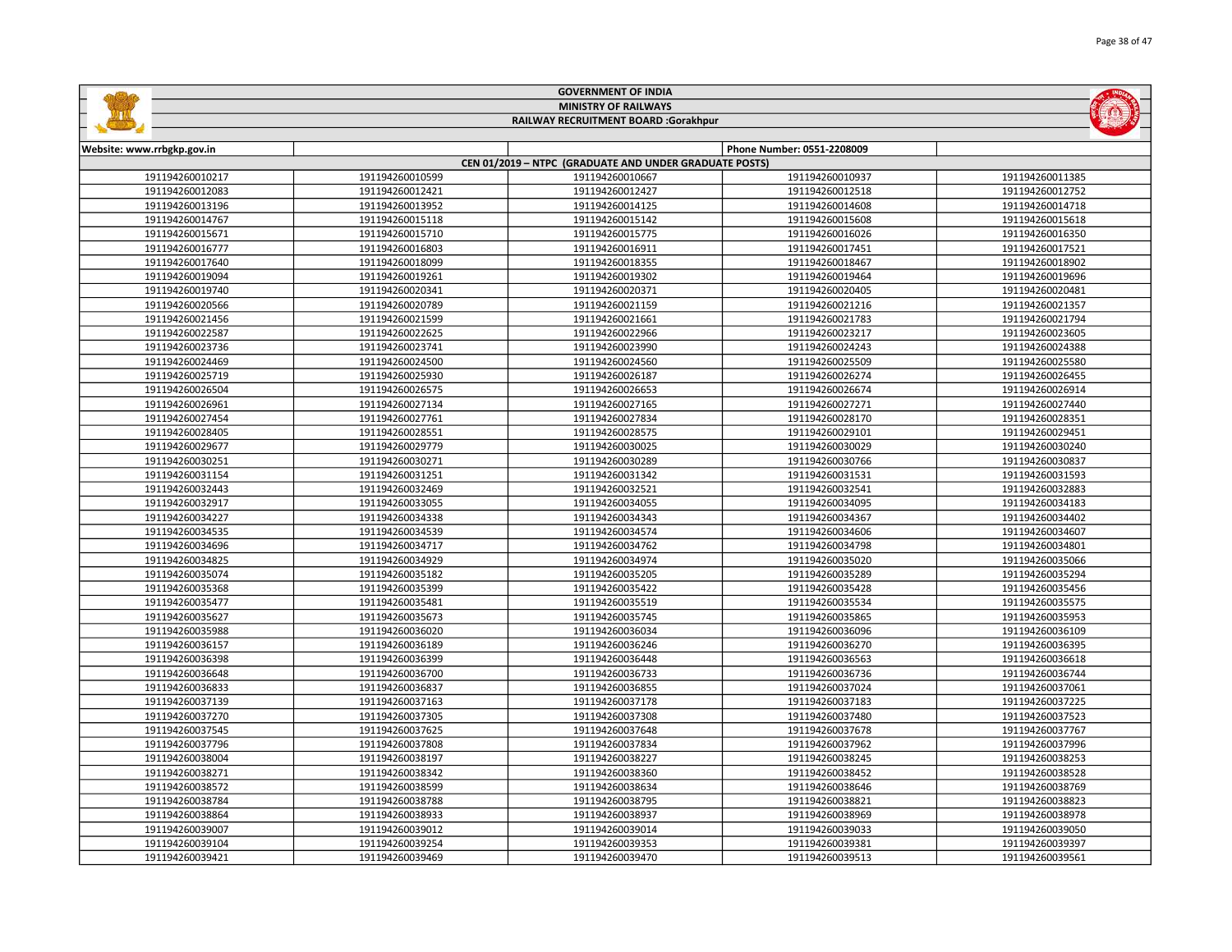# GOVERNMENT OF INDIA

## MINISTRY OF RAILWAYS

## RAILWAY RECRUITMENT BOARD :Gorakhpur

| Website: www.rrbgkp.gov.in | | | Phone Number: 0551-2208009 | |
|---|---|---|---|---|
| CEN 01/2019 – NTPC (GRADUATE AND UNDER GRADUATE POSTS) | | | | |
| 191194260010217 | 191194260010599 | 191194260010667 | 191194260010937 | 191194260011385 |
| 191194260012083 | 191194260012421 | 191194260012427 | 191194260012518 | 191194260012752 |
| 191194260013196 | 191194260013952 | 191194260014125 | 191194260014608 | 191194260014718 |
| 191194260014767 | 191194260015118 | 191194260015142 | 191194260015608 | 191194260015618 |
| 191194260015671 | 191194260015710 | 191194260015775 | 191194260016026 | 191194260016350 |
| 191194260016777 | 191194260016803 | 191194260016911 | 191194260017451 | 191194260017521 |
| 191194260017640 | 191194260018099 | 191194260018355 | 191194260018467 | 191194260018902 |
| 191194260019094 | 191194260019261 | 191194260019302 | 191194260019464 | 191194260019696 |
| 191194260019740 | 191194260020341 | 191194260020371 | 191194260020405 | 191194260020481 |
| 191194260020566 | 191194260020789 | 191194260021159 | 191194260021216 | 191194260021357 |
| 191194260021456 | 191194260021599 | 191194260021661 | 191194260021783 | 191194260021794 |
| 191194260022587 | 191194260022625 | 191194260022966 | 191194260023217 | 191194260023605 |
| 191194260023736 | 191194260023741 | 191194260023990 | 191194260024243 | 191194260024388 |
| 191194260024469 | 191194260024500 | 191194260024560 | 191194260025509 | 191194260025580 |
| 191194260025719 | 191194260025930 | 191194260026187 | 191194260026274 | 191194260026455 |
| 191194260026504 | 191194260026575 | 191194260026653 | 191194260026674 | 191194260026914 |
| 191194260026961 | 191194260027134 | 191194260027165 | 191194260027271 | 191194260027440 |
| 191194260027454 | 191194260027761 | 191194260027834 | 191194260028170 | 191194260028351 |
| 191194260028405 | 191194260028551 | 191194260028575 | 191194260029101 | 191194260029451 |
| 191194260029677 | 191194260029779 | 191194260030025 | 191194260030029 | 191194260030240 |
| 191194260030251 | 191194260030271 | 191194260030289 | 191194260030766 | 191194260030837 |
| 191194260031154 | 191194260031251 | 191194260031342 | 191194260031531 | 191194260031593 |
| 191194260032443 | 191194260032469 | 191194260032521 | 191194260032541 | 191194260032883 |
| 191194260032917 | 191194260033055 | 191194260034055 | 191194260034095 | 191194260034183 |
| 191194260034227 | 191194260034338 | 191194260034343 | 191194260034367 | 191194260034402 |
| 191194260034535 | 191194260034539 | 191194260034574 | 191194260034606 | 191194260034607 |
| 191194260034696 | 191194260034717 | 191194260034762 | 191194260034798 | 191194260034801 |
| 191194260034825 | 191194260034929 | 191194260034974 | 191194260035020 | 191194260035066 |
| 191194260035074 | 191194260035182 | 191194260035205 | 191194260035289 | 191194260035294 |
| 191194260035368 | 191194260035399 | 191194260035422 | 191194260035428 | 191194260035456 |
| 191194260035477 | 191194260035481 | 191194260035519 | 191194260035534 | 191194260035575 |
| 191194260035627 | 191194260035673 | 191194260035745 | 191194260035865 | 191194260035953 |
| 191194260035988 | 191194260036020 | 191194260036034 | 191194260036096 | 191194260036109 |
| 191194260036157 | 191194260036189 | 191194260036246 | 191194260036270 | 191194260036395 |
| 191194260036398 | 191194260036399 | 191194260036448 | 191194260036563 | 191194260036618 |
| 191194260036648 | 191194260036700 | 191194260036733 | 191194260036736 | 191194260036744 |
| 191194260036833 | 191194260036837 | 191194260036855 | 191194260037024 | 191194260037061 |
| 191194260037139 | 191194260037163 | 191194260037178 | 191194260037183 | 191194260037225 |
| 191194260037270 | 191194260037305 | 191194260037308 | 191194260037480 | 191194260037523 |
| 191194260037545 | 191194260037625 | 191194260037648 | 191194260037678 | 191194260037767 |
| 191194260037796 | 191194260037808 | 191194260037834 | 191194260037962 | 191194260037996 |
| 191194260038004 | 191194260038197 | 191194260038227 | 191194260038245 | 191194260038253 |
| 191194260038271 | 191194260038342 | 191194260038360 | 191194260038452 | 191194260038528 |
| 191194260038572 | 191194260038599 | 191194260038634 | 191194260038646 | 191194260038769 |
| 191194260038784 | 191194260038788 | 191194260038795 | 191194260038821 | 191194260038823 |
| 191194260038864 | 191194260038933 | 191194260038937 | 191194260038969 | 191194260038978 |
| 191194260039007 | 191194260039012 | 191194260039014 | 191194260039033 | 191194260039050 |
| 191194260039104 | 191194260039254 | 191194260039353 | 191194260039381 | 191194260039397 |
| 191194260039421 | 191194260039469 | 191194260039470 | 191194260039513 | 191194260039561 |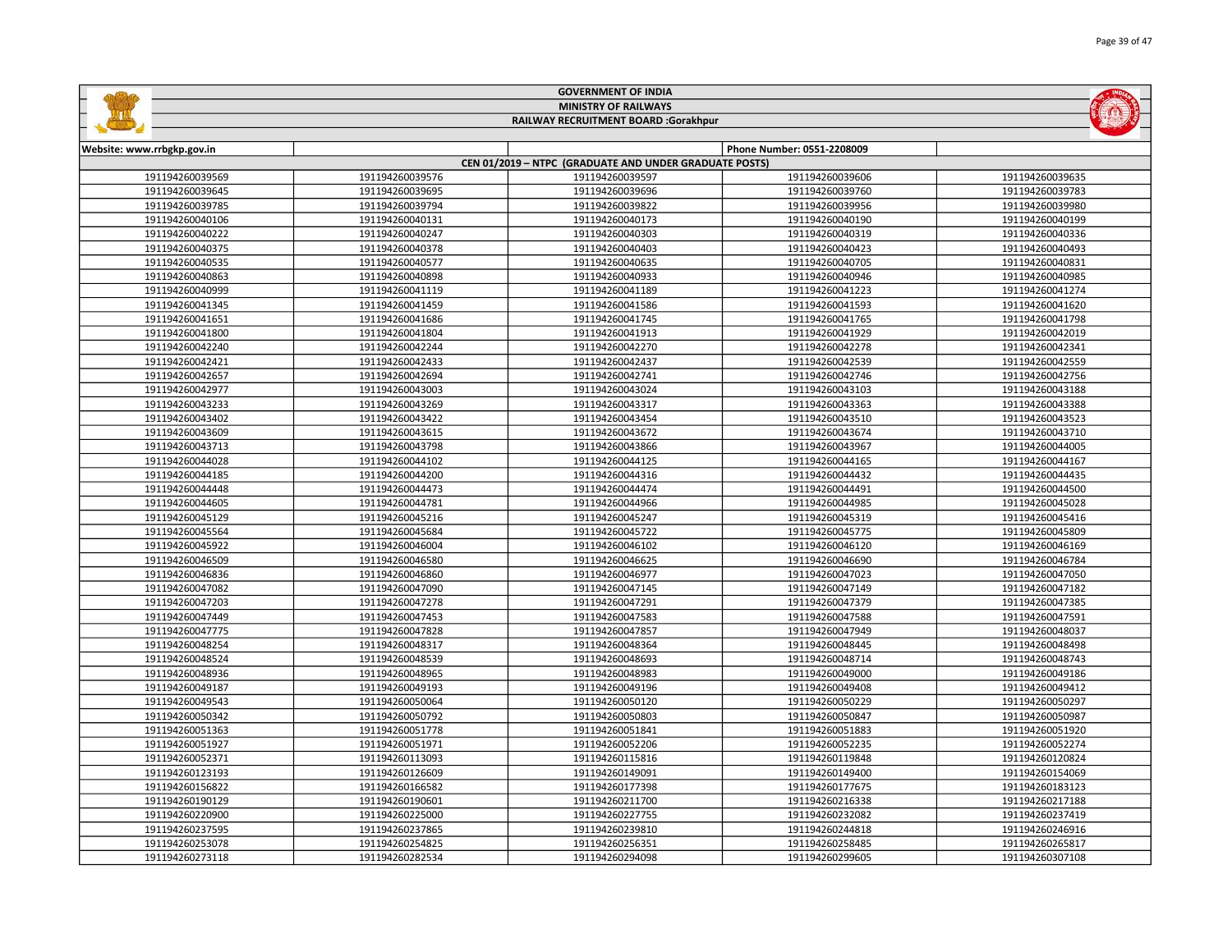# GOVERNMENT OF INDIA

## MINISTRY OF RAILWAYS

## RAILWAY RECRUITMENT BOARD :Gorakhpur

| Website: www.rrbgkp.gov.in | | | Phone Number: 0551-2208009 | |
|---|---|---|---|---|
| CEN 01/2019 – NTPC (GRADUATE AND UNDER GRADUATE POSTS) | | | | |
| 191194260039569 | 191194260039576 | 191194260039597 | 191194260039606 | 191194260039635 |
| 191194260039645 | 191194260039695 | 191194260039696 | 191194260039760 | 191194260039783 |
| 191194260039785 | 191194260039794 | 191194260039822 | 191194260039956 | 191194260039980 |
| 191194260040106 | 191194260040131 | 191194260040173 | 191194260040190 | 191194260040199 |
| 191194260040222 | 191194260040247 | 191194260040303 | 191194260040319 | 191194260040336 |
| 191194260040375 | 191194260040378 | 191194260040403 | 191194260040423 | 191194260040493 |
| 191194260040535 | 191194260040577 | 191194260040635 | 191194260040705 | 191194260040831 |
| 191194260040863 | 191194260040898 | 191194260040933 | 191194260040946 | 191194260040985 |
| 191194260040999 | 191194260041119 | 191194260041189 | 191194260041223 | 191194260041274 |
| 191194260041345 | 191194260041459 | 191194260041586 | 191194260041593 | 191194260041620 |
| 191194260041651 | 191194260041686 | 191194260041745 | 191194260041765 | 191194260041798 |
| 191194260041800 | 191194260041804 | 191194260041913 | 191194260041929 | 191194260042019 |
| 191194260042240 | 191194260042244 | 191194260042270 | 191194260042278 | 191194260042341 |
| 191194260042421 | 191194260042433 | 191194260042437 | 191194260042539 | 191194260042559 |
| 191194260042657 | 191194260042694 | 191194260042741 | 191194260042746 | 191194260042756 |
| 191194260042977 | 191194260043003 | 191194260043024 | 191194260043103 | 191194260043188 |
| 191194260043233 | 191194260043269 | 191194260043317 | 191194260043363 | 191194260043388 |
| 191194260043402 | 191194260043422 | 191194260043454 | 191194260043510 | 191194260043523 |
| 191194260043609 | 191194260043615 | 191194260043672 | 191194260043674 | 191194260043710 |
| 191194260043713 | 191194260043798 | 191194260043866 | 191194260043967 | 191194260044005 |
| 191194260044028 | 191194260044102 | 191194260044125 | 191194260044165 | 191194260044167 |
| 191194260044185 | 191194260044200 | 191194260044316 | 191194260044432 | 191194260044435 |
| 191194260044448 | 191194260044473 | 191194260044474 | 191194260044491 | 191194260044500 |
| 191194260044605 | 191194260044781 | 191194260044966 | 191194260044985 | 191194260045028 |
| 191194260045129 | 191194260045216 | 191194260045247 | 191194260045319 | 191194260045416 |
| 191194260045564 | 191194260045684 | 191194260045722 | 191194260045775 | 191194260045809 |
| 191194260045922 | 191194260046004 | 191194260046102 | 191194260046120 | 191194260046169 |
| 191194260046509 | 191194260046580 | 191194260046625 | 191194260046690 | 191194260046784 |
| 191194260046836 | 191194260046860 | 191194260046977 | 191194260047023 | 191194260047050 |
| 191194260047082 | 191194260047090 | 191194260047145 | 191194260047149 | 191194260047182 |
| 191194260047203 | 191194260047278 | 191194260047291 | 191194260047379 | 191194260047385 |
| 191194260047449 | 191194260047453 | 191194260047583 | 191194260047588 | 191194260047591 |
| 191194260047775 | 191194260047828 | 191194260047857 | 191194260047949 | 191194260048037 |
| 191194260048254 | 191194260048317 | 191194260048364 | 191194260048445 | 191194260048498 |
| 191194260048524 | 191194260048539 | 191194260048693 | 191194260048714 | 191194260048743 |
| 191194260048936 | 191194260048965 | 191194260048983 | 191194260049000 | 191194260049186 |
| 191194260049187 | 191194260049193 | 191194260049196 | 191194260049408 | 191194260049412 |
| 191194260049543 | 191194260050064 | 191194260050120 | 191194260050229 | 191194260050297 |
| 191194260050342 | 191194260050792 | 191194260050803 | 191194260050847 | 191194260050987 |
| 191194260051363 | 191194260051778 | 191194260051841 | 191194260051883 | 191194260051920 |
| 191194260051927 | 191194260051971 | 191194260052206 | 191194260052235 | 191194260052274 |
| 191194260052371 | 191194260113093 | 191194260115816 | 191194260119848 | 191194260120824 |
| 191194260123193 | 191194260126609 | 191194260149091 | 191194260149400 | 191194260154069 |
| 191194260156822 | 191194260166582 | 191194260177398 | 191194260177675 | 191194260183123 |
| 191194260190129 | 191194260190601 | 191194260211700 | 191194260216338 | 191194260217188 |
| 191194260220900 | 191194260225000 | 191194260227755 | 191194260232082 | 191194260237419 |
| 191194260237595 | 191194260239865 | 191194260239810 | 191194260244818 | 191194260246916 |
| 191194260253078 | 191194260254825 | 191194260256351 | 191194260258485 | 191194260265817 |
| 191194260273118 | 191194260282534 | 191194260294098 | 191194260299605 | 191194260307108 |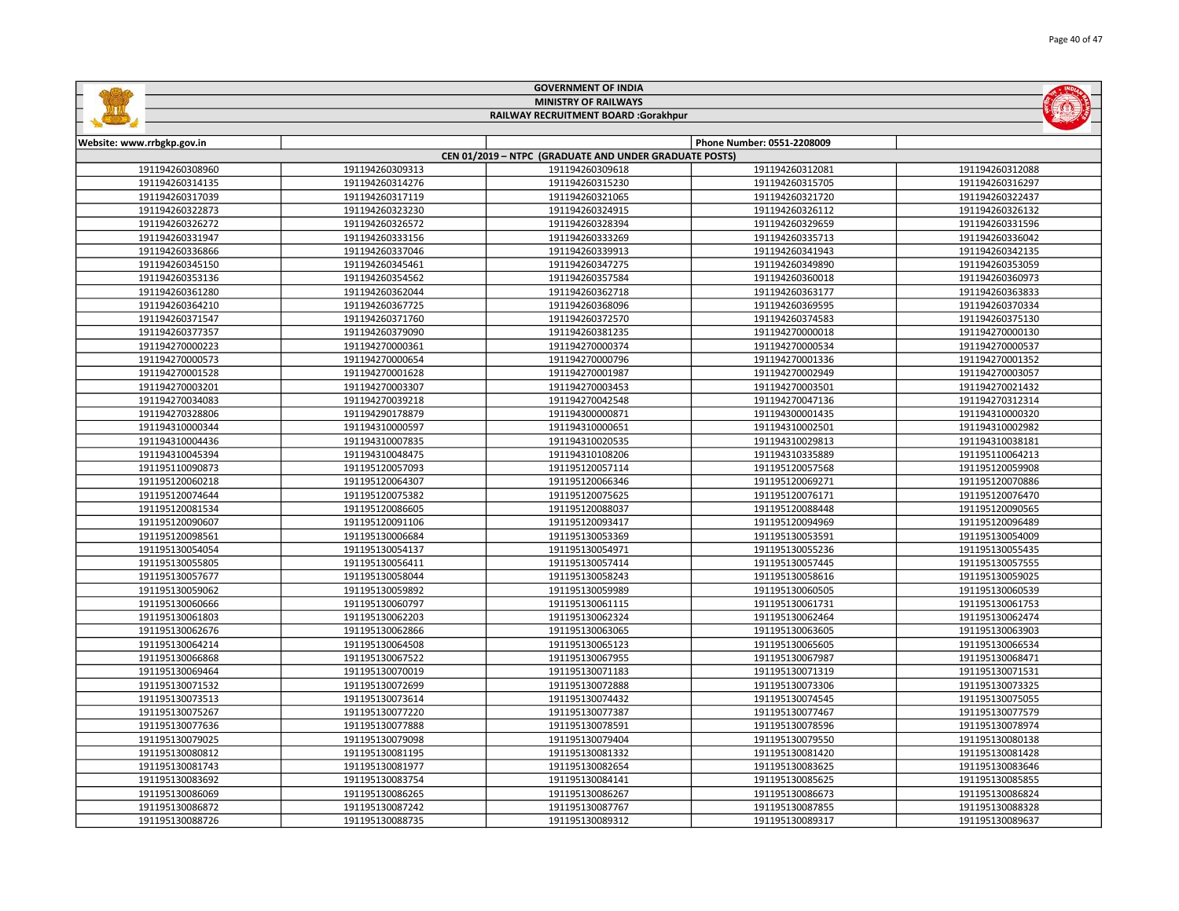# GOVERNMENT OF INDIA

## MINISTRY OF RAILWAYS

## RAILWAY RECRUITMENT BOARD :Gorakhpur

Website: www.rrbgkp.gov.in | Phone Number: 0551-2208009

### CEN 01/2019 – NTPC (GRADUATE AND UNDER GRADUATE POSTS)

| | | | | |
|---|---|---|---|---|
| 191194260308960 | 191194260309313 | 191194260309618 | 191194260312081 | 191194260312088 |
| 191194260314135 | 191194260314276 | 191194260315230 | 191194260315705 | 191194260316297 |
| 191194260317039 | 191194260317119 | 191194260321065 | 191194260321720 | 191194260322437 |
| 191194260322873 | 191194260323230 | 191194260324915 | 191194260326112 | 191194260326132 |
| 191194260326272 | 191194260326572 | 191194260328394 | 191194260329659 | 191194260331596 |
| 191194260331947 | 191194260333156 | 191194260333269 | 191194260335713 | 191194260336042 |
| 191194260336866 | 191194260337046 | 191194260339913 | 191194260341943 | 191194260342135 |
| 191194260345150 | 191194260345461 | 191194260347275 | 191194260349890 | 191194260353059 |
| 191194260353136 | 191194260354562 | 191194260357584 | 191194260360018 | 191194260360973 |
| 191194260361280 | 191194260362044 | 191194260362718 | 191194260363177 | 191194260363833 |
| 191194260364210 | 191194260367725 | 191194260368096 | 191194260369595 | 191194260370334 |
| 191194260371547 | 191194260371760 | 191194260372570 | 191194260374583 | 191194260375130 |
| 191194260377357 | 191194260379090 | 191194260381235 | 191194270000018 | 191194270000130 |
| 191194270000223 | 191194270000361 | 191194270000374 | 191194270000534 | 191194270000537 |
| 191194270000573 | 191194270000654 | 191194270000796 | 191194270001336 | 191194270001352 |
| 191194270001528 | 191194270001628 | 191194270001987 | 191194270002949 | 191194270003057 |
| 191194270003201 | 191194270003307 | 191194270003453 | 191194270003501 | 191194270021432 |
| 191194270034083 | 191194270039218 | 191194270042548 | 191194270047136 | 191194270312314 |
| 191194270328806 | 191194290178879 | 191194300000871 | 191194300001435 | 191194310000320 |
| 191194310000344 | 191194310000597 | 191194310000651 | 191194310002501 | 191194310002982 |
| 191194310004436 | 191194310007835 | 191194310020535 | 191194310029813 | 191194310038181 |
| 191194310045394 | 191194310048475 | 191194310108206 | 191194310335889 | 191195110064213 |
| 191195110090873 | 191195120057093 | 191195120057114 | 191195120057568 | 191195120059908 |
| 191195120060218 | 191195120064307 | 191195120066346 | 191195120069271 | 191195120070886 |
| 191195120074644 | 191195120075382 | 191195120075625 | 191195120076171 | 191195120076470 |
| 191195120081534 | 191195120086605 | 191195120088037 | 191195120088448 | 191195120090565 |
| 191195120090607 | 191195120091106 | 191195120093417 | 191195120094969 | 191195120096489 |
| 191195120098561 | 191195130006684 | 191195130053369 | 191195130053591 | 191195130054009 |
| 191195130054054 | 191195130054137 | 191195130054971 | 191195130055236 | 191195130055435 |
| 191195130055805 | 191195130056411 | 191195130057414 | 191195130057445 | 191195130057555 |
| 191195130057677 | 191195130058044 | 191195130058243 | 191195130058616 | 191195130059025 |
| 191195130059062 | 191195130059892 | 191195130059989 | 191195130060505 | 191195130060539 |
| 191195130060666 | 191195130060797 | 191195130061115 | 191195130061731 | 191195130061753 |
| 191195130061803 | 191195130062203 | 191195130062324 | 191195130062464 | 191195130062474 |
| 191195130062676 | 191195130062866 | 191195130063065 | 191195130063605 | 191195130063903 |
| 191195130064214 | 191195130064508 | 191195130065123 | 191195130065605 | 191195130066534 |
| 191195130066868 | 191195130067522 | 191195130067955 | 191195130067987 | 191195130068471 |
| 191195130069464 | 191195130070019 | 191195130071183 | 191195130071319 | 191195130071531 |
| 191195130071532 | 191195130072699 | 191195130072888 | 191195130073306 | 191195130073325 |
| 191195130073513 | 191195130073614 | 191195130074432 | 191195130074545 | 191195130075055 |
| 191195130075267 | 191195130077220 | 191195130077387 | 191195130077467 | 191195130077579 |
| 191195130077636 | 191195130077888 | 191195130078591 | 191195130078596 | 191195130078974 |
| 191195130079025 | 191195130079098 | 191195130079404 | 191195130079550 | 191195130080138 |
| 191195130080812 | 191195130081195 | 191195130081332 | 191195130081420 | 191195130081428 |
| 191195130081743 | 191195130081977 | 191195130082654 | 191195130083625 | 191195130083646 |
| 191195130083692 | 191195130083754 | 191195130084141 | 191195130085625 | 191195130085855 |
| 191195130086069 | 191195130086265 | 191195130086267 | 191195130086673 | 191195130086824 |
| 191195130086872 | 191195130087242 | 191195130087767 | 191195130087855 | 191195130088328 |
| 191195130088726 | 191195130088735 | 191195130089312 | 191195130089317 | 191195130089637 |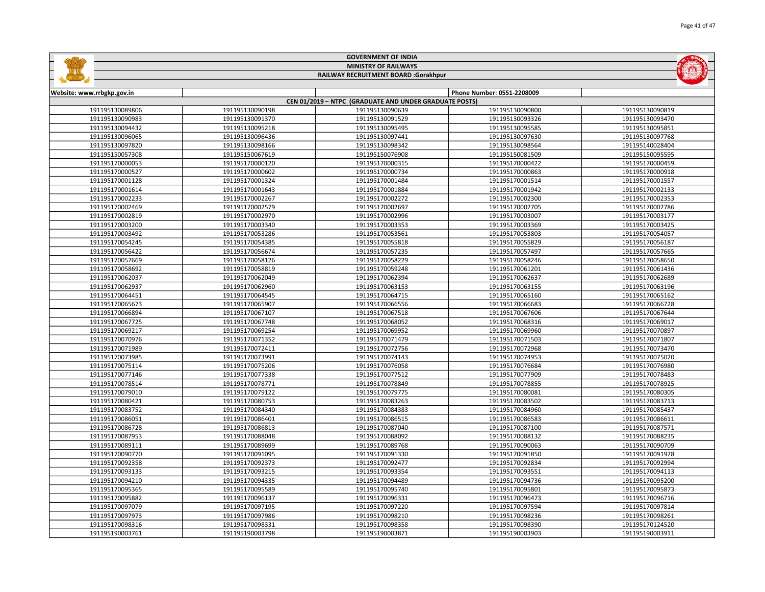# GOVERNMENT OF INDIA

## MINISTRY OF RAILWAYS

## RAILWAY RECRUITMENT BOARD :Gorakhpur

| Website: www.rrbgkp.gov.in | | | Phone Number: 0551-2208009 | |
|---|---|---|---|---|
| CEN 01/2019 – NTPC (GRADUATE AND UNDER GRADUATE POSTS) | | | | |
| 191195130089806 | 191195130090198 | 191195130090639 | 191195130090800 | 191195130090819 |
| 191195130090983 | 191195130091370 | 191195130091529 | 191195130093326 | 191195130093470 |
| 191195130094432 | 191195130095218 | 191195130095495 | 191195130095585 | 191195130095851 |
| 191195130096065 | 191195130096436 | 191195130097441 | 191195130097630 | 191195130097768 |
| 191195130097820 | 191195130098166 | 191195130098342 | 191195130098564 | 191195140028404 |
| 191195150057308 | 191195150067619 | 191195150076908 | 191195150081509 | 191195150095595 |
| 191195170000053 | 191195170000120 | 191195170000315 | 191195170000422 | 191195170000459 |
| 191195170000527 | 191195170000602 | 191195170000734 | 191195170000863 | 191195170000918 |
| 191195170001128 | 191195170001324 | 191195170001484 | 191195170001514 | 191195170001557 |
| 191195170001614 | 191195170001643 | 191195170001884 | 191195170001942 | 191195170002133 |
| 191195170002233 | 191195170002267 | 191195170002272 | 191195170002300 | 191195170002353 |
| 191195170002469 | 191195170002579 | 191195170002697 | 191195170002705 | 191195170002786 |
| 191195170002819 | 191195170002970 | 191195170002996 | 191195170003007 | 191195170003177 |
| 191195170003200 | 191195170003340 | 191195170003353 | 191195170003369 | 191195170003425 |
| 191195170003492 | 191195170053286 | 191195170053561 | 191195170053803 | 191195170054057 |
| 191195170054245 | 191195170054385 | 191195170055818 | 191195170055829 | 191195170056187 |
| 191195170056422 | 191195170056674 | 191195170057235 | 191195170057497 | 191195170057665 |
| 191195170057669 | 191195170058126 | 191195170058229 | 191195170058246 | 191195170058650 |
| 191195170058692 | 191195170058819 | 191195170059248 | 191195170061201 | 191195170061436 |
| 191195170062037 | 191195170062049 | 191195170062394 | 191195170062637 | 191195170062689 |
| 191195170062937 | 191195170062960 | 191195170063153 | 191195170063155 | 191195170063196 |
| 191195170064451 | 191195170064545 | 191195170064715 | 191195170065160 | 191195170065162 |
| 191195170065673 | 191195170065907 | 191195170066556 | 191195170066683 | 191195170066728 |
| 191195170066894 | 191195170067107 | 191195170067518 | 191195170067606 | 191195170067644 |
| 191195170067725 | 191195170067748 | 191195170068052 | 191195170068316 | 191195170069017 |
| 191195170069217 | 191195170069254 | 191195170069952 | 191195170069960 | 191195170070897 |
| 191195170070976 | 191195170071352 | 191195170071479 | 191195170071503 | 191195170071807 |
| 191195170071989 | 191195170072411 | 191195170072756 | 191195170072968 | 191195170073470 |
| 191195170073985 | 191195170073991 | 191195170074143 | 191195170074953 | 191195170075020 |
| 191195170075114 | 191195170075206 | 191195170076058 | 191195170076684 | 191195170076980 |
| 191195170077146 | 191195170077338 | 191195170077512 | 191195170077909 | 191195170078483 |
| 191195170078514 | 191195170078771 | 191195170078849 | 191195170078855 | 191195170078925 |
| 191195170079010 | 191195170079122 | 191195170079775 | 191195170080081 | 191195170080305 |
| 191195170080421 | 191195170080753 | 191195170083263 | 191195170083502 | 191195170083713 |
| 191195170083752 | 191195170084340 | 191195170084383 | 191195170084960 | 191195170085437 |
| 191195170086051 | 191195170086401 | 191195170086515 | 191195170086583 | 191195170086611 |
| 191195170086728 | 191195170086813 | 191195170087040 | 191195170087100 | 191195170087571 |
| 191195170087953 | 191195170088048 | 191195170088092 | 191195170088132 | 191195170088235 |
| 191195170089111 | 191195170089699 | 191195170089768 | 191195170090063 | 191195170090709 |
| 191195170090770 | 191195170091095 | 191195170091330 | 191195170091850 | 191195170091978 |
| 191195170092358 | 191195170092373 | 191195170092477 | 191195170092834 | 191195170092994 |
| 191195170093133 | 191195170093215 | 191195170093354 | 191195170093551 | 191195170094113 |
| 191195170094210 | 191195170094335 | 191195170094489 | 191195170094736 | 191195170095200 |
| 191195170095365 | 191195170095589 | 191195170095740 | 191195170095801 | 191195170095873 |
| 191195170095882 | 191195170096137 | 191195170096331 | 191195170096473 | 191195170096716 |
| 191195170097079 | 191195170097195 | 191195170097220 | 191195170097594 | 191195170097814 |
| 191195170097973 | 191195170097986 | 191195170098210 | 191195170098236 | 191195170098261 |
| 191195170098316 | 191195170098331 | 191195170098358 | 191195170098390 | 191195170124520 |
| 191195190003761 | 191195190003798 | 191195190003871 | 191195190003903 | 191195190003911 |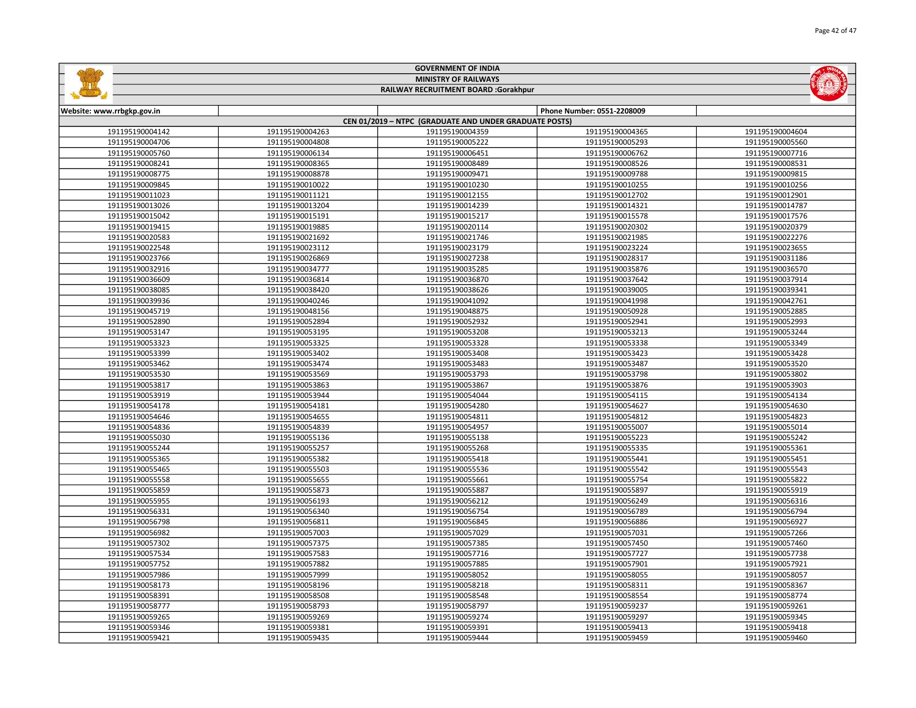# GOVERNMENT OF INDIA

## MINISTRY OF RAILWAYS

## RAILWAY RECRUITMENT BOARD :Gorakhpur

| Website: www.rrbgkp.gov.in | | | Phone Number: 0551-2208009 | |
|---|---|---|---|---|
| **CEN 01/2019 – NTPC (GRADUATE AND UNDER GRADUATE POSTS)** | | | | |
| 191195190004142 | 191195190004263 | 191195190004359 | 191195190004365 | 191195190004604 |
| 191195190004706 | 191195190004808 | 191195190005222 | 191195190005293 | 191195190005560 |
| 191195190005760 | 191195190006134 | 191195190006451 | 191195190006762 | 191195190007716 |
| 191195190008241 | 191195190008365 | 191195190008489 | 191195190008526 | 191195190008531 |
| 191195190008775 | 191195190008878 | 191195190009471 | 191195190009788 | 191195190009815 |
| 191195190009845 | 191195190010022 | 191195190010230 | 191195190010255 | 191195190010256 |
| 191195190011023 | 191195190011121 | 191195190012155 | 191195190012702 | 191195190012901 |
| 191195190013026 | 191195190013204 | 191195190014239 | 191195190014321 | 191195190014787 |
| 191195190015042 | 191195190015191 | 191195190015217 | 191195190015578 | 191195190017576 |
| 191195190019415 | 191195190019885 | 191195190020114 | 191195190020302 | 191195190020379 |
| 191195190020583 | 191195190021692 | 191195190021746 | 191195190021985 | 191195190022276 |
| 191195190022548 | 191195190023112 | 191195190023179 | 191195190023224 | 191195190023655 |
| 191195190023766 | 191195190026869 | 191195190027238 | 191195190028317 | 191195190031186 |
| 191195190032916 | 191195190034777 | 191195190035285 | 191195190035876 | 191195190036570 |
| 191195190036609 | 191195190036814 | 191195190036870 | 191195190037642 | 191195190037914 |
| 191195190038085 | 191195190038420 | 191195190038626 | 191195190039005 | 191195190039341 |
| 191195190039936 | 191195190040246 | 191195190041092 | 191195190041998 | 191195190042761 |
| 191195190045719 | 191195190048156 | 191195190048875 | 191195190050928 | 191195190052885 |
| 191195190052890 | 191195190052894 | 191195190052932 | 191195190052941 | 191195190052993 |
| 191195190053147 | 191195190053195 | 191195190053208 | 191195190053213 | 191195190053244 |
| 191195190053323 | 191195190053325 | 191195190053328 | 191195190053338 | 191195190053349 |
| 191195190053399 | 191195190053402 | 191195190053408 | 191195190053423 | 191195190053428 |
| 191195190053462 | 191195190053474 | 191195190053483 | 191195190053487 | 191195190053520 |
| 191195190053530 | 191195190053569 | 191195190053793 | 191195190053798 | 191195190053802 |
| 191195190053817 | 191195190053863 | 191195190053867 | 191195190053876 | 191195190053903 |
| 191195190053919 | 191195190053944 | 191195190054044 | 191195190054115 | 191195190054134 |
| 191195190054178 | 191195190054181 | 191195190054280 | 191195190054627 | 191195190054630 |
| 191195190054646 | 191195190054655 | 191195190054811 | 191195190054812 | 191195190054823 |
| 191195190054836 | 191195190054839 | 191195190054957 | 191195190055007 | 191195190055014 |
| 191195190055030 | 191195190055136 | 191195190055138 | 191195190055223 | 191195190055242 |
| 191195190055244 | 191195190055257 | 191195190055268 | 191195190055335 | 191195190055361 |
| 191195190055365 | 191195190055382 | 191195190055418 | 191195190055441 | 191195190055451 |
| 191195190055465 | 191195190055503 | 191195190055536 | 191195190055542 | 191195190055543 |
| 191195190055558 | 191195190055655 | 191195190055661 | 191195190055754 | 191195190055822 |
| 191195190055859 | 191195190055873 | 191195190055887 | 191195190055897 | 191195190055919 |
| 191195190055955 | 191195190056193 | 191195190056212 | 191195190056249 | 191195190056316 |
| 191195190056331 | 191195190056340 | 191195190056754 | 191195190056789 | 191195190056794 |
| 191195190056798 | 191195190056811 | 191195190056845 | 191195190056886 | 191195190056927 |
| 191195190056982 | 191195190057003 | 191195190057029 | 191195190057031 | 191195190057266 |
| 191195190057302 | 191195190057375 | 191195190057385 | 191195190057450 | 191195190057460 |
| 191195190057534 | 191195190057583 | 191195190057716 | 191195190057727 | 191195190057738 |
| 191195190057752 | 191195190057882 | 191195190057885 | 191195190057901 | 191195190057921 |
| 191195190057986 | 191195190057999 | 191195190058052 | 191195190058055 | 191195190058057 |
| 191195190058173 | 191195190058196 | 191195190058218 | 191195190058311 | 191195190058367 |
| 191195190058391 | 191195190058508 | 191195190058548 | 191195190058554 | 191195190058774 |
| 191195190058777 | 191195190058793 | 191195190058797 | 191195190059237 | 191195190059261 |
| 191195190059265 | 191195190059269 | 191195190059274 | 191195190059297 | 191195190059345 |
| 191195190059346 | 191195190059381 | 191195190059391 | 191195190059413 | 191195190059418 |
| 191195190059421 | 191195190059435 | 191195190059444 | 191195190059459 | 191195190059460 |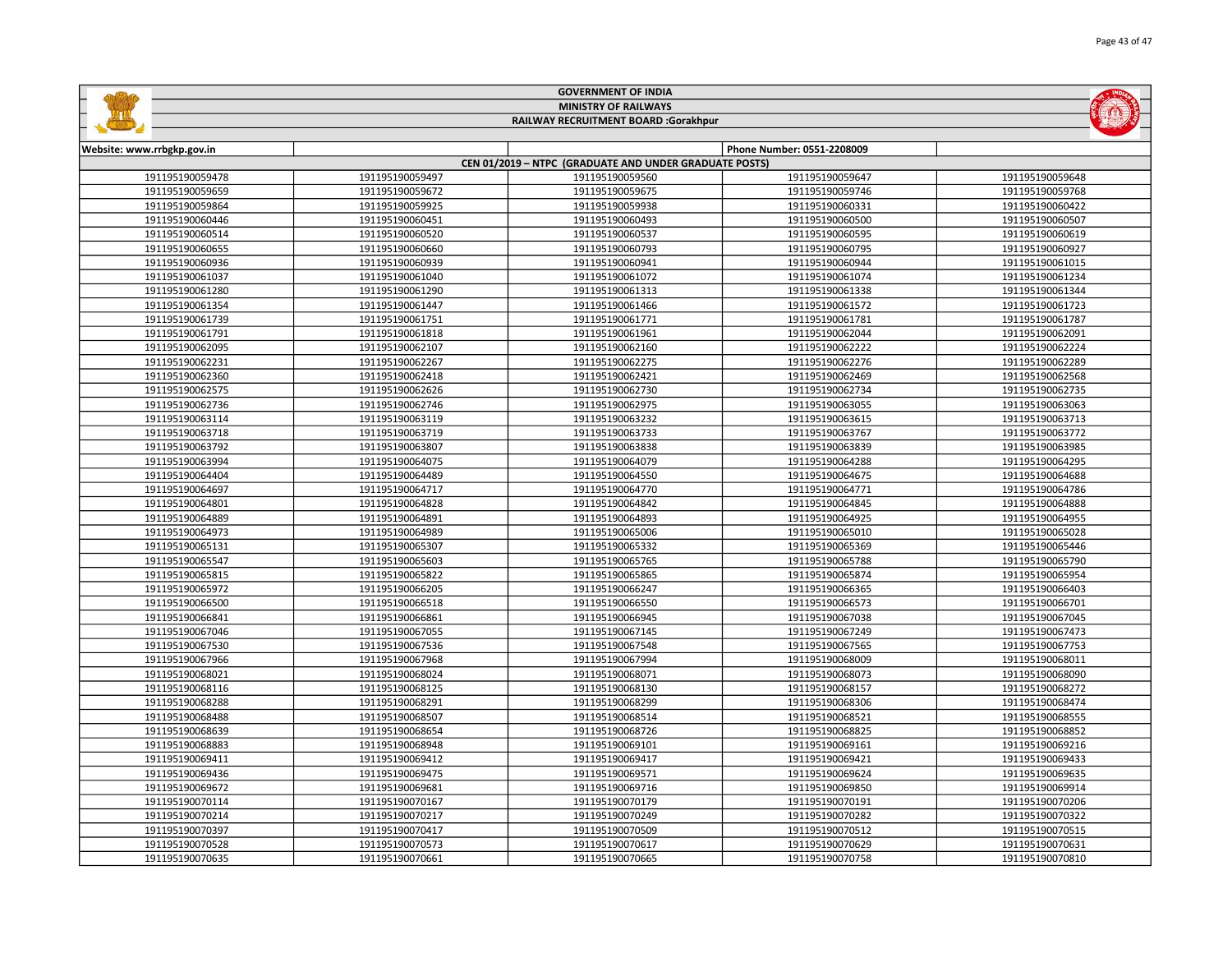# GOVERNMENT OF INDIA

## MINISTRY OF RAILWAYS

## RAILWAY RECRUITMENT BOARD :Gorakhpur

| Website: www.rrbgkp.gov.in | | | Phone Number: 0551-2208009 | |
|---|---|---|---|---|
| CEN 01/2019 – NTPC (GRADUATE AND UNDER GRADUATE POSTS) | | | | |
| 191195190059478 | 191195190059497 | 191195190059560 | 191195190059647 | 191195190059648 |
| 191195190059659 | 191195190059672 | 191195190059675 | 191195190059746 | 191195190059768 |
| 191195190059864 | 191195190059925 | 191195190059938 | 191195190060331 | 191195190060422 |
| 191195190060446 | 191195190060451 | 191195190060493 | 191195190060500 | 191195190060507 |
| 191195190060514 | 191195190060520 | 191195190060537 | 191195190060595 | 191195190060619 |
| 191195190060655 | 191195190060660 | 191195190060793 | 191195190060795 | 191195190060927 |
| 191195190060936 | 191195190060939 | 191195190060941 | 191195190060944 | 191195190061015 |
| 191195190061037 | 191195190061040 | 191195190061072 | 191195190061074 | 191195190061234 |
| 191195190061280 | 191195190061290 | 191195190061313 | 191195190061338 | 191195190061344 |
| 191195190061354 | 191195190061447 | 191195190061466 | 191195190061572 | 191195190061723 |
| 191195190061739 | 191195190061751 | 191195190061771 | 191195190061781 | 191195190061787 |
| 191195190061791 | 191195190061818 | 191195190061961 | 191195190062044 | 191195190062091 |
| 191195190062095 | 191195190062107 | 191195190062160 | 191195190062222 | 191195190062224 |
| 191195190062231 | 191195190062267 | 191195190062275 | 191195190062276 | 191195190062289 |
| 191195190062360 | 191195190062418 | 191195190062421 | 191195190062469 | 191195190062568 |
| 191195190062575 | 191195190062626 | 191195190062730 | 191195190062734 | 191195190062735 |
| 191195190062736 | 191195190062746 | 191195190062975 | 191195190063055 | 191195190063063 |
| 191195190063114 | 191195190063119 | 191195190063232 | 191195190063615 | 191195190063713 |
| 191195190063718 | 191195190063719 | 191195190063733 | 191195190063767 | 191195190063772 |
| 191195190063792 | 191195190063807 | 191195190063838 | 191195190063839 | 191195190063985 |
| 191195190063994 | 191195190064075 | 191195190064079 | 191195190064288 | 191195190064295 |
| 191195190064404 | 191195190064489 | 191195190064550 | 191195190064675 | 191195190064688 |
| 191195190064697 | 191195190064717 | 191195190064770 | 191195190064771 | 191195190064786 |
| 191195190064801 | 191195190064828 | 191195190064842 | 191195190064845 | 191195190064888 |
| 191195190064889 | 191195190064891 | 191195190064893 | 191195190064925 | 191195190064955 |
| 191195190064973 | 191195190064989 | 191195190065006 | 191195190065010 | 191195190065028 |
| 191195190065131 | 191195190065307 | 191195190065332 | 191195190065369 | 191195190065446 |
| 191195190065547 | 191195190065603 | 191195190065765 | 191195190065788 | 191195190065790 |
| 191195190065815 | 191195190065822 | 191195190065865 | 191195190065874 | 191195190065954 |
| 191195190065972 | 191195190066205 | 191195190066247 | 191195190066365 | 191195190066403 |
| 191195190066500 | 191195190066518 | 191195190066550 | 191195190066573 | 191195190066701 |
| 191195190066841 | 191195190066861 | 191195190066945 | 191195190067038 | 191195190067045 |
| 191195190067046 | 191195190067055 | 191195190067145 | 191195190067249 | 191195190067473 |
| 191195190067530 | 191195190067536 | 191195190067548 | 191195190067565 | 191195190067753 |
| 191195190067966 | 191195190067968 | 191195190067994 | 191195190068009 | 191195190068011 |
| 191195190068021 | 191195190068024 | 191195190068071 | 191195190068073 | 191195190068090 |
| 191195190068116 | 191195190068125 | 191195190068130 | 191195190068157 | 191195190068272 |
| 191195190068288 | 191195190068291 | 191195190068299 | 191195190068306 | 191195190068474 |
| 191195190068488 | 191195190068507 | 191195190068514 | 191195190068521 | 191195190068555 |
| 191195190068639 | 191195190068654 | 191195190068726 | 191195190068825 | 191195190068852 |
| 191195190068883 | 191195190068948 | 191195190069101 | 191195190069161 | 191195190069216 |
| 191195190069411 | 191195190069412 | 191195190069417 | 191195190069421 | 191195190069433 |
| 191195190069436 | 191195190069475 | 191195190069571 | 191195190069624 | 191195190069635 |
| 191195190069672 | 191195190069681 | 191195190069716 | 191195190069850 | 191195190069914 |
| 191195190070114 | 191195190070167 | 191195190070179 | 191195190070191 | 191195190070206 |
| 191195190070214 | 191195190070217 | 191195190070249 | 191195190070282 | 191195190070322 |
| 191195190070397 | 191195190070417 | 191195190070509 | 191195190070512 | 191195190070515 |
| 191195190070528 | 191195190070573 | 191195190070617 | 191195190070629 | 191195190070631 |
| 191195190070635 | 191195190070661 | 191195190070665 | 191195190070758 | 191195190070810 |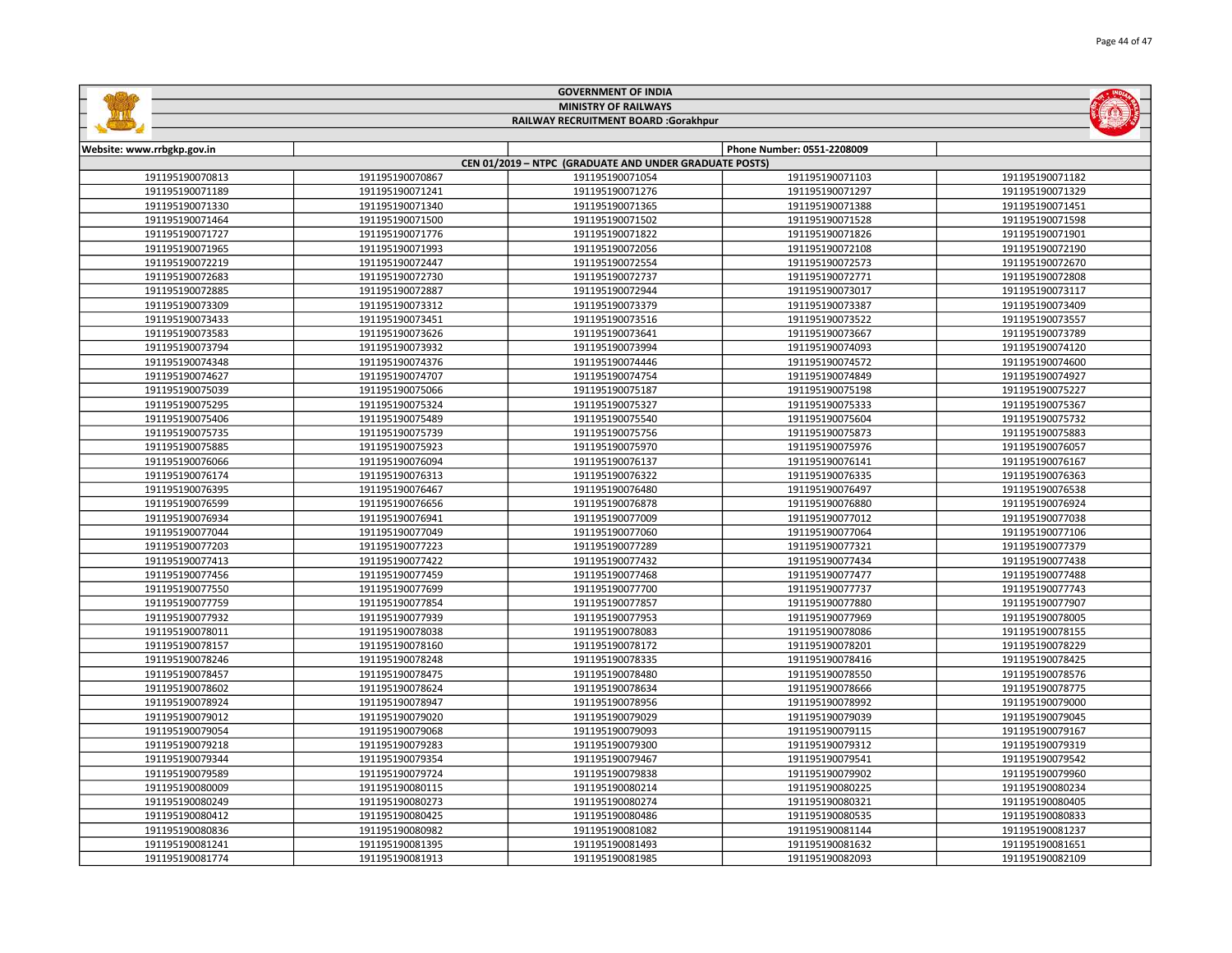# GOVERNMENT OF INDIA

## MINISTRY OF RAILWAYS

## RAILWAY RECRUITMENT BOARD :Gorakhpur

| Website: www.rrbgkp.gov.in | | | Phone Number: 0551-2208009 | |
|---|---|---|---|---|
| CEN 01/2019 – NTPC (GRADUATE AND UNDER GRADUATE POSTS) | | | | |
| 191195190070813 | 191195190070867 | 191195190071054 | 191195190071103 | 191195190071182 |
| 191195190071189 | 191195190071241 | 191195190071276 | 191195190071297 | 191195190071329 |
| 191195190071330 | 191195190071340 | 191195190071365 | 191195190071388 | 191195190071451 |
| 191195190071464 | 191195190071500 | 191195190071502 | 191195190071528 | 191195190071598 |
| 191195190071727 | 191195190071776 | 191195190071822 | 191195190071826 | 191195190071901 |
| 191195190071965 | 191195190071993 | 191195190072056 | 191195190072108 | 191195190072190 |
| 191195190072219 | 191195190072447 | 191195190072554 | 191195190072573 | 191195190072670 |
| 191195190072683 | 191195190072730 | 191195190072737 | 191195190072771 | 191195190072808 |
| 191195190072885 | 191195190072887 | 191195190072944 | 191195190073017 | 191195190073117 |
| 191195190073309 | 191195190073312 | 191195190073379 | 191195190073387 | 191195190073409 |
| 191195190073433 | 191195190073451 | 191195190073516 | 191195190073522 | 191195190073557 |
| 191195190073583 | 191195190073626 | 191195190073641 | 191195190073667 | 191195190073789 |
| 191195190073794 | 191195190073932 | 191195190073994 | 191195190074093 | 191195190074120 |
| 191195190074348 | 191195190074376 | 191195190074446 | 191195190074572 | 191195190074600 |
| 191195190074627 | 191195190074707 | 191195190074754 | 191195190074849 | 191195190074927 |
| 191195190075039 | 191195190075066 | 191195190075187 | 191195190075198 | 191195190075227 |
| 191195190075295 | 191195190075324 | 191195190075327 | 191195190075333 | 191195190075367 |
| 191195190075406 | 191195190075489 | 191195190075540 | 191195190075604 | 191195190075732 |
| 191195190075735 | 191195190075739 | 191195190075756 | 191195190075873 | 191195190075883 |
| 191195190075885 | 191195190075923 | 191195190075970 | 191195190075976 | 191195190076057 |
| 191195190076066 | 191195190076094 | 191195190076137 | 191195190076141 | 191195190076167 |
| 191195190076174 | 191195190076313 | 191195190076322 | 191195190076335 | 191195190076363 |
| 191195190076395 | 191195190076467 | 191195190076480 | 191195190076497 | 191195190076538 |
| 191195190076599 | 191195190076656 | 191195190076878 | 191195190076880 | 191195190076924 |
| 191195190076934 | 191195190076941 | 191195190077009 | 191195190077012 | 191195190077038 |
| 191195190077044 | 191195190077049 | 191195190077060 | 191195190077064 | 191195190077106 |
| 191195190077203 | 191195190077223 | 191195190077289 | 191195190077321 | 191195190077379 |
| 191195190077413 | 191195190077422 | 191195190077432 | 191195190077434 | 191195190077438 |
| 191195190077456 | 191195190077459 | 191195190077468 | 191195190077477 | 191195190077488 |
| 191195190077550 | 191195190077699 | 191195190077700 | 191195190077737 | 191195190077743 |
| 191195190077759 | 191195190077854 | 191195190077857 | 191195190077880 | 191195190077907 |
| 191195190077932 | 191195190077939 | 191195190077953 | 191195190077969 | 191195190078005 |
| 191195190078011 | 191195190078038 | 191195190078083 | 191195190078086 | 191195190078155 |
| 191195190078157 | 191195190078160 | 191195190078172 | 191195190078201 | 191195190078229 |
| 191195190078246 | 191195190078248 | 191195190078335 | 191195190078416 | 191195190078425 |
| 191195190078457 | 191195190078475 | 191195190078480 | 191195190078550 | 191195190078576 |
| 191195190078602 | 191195190078624 | 191195190078634 | 191195190078666 | 191195190078775 |
| 191195190078924 | 191195190078947 | 191195190078956 | 191195190078992 | 191195190079000 |
| 191195190079012 | 191195190079020 | 191195190079029 | 191195190079039 | 191195190079045 |
| 191195190079054 | 191195190079068 | 191195190079093 | 191195190079115 | 191195190079167 |
| 191195190079218 | 191195190079283 | 191195190079300 | 191195190079312 | 191195190079319 |
| 191195190079344 | 191195190079354 | 191195190079467 | 191195190079541 | 191195190079542 |
| 191195190079589 | 191195190079724 | 191195190079838 | 191195190079902 | 191195190079960 |
| 191195190080009 | 191195190080115 | 191195190080214 | 191195190080225 | 191195190080234 |
| 191195190080249 | 191195190080273 | 191195190080274 | 191195190080321 | 191195190080405 |
| 191195190080412 | 191195190080425 | 191195190080486 | 191195190080535 | 191195190080833 |
| 191195190080836 | 191195190080982 | 191195190081082 | 191195190081144 | 191195190081237 |
| 191195190081241 | 191195190081395 | 191195190081493 | 191195190081632 | 191195190081651 |
| 191195190081774 | 191195190081913 | 191195190081985 | 191195190082093 | 191195190082109 |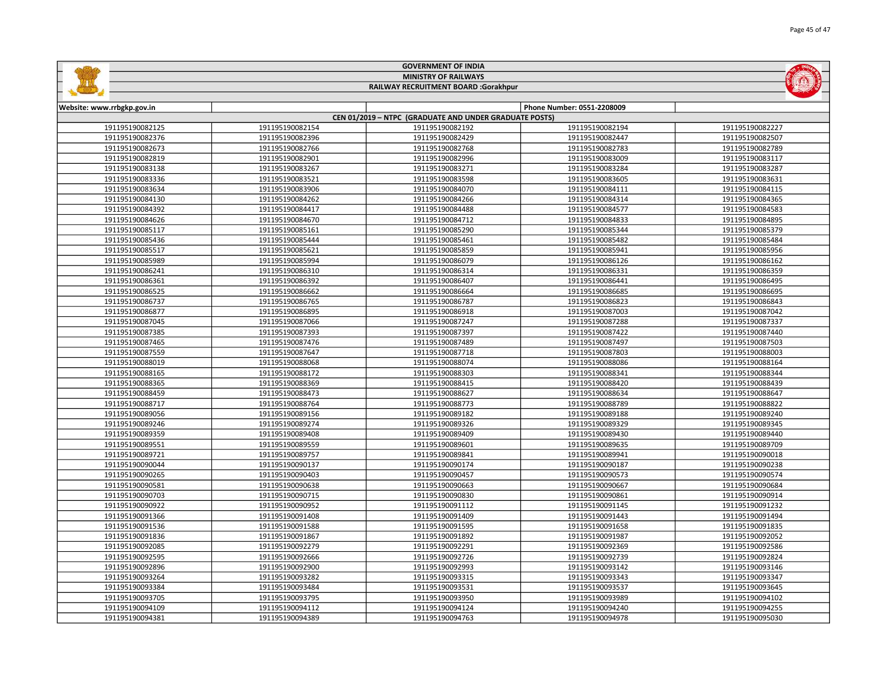GOVERNMENT OF INDIA

MINISTRY OF RAILWAYS

RAILWAY RECRUITMENT BOARD :Gorakhpur

| Website: www.rrbgkp.gov.in | | | Phone Number: 0551-2208009 | |
|---|---|---|---|---|
| CEN 01/2019 – NTPC (GRADUATE AND UNDER GRADUATE POSTS) | | | | |
| 191195190082125 | 191195190082154 | 191195190082192 | 191195190082194 | 191195190082227 |
| 191195190082376 | 191195190082396 | 191195190082429 | 191195190082447 | 191195190082507 |
| 191195190082673 | 191195190082766 | 191195190082768 | 191195190082783 | 191195190082789 |
| 191195190082819 | 191195190082901 | 191195190082996 | 191195190083009 | 191195190083117 |
| 191195190083138 | 191195190083267 | 191195190083271 | 191195190083284 | 191195190083287 |
| 191195190083336 | 191195190083521 | 191195190083598 | 191195190083605 | 191195190083631 |
| 191195190083634 | 191195190083906 | 191195190084070 | 191195190084111 | 191195190084115 |
| 191195190084130 | 191195190084262 | 191195190084266 | 191195190084314 | 191195190084365 |
| 191195190084392 | 191195190084417 | 191195190084488 | 191195190084577 | 191195190084583 |
| 191195190084626 | 191195190084670 | 191195190084712 | 191195190084833 | 191195190084895 |
| 191195190085117 | 191195190085161 | 191195190085290 | 191195190085344 | 191195190085379 |
| 191195190085436 | 191195190085444 | 191195190085461 | 191195190085482 | 191195190085484 |
| 191195190085517 | 191195190085621 | 191195190085859 | 191195190085941 | 191195190085956 |
| 191195190085989 | 191195190085994 | 191195190086079 | 191195190086126 | 191195190086162 |
| 191195190086241 | 191195190086310 | 191195190086314 | 191195190086331 | 191195190086359 |
| 191195190086361 | 191195190086392 | 191195190086407 | 191195190086441 | 191195190086495 |
| 191195190086525 | 191195190086662 | 191195190086664 | 191195190086685 | 191195190086695 |
| 191195190086737 | 191195190086765 | 191195190086787 | 191195190086823 | 191195190086843 |
| 191195190086877 | 191195190086895 | 191195190086918 | 191195190087003 | 191195190087042 |
| 191195190087045 | 191195190087066 | 191195190087247 | 191195190087288 | 191195190087337 |
| 191195190087385 | 191195190087393 | 191195190087397 | 191195190087422 | 191195190087440 |
| 191195190087465 | 191195190087476 | 191195190087489 | 191195190087497 | 191195190087503 |
| 191195190087559 | 191195190087647 | 191195190087718 | 191195190087803 | 191195190088003 |
| 191195190088019 | 191195190088068 | 191195190088074 | 191195190088086 | 191195190088164 |
| 191195190088165 | 191195190088172 | 191195190088303 | 191195190088341 | 191195190088344 |
| 191195190088365 | 191195190088369 | 191195190088415 | 191195190088420 | 191195190088439 |
| 191195190088459 | 191195190088473 | 191195190088627 | 191195190088634 | 191195190088647 |
| 191195190088717 | 191195190088764 | 191195190088773 | 191195190088789 | 191195190088822 |
| 191195190089056 | 191195190089156 | 191195190089182 | 191195190089188 | 191195190089240 |
| 191195190089246 | 191195190089274 | 191195190089326 | 191195190089329 | 191195190089345 |
| 191195190089359 | 191195190089408 | 191195190089409 | 191195190089430 | 191195190089440 |
| 191195190089551 | 191195190089559 | 191195190089601 | 191195190089635 | 191195190089709 |
| 191195190089721 | 191195190089757 | 191195190089841 | 191195190089941 | 191195190090018 |
| 191195190090044 | 191195190090137 | 191195190090174 | 191195190090187 | 191195190090238 |
| 191195190090265 | 191195190090403 | 191195190090457 | 191195190090573 | 191195190090574 |
| 191195190090581 | 191195190090638 | 191195190090663 | 191195190090667 | 191195190090684 |
| 191195190090703 | 191195190090715 | 191195190090830 | 191195190090861 | 191195190090914 |
| 191195190090922 | 191195190090952 | 191195190091112 | 191195190091145 | 191195190091232 |
| 191195190091366 | 191195190091408 | 191195190091409 | 191195190091443 | 191195190091494 |
| 191195190091536 | 191195190091588 | 191195190091595 | 191195190091658 | 191195190091835 |
| 191195190091836 | 191195190091867 | 191195190091892 | 191195190091987 | 191195190092052 |
| 191195190092085 | 191195190092279 | 191195190092291 | 191195190092369 | 191195190092586 |
| 191195190092595 | 191195190092666 | 191195190092726 | 191195190092739 | 191195190092824 |
| 191195190092896 | 191195190092900 | 191195190092993 | 191195190093142 | 191195190093146 |
| 191195190093264 | 191195190093282 | 191195190093315 | 191195190093343 | 191195190093347 |
| 191195190093384 | 191195190093484 | 191195190093531 | 191195190093537 | 191195190093645 |
| 191195190093705 | 191195190093795 | 191195190093950 | 191195190093989 | 191195190094102 |
| 191195190094109 | 191195190094112 | 191195190094124 | 191195190094240 | 191195190094255 |
| 191195190094381 | 191195190094389 | 191195190094763 | 191195190094978 | 191195190095030 |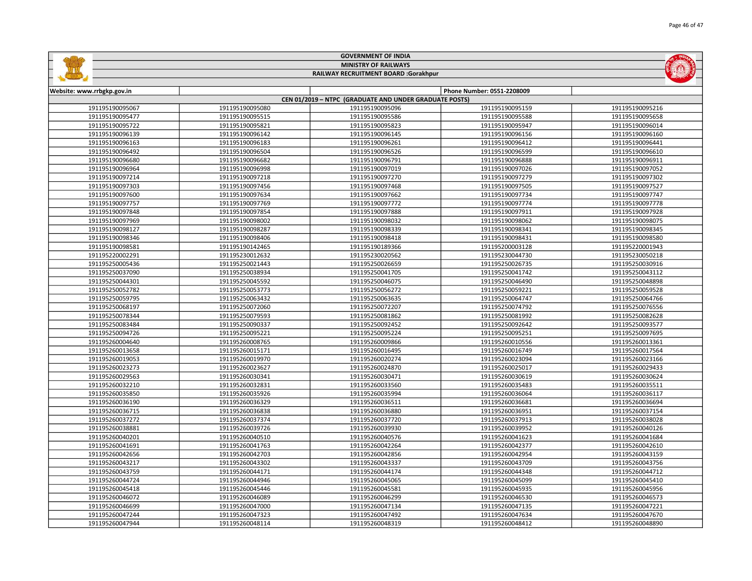GOVERNMENT OF INDIA

MINISTRY OF RAILWAYS

RAILWAY RECRUITMENT BOARD :Gorakhpur

| Website: www.rrbgkp.gov.in | | | Phone Number: 0551-2208009 | |
|---|---|---|---|---|
| CEN 01/2019 – NTPC (GRADUATE AND UNDER GRADUATE POSTS) | | | | |
| 191195190095067 | 191195190095080 | 191195190095096 | 191195190095159 | 191195190095216 |
| 191195190095477 | 191195190095515 | 191195190095586 | 191195190095588 | 191195190095658 |
| 191195190095722 | 191195190095821 | 191195190095823 | 191195190095947 | 191195190096014 |
| 191195190096139 | 191195190096142 | 191195190096145 | 191195190096156 | 191195190096160 |
| 191195190096163 | 191195190096183 | 191195190096261 | 191195190096412 | 191195190096441 |
| 191195190096492 | 191195190096504 | 191195190096526 | 191195190096599 | 191195190096610 |
| 191195190096680 | 191195190096682 | 191195190096791 | 191195190096888 | 191195190096911 |
| 191195190096964 | 191195190096998 | 191195190097019 | 191195190097026 | 191195190097052 |
| 191195190097214 | 191195190097218 | 191195190097270 | 191195190097279 | 191195190097302 |
| 191195190097303 | 191195190097456 | 191195190097468 | 191195190097505 | 191195190097527 |
| 191195190097600 | 191195190097634 | 191195190097662 | 191195190097734 | 191195190097747 |
| 191195190097757 | 191195190097769 | 191195190097772 | 191195190097774 | 191195190097778 |
| 191195190097848 | 191195190097854 | 191195190097888 | 191195190097911 | 191195190097928 |
| 191195190097969 | 191195190098002 | 191195190098032 | 191195190098062 | 191195190098075 |
| 191195190098127 | 191195190098287 | 191195190098339 | 191195190098341 | 191195190098345 |
| 191195190098346 | 191195190098406 | 191195190098418 | 191195190098431 | 191195190098580 |
| 191195190098581 | 191195190142465 | 191195190189366 | 191195200003128 | 191195220001943 |
| 191195220002291 | 191195230012632 | 191195230020562 | 191195230044730 | 191195230050218 |
| 191195250005436 | 191195250021443 | 191195250026659 | 191195250026735 | 191195250030916 |
| 191195250037090 | 191195250038934 | 191195250041705 | 191195250041742 | 191195250043112 |
| 191195250044301 | 191195250045592 | 191195250046075 | 191195250046490 | 191195250048898 |
| 191195250052782 | 191195250053773 | 191195250056272 | 191195250059221 | 191195250059528 |
| 191195250059795 | 191195250063432 | 191195250063635 | 191195250064747 | 191195250064766 |
| 191195250068197 | 191195250072060 | 191195250072207 | 191195250074792 | 191195250076556 |
| 191195250078344 | 191195250079593 | 191195250081862 | 191195250081992 | 191195250082628 |
| 191195250083484 | 191195250090337 | 191195250092452 | 191195250092642 | 191195250093577 |
| 191195250094726 | 191195250095221 | 191195250095224 | 191195250095251 | 191195250097695 |
| 191195260004640 | 191195260008765 | 191195260009866 | 191195260010556 | 191195260013361 |
| 191195260013658 | 191195260015171 | 191195260016495 | 191195260016749 | 191195260017564 |
| 191195260019053 | 191195260019970 | 191195260020274 | 191195260023094 | 191195260023166 |
| 191195260023273 | 191195260023627 | 191195260024870 | 191195260025017 | 191195260029433 |
| 191195260029563 | 191195260030341 | 191195260030471 | 191195260030619 | 191195260030624 |
| 191195260032210 | 191195260032831 | 191195260033560 | 191195260035483 | 191195260035511 |
| 191195260035850 | 191195260035926 | 191195260035994 | 191195260036064 | 191195260036117 |
| 191195260036190 | 191195260036329 | 191195260036511 | 191195260036681 | 191195260036694 |
| 191195260036715 | 191195260036838 | 191195260036880 | 191195260036951 | 191195260037154 |
| 191195260037272 | 191195260037374 | 191195260037720 | 191195260037913 | 191195260038028 |
| 191195260038881 | 191195260039726 | 191195260039930 | 191195260039952 | 191195260040126 |
| 191195260040201 | 191195260040510 | 191195260040576 | 191195260041623 | 191195260041684 |
| 191195260041691 | 191195260041763 | 191195260042264 | 191195260042377 | 191195260042610 |
| 191195260042656 | 191195260042703 | 191195260042856 | 191195260042954 | 191195260043159 |
| 191195260043217 | 191195260043302 | 191195260043337 | 191195260043709 | 191195260043756 |
| 191195260043759 | 191195260044171 | 191195260044174 | 191195260044348 | 191195260044712 |
| 191195260044724 | 191195260044946 | 191195260045065 | 191195260045099 | 191195260045410 |
| 191195260045418 | 191195260045446 | 191195260045581 | 191195260045935 | 191195260045956 |
| 191195260046072 | 191195260046089 | 191195260046299 | 191195260046530 | 191195260046573 |
| 191195260046699 | 191195260047000 | 191195260047134 | 191195260047135 | 191195260047221 |
| 191195260047244 | 191195260047323 | 191195260047492 | 191195260047634 | 191195260047670 |
| 191195260047944 | 191195260048114 | 191195260048319 | 191195260048412 | 191195260048890 |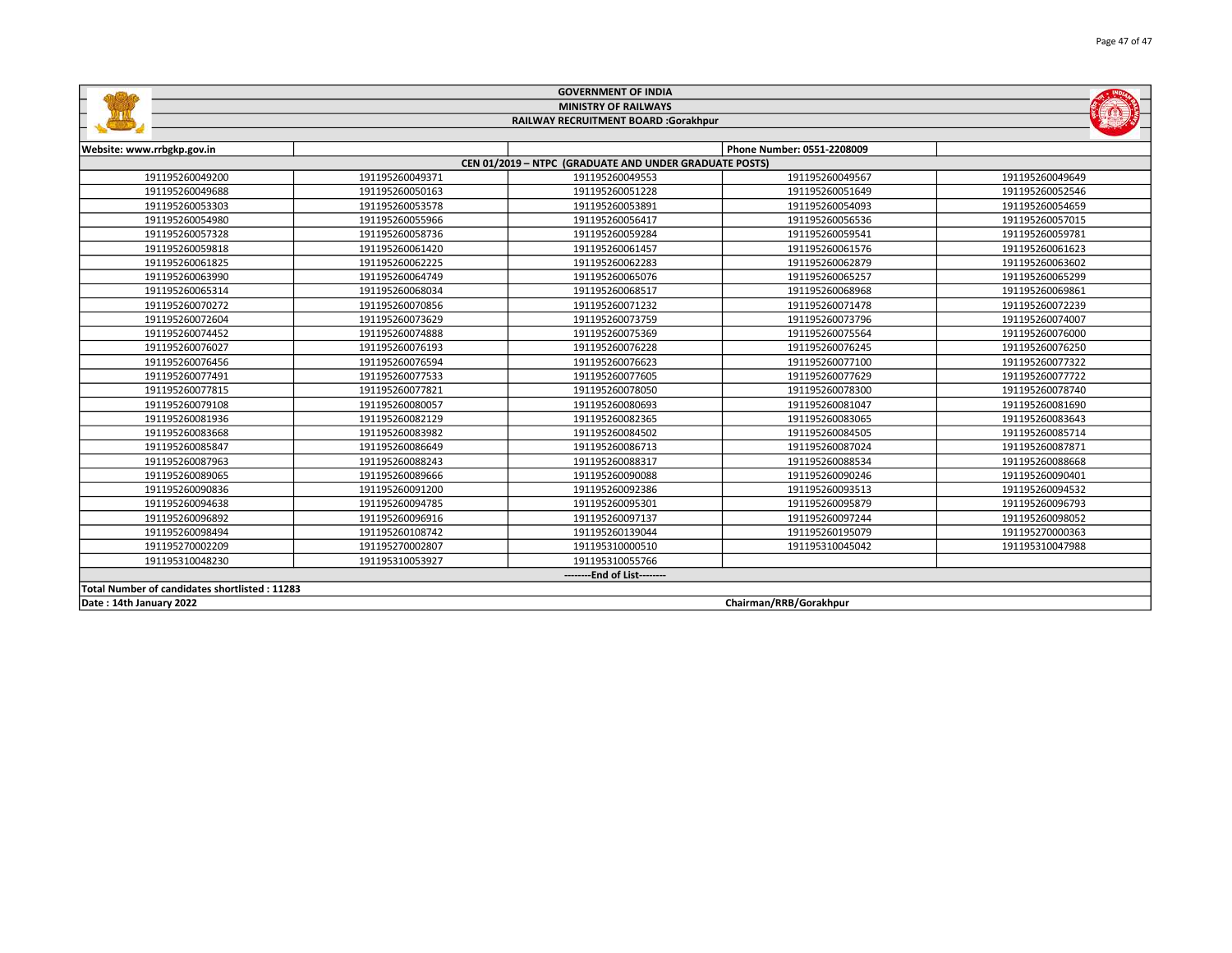# GOVERNMENT OF INDIA

## MINISTRY OF RAILWAYS

### RAILWAY RECRUITMENT BOARD :Gorakhpur

Website: www.rrbgkp.gov.in | Phone Number: 0551-2208009

**CEN 01/2019 – NTPC (GRADUATE AND UNDER GRADUATE POSTS)**

| | | | | |
|---|---|---|---|---|
| 191195260049200 | 191195260049371 | 191195260049553 | 191195260049567 | 191195260049649 |
| 191195260049688 | 191195260050163 | 191195260051228 | 191195260051649 | 191195260052546 |
| 191195260053303 | 191195260053578 | 191195260053891 | 191195260054093 | 191195260054659 |
| 191195260054980 | 191195260055966 | 191195260056417 | 191195260056536 | 191195260057015 |
| 191195260057328 | 191195260058736 | 191195260059284 | 191195260059541 | 191195260059781 |
| 191195260059818 | 191195260061420 | 191195260061457 | 191195260061576 | 191195260061623 |
| 191195260061825 | 191195260062225 | 191195260062283 | 191195260062879 | 191195260063602 |
| 191195260063990 | 191195260064749 | 191195260065076 | 191195260065257 | 191195260065299 |
| 191195260065314 | 191195260068034 | 191195260068517 | 191195260068968 | 191195260069861 |
| 191195260070272 | 191195260070856 | 191195260071232 | 191195260071478 | 191195260072239 |
| 191195260072604 | 191195260073629 | 191195260073759 | 191195260073796 | 191195260074007 |
| 191195260074452 | 191195260074888 | 191195260075369 | 191195260075564 | 191195260076000 |
| 191195260076027 | 191195260076193 | 191195260076228 | 191195260076245 | 191195260076250 |
| 191195260076456 | 191195260076594 | 191195260076623 | 191195260077100 | 191195260077322 |
| 191195260077491 | 191195260077533 | 191195260077605 | 191195260077629 | 191195260077722 |
| 191195260077815 | 191195260077821 | 191195260078050 | 191195260078300 | 191195260078740 |
| 191195260079108 | 191195260080057 | 191195260080693 | 191195260081047 | 191195260081690 |
| 191195260081936 | 191195260082129 | 191195260082365 | 191195260083065 | 191195260083643 |
| 191195260083668 | 191195260083982 | 191195260084502 | 191195260084505 | 191195260085714 |
| 191195260085847 | 191195260086649 | 191195260086713 | 191195260087024 | 191195260087871 |
| 191195260087963 | 191195260088243 | 191195260088317 | 191195260088534 | 191195260088668 |
| 191195260089065 | 191195260089666 | 191195260090088 | 191195260090246 | 191195260090401 |
| 191195260090836 | 191195260091200 | 191195260092386 | 191195260093513 | 191195260094532 |
| 191195260094638 | 191195260094785 | 191195260095301 | 191195260095879 | 191195260096793 |
| 191195260096892 | 191195260096916 | 191195260097137 | 191195260097244 | 191195260098052 |
| 191195260098494 | 191195260108742 | 191195260139044 | 191195260195079 | 191195270000363 |
| 191195270002209 | 191195270002807 | 191195310000510 | 191195310045042 | 191195310047988 |
| 191195310048230 | 191195310053927 | 191195310055766 | | |

--------End of List--------

**Total Number of candidates shortlisted : 11283**

**Date : 14th January 2022**

**Chairman/RRB/Gorakhpur**